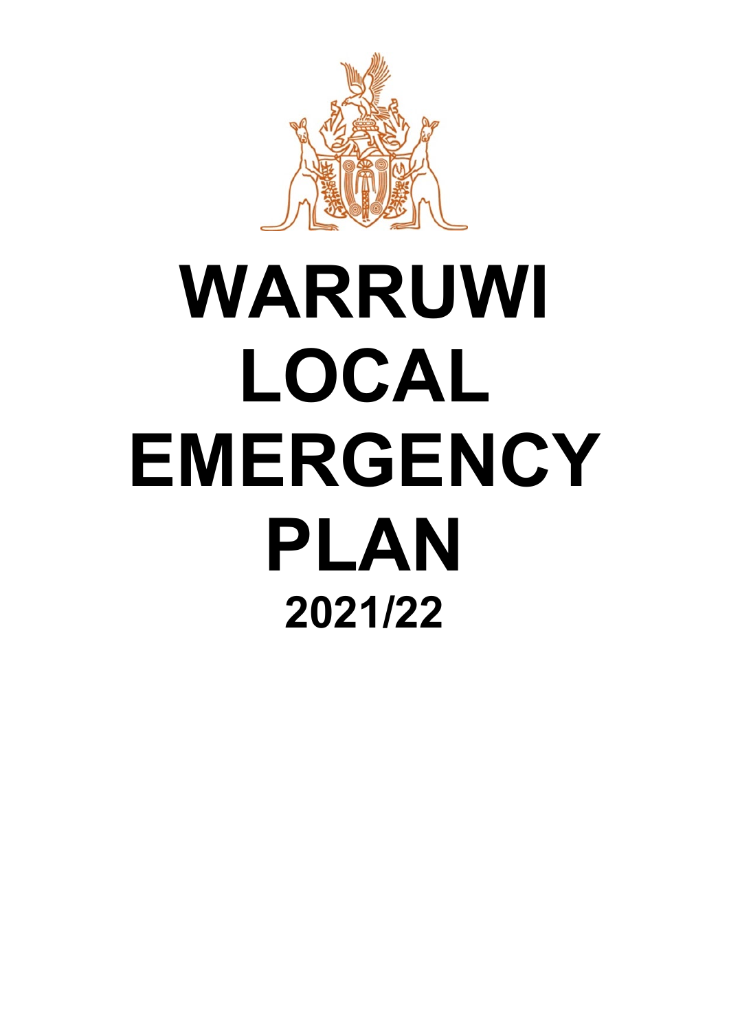# WARRUWI LOCAL EMERGENCY PLAN

## 2021/22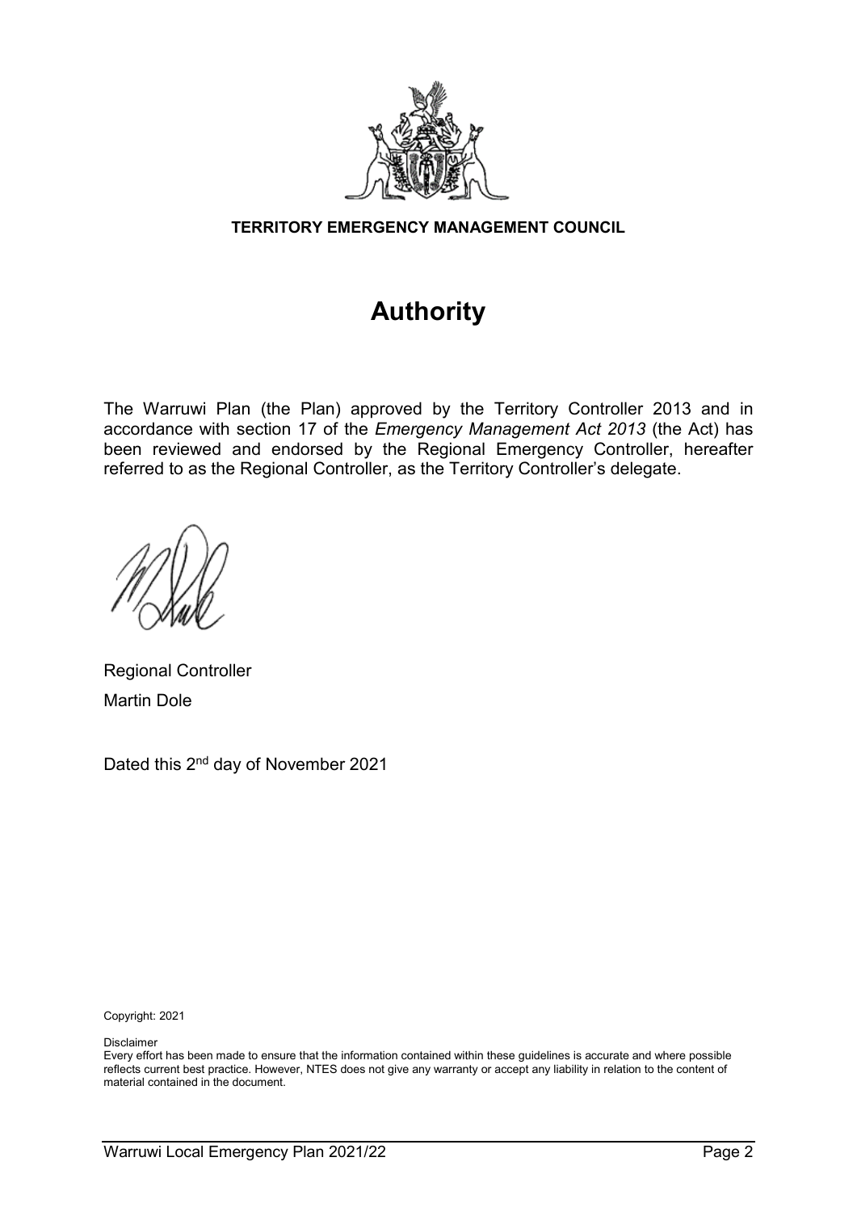**TERRITORY EMERGENCY MANAGEMENT COUNCIL**

# Authority

The Warruwi Plan (the Plan) approved by the Territory Controller 2013 and in accordance with section 17 of the *Emergency Management Act 2013* (the Act) has been reviewed and endorsed by the Regional Emergency Controller, hereafter referred to as the Regional Controller, as the Territory Controller's delegate.

Regional Controller

Martin Dole

Dated this 2nd day of November 2021

Copyright: 2021

Disclaimer

Every effort has been made to ensure that the information contained within these guidelines is accurate and where possible reflects current best practice. However, NTES does not give any warranty or accept any liability in relation to the content of material contained in the document.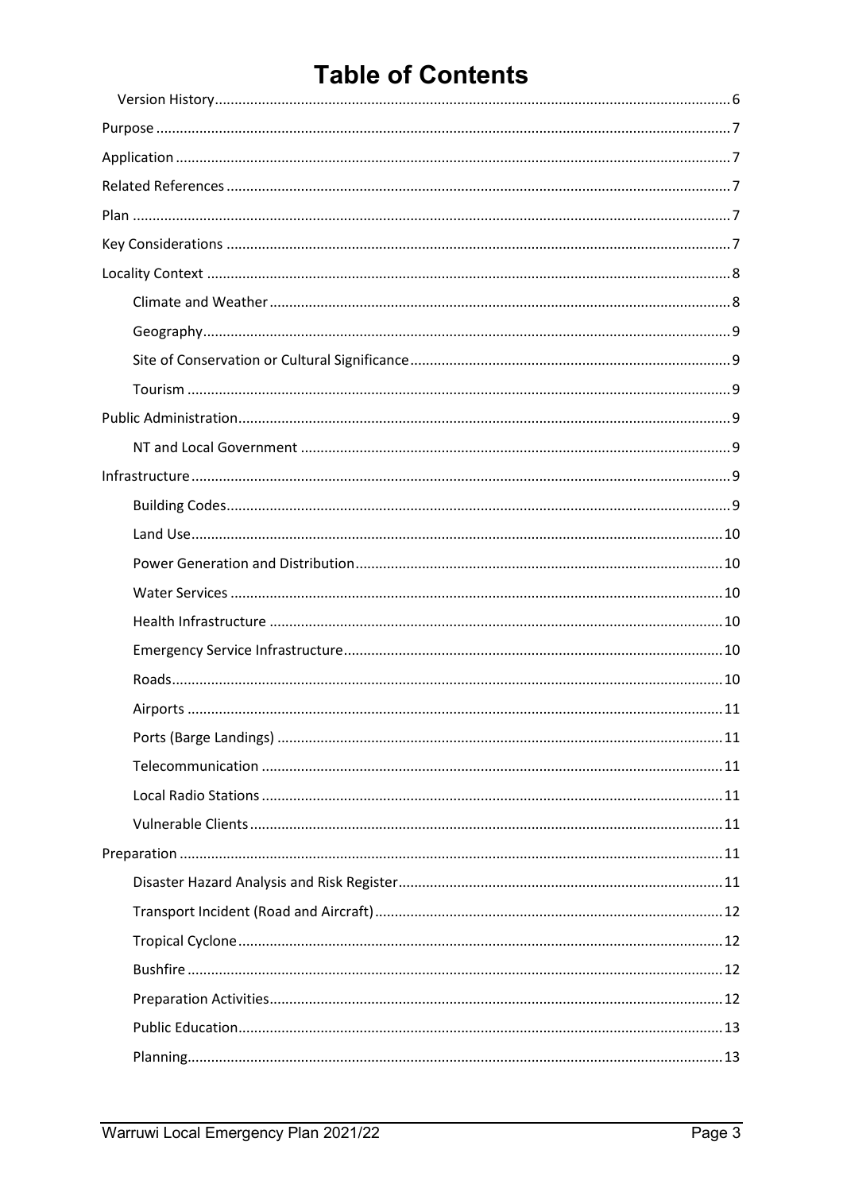# Table of Contents

- Version History ... 6
- Purpose ... 7
- Application ... 7
- Related References ... 7
- Plan ... 7
- Key Considerations ... 7
- Locality Context ... 8
  - Climate and Weather ... 8
  - Geography ... 9
  - Site of Conservation or Cultural Significance ... 9
  - Tourism ... 9
- Public Administration ... 9
  - NT and Local Government ... 9
- Infrastructure ... 9
  - Building Codes ... 9
  - Land Use ... 10
  - Power Generation and Distribution ... 10
  - Water Services ... 10
  - Health Infrastructure ... 10
  - Emergency Service Infrastructure ... 10
  - Roads ... 10
  - Airports ... 11
  - Ports (Barge Landings) ... 11
  - Telecommunication ... 11
  - Local Radio Stations ... 11
  - Vulnerable Clients ... 11
- Preparation ... 11
  - Disaster Hazard Analysis and Risk Register ... 11
  - Transport Incident (Road and Aircraft) ... 12
  - Tropical Cyclone ... 12
  - Bushfire ... 12
  - Preparation Activities ... 12
  - Public Education ... 13
  - Planning ... 13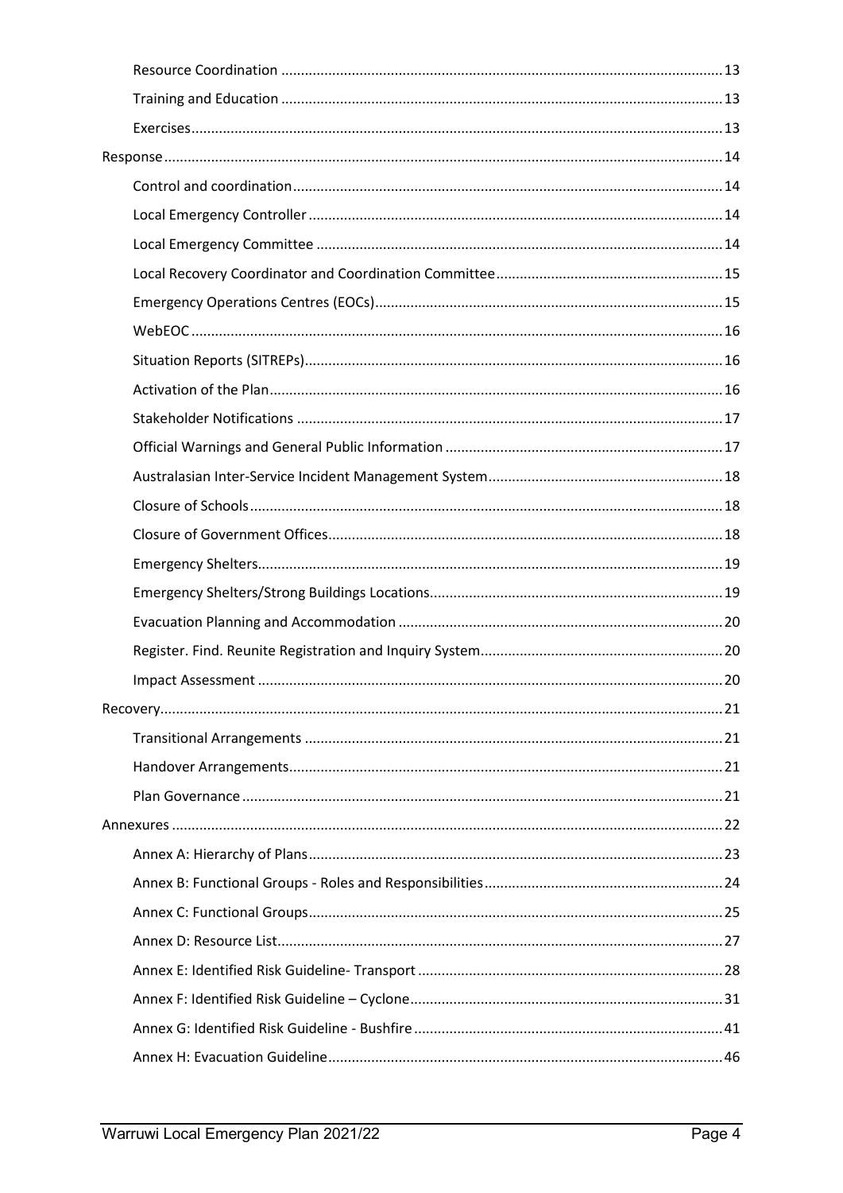- Resource Coordination ... 13
- Training and Education ... 13
- Exercises ... 13

Response ... 14

- Control and coordination ... 14
- Local Emergency Controller ... 14
- Local Emergency Committee ... 14
- Local Recovery Coordinator and Coordination Committee ... 15
- Emergency Operations Centres (EOCs) ... 15
- WebEOC ... 16
- Situation Reports (SITREPs) ... 16
- Activation of the Plan ... 16
- Stakeholder Notifications ... 17
- Official Warnings and General Public Information ... 17
- Australasian Inter-Service Incident Management System ... 18
- Closure of Schools ... 18
- Closure of Government Offices ... 18
- Emergency Shelters ... 19
- Emergency Shelters/Strong Buildings Locations ... 19
- Evacuation Planning and Accommodation ... 20
- Register. Find. Reunite Registration and Inquiry System ... 20
- Impact Assessment ... 20

Recovery ... 21

- Transitional Arrangements ... 21
- Handover Arrangements ... 21
- Plan Governance ... 21

Annexures ... 22

- Annex A: Hierarchy of Plans ... 23
- Annex B: Functional Groups - Roles and Responsibilities ... 24
- Annex C: Functional Groups ... 25
- Annex D: Resource List ... 27
- Annex E: Identified Risk Guideline- Transport ... 28
- Annex F: Identified Risk Guideline – Cyclone ... 31
- Annex G: Identified Risk Guideline - Bushfire ... 41
- Annex H: Evacuation Guideline ... 46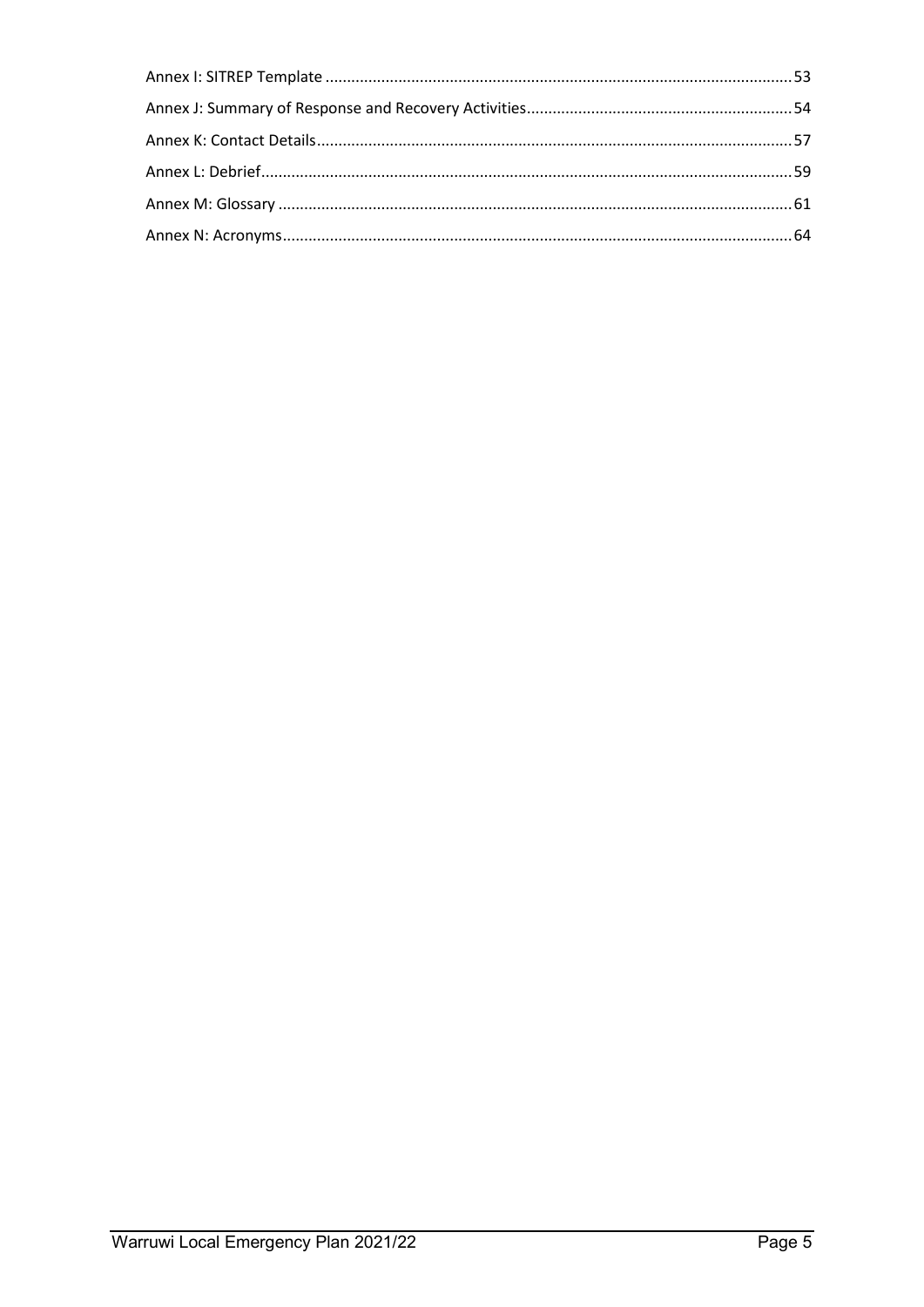Annex I: SITREP Template ....... 53

Annex J: Summary of Response and Recovery Activities ....... 54

Annex K: Contact Details ....... 57

Annex L: Debrief ....... 59

Annex M: Glossary ....... 61

Annex N: Acronyms ....... 64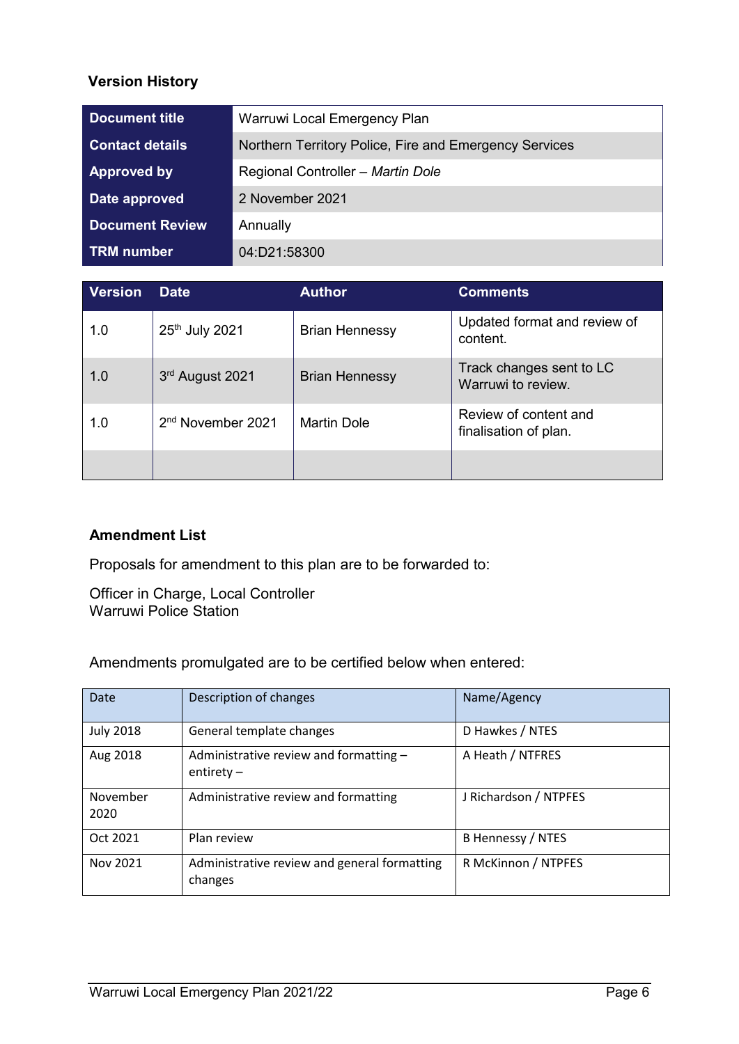## Version History

| Document title | Warruwi Local Emergency Plan |
|---|---|
| Contact details | Northern Territory Police, Fire and Emergency Services |
| Approved by | Regional Controller – *Martin Dole* |
| Date approved | 2 November 2021 |
| Document Review | Annually |
| TRM number | 04:D21:58300 |

| Version | Date | Author | Comments |
|---|---|---|---|
| 1.0 | 25th July 2021 | Brian Hennessy | Updated format and review of content. |
| 1.0 | 3rd August 2021 | Brian Hennessy | Track changes sent to LC Warruwi to review. |
| 1.0 | 2nd November 2021 | Martin Dole | Review of content and finalisation of plan. |
| | | | |

## Amendment List

Proposals for amendment to this plan are to be forwarded to:

Officer in Charge, Local Controller
Warruwi Police Station

Amendments promulgated are to be certified below when entered:

| Date | Description of changes | Name/Agency |
|---|---|---|
| July 2018 | General template changes | D Hawkes / NTES |
| Aug 2018 | Administrative review and formatting – entirety – | A Heath / NTFRES |
| November 2020 | Administrative review and formatting | J Richardson / NTPFES |
| Oct 2021 | Plan review | B Hennessy / NTES |
| Nov 2021 | Administrative review and general formatting changes | R McKinnon / NTPFES |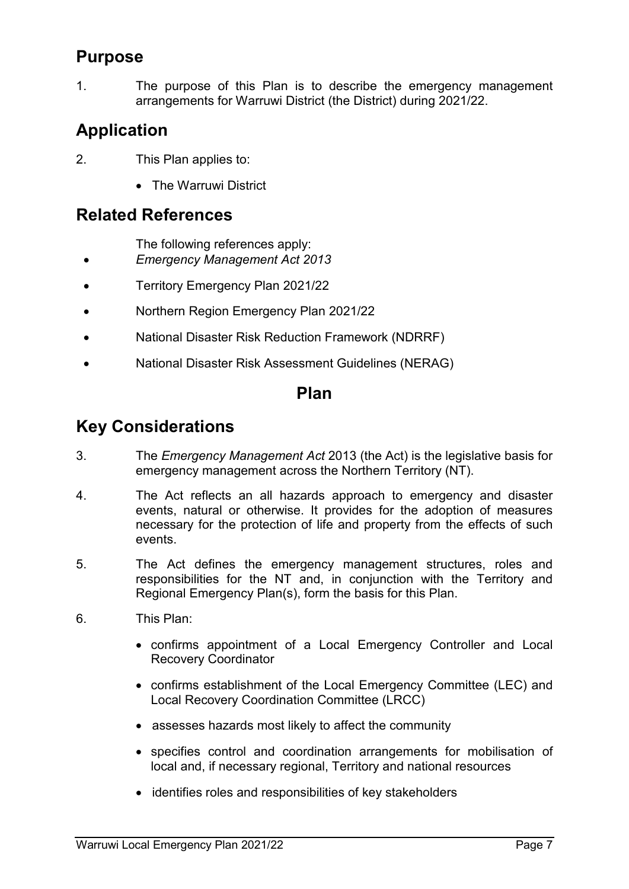## Purpose

1. The purpose of this Plan is to describe the emergency management arrangements for Warruwi District (the District) during 2021/22.

## Application

2. This Plan applies to:

- The Warruwi District

## Related References

The following references apply:

- *Emergency Management Act 2013*
- Territory Emergency Plan 2021/22
- Northern Region Emergency Plan 2021/22
- National Disaster Risk Reduction Framework (NDRRF)
- National Disaster Risk Assessment Guidelines (NERAG)

# Plan

## Key Considerations

3. The *Emergency Management Act* 2013 (the Act) is the legislative basis for emergency management across the Northern Territory (NT).

4. The Act reflects an all hazards approach to emergency and disaster events, natural or otherwise. It provides for the adoption of measures necessary for the protection of life and property from the effects of such events.

5. The Act defines the emergency management structures, roles and responsibilities for the NT and, in conjunction with the Territory and Regional Emergency Plan(s), form the basis for this Plan.

6. This Plan:

- confirms appointment of a Local Emergency Controller and Local Recovery Coordinator
- confirms establishment of the Local Emergency Committee (LEC) and Local Recovery Coordination Committee (LRCC)
- assesses hazards most likely to affect the community
- specifies control and coordination arrangements for mobilisation of local and, if necessary regional, Territory and national resources
- identifies roles and responsibilities of key stakeholders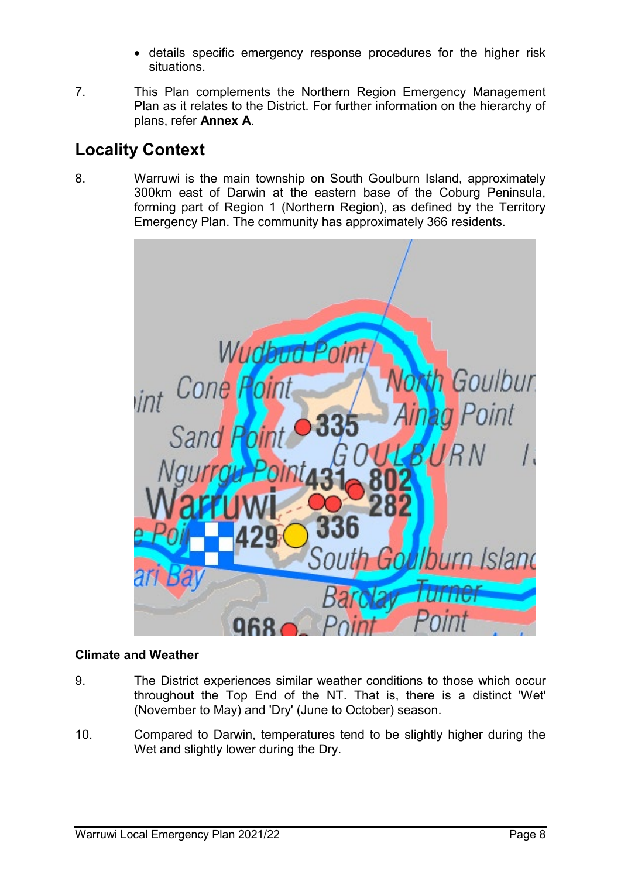- details specific emergency response procedures for the higher risk situations.

7. This Plan complements the Northern Region Emergency Management Plan as it relates to the District. For further information on the hierarchy of plans, refer **Annex A**.

## Locality Context

8. Warruwi is the main township on South Goulburn Island, approximately 300km east of Darwin at the eastern base of the Coburg Peninsula, forming part of Region 1 (Northern Region), as defined by the Territory Emergency Plan. The community has approximately 366 residents.

### Climate and Weather

9. The District experiences similar weather conditions to those which occur throughout the Top End of the NT. That is, there is a distinct 'Wet' (November to May) and 'Dry' (June to October) season.

10. Compared to Darwin, temperatures tend to be slightly higher during the Wet and slightly lower during the Dry.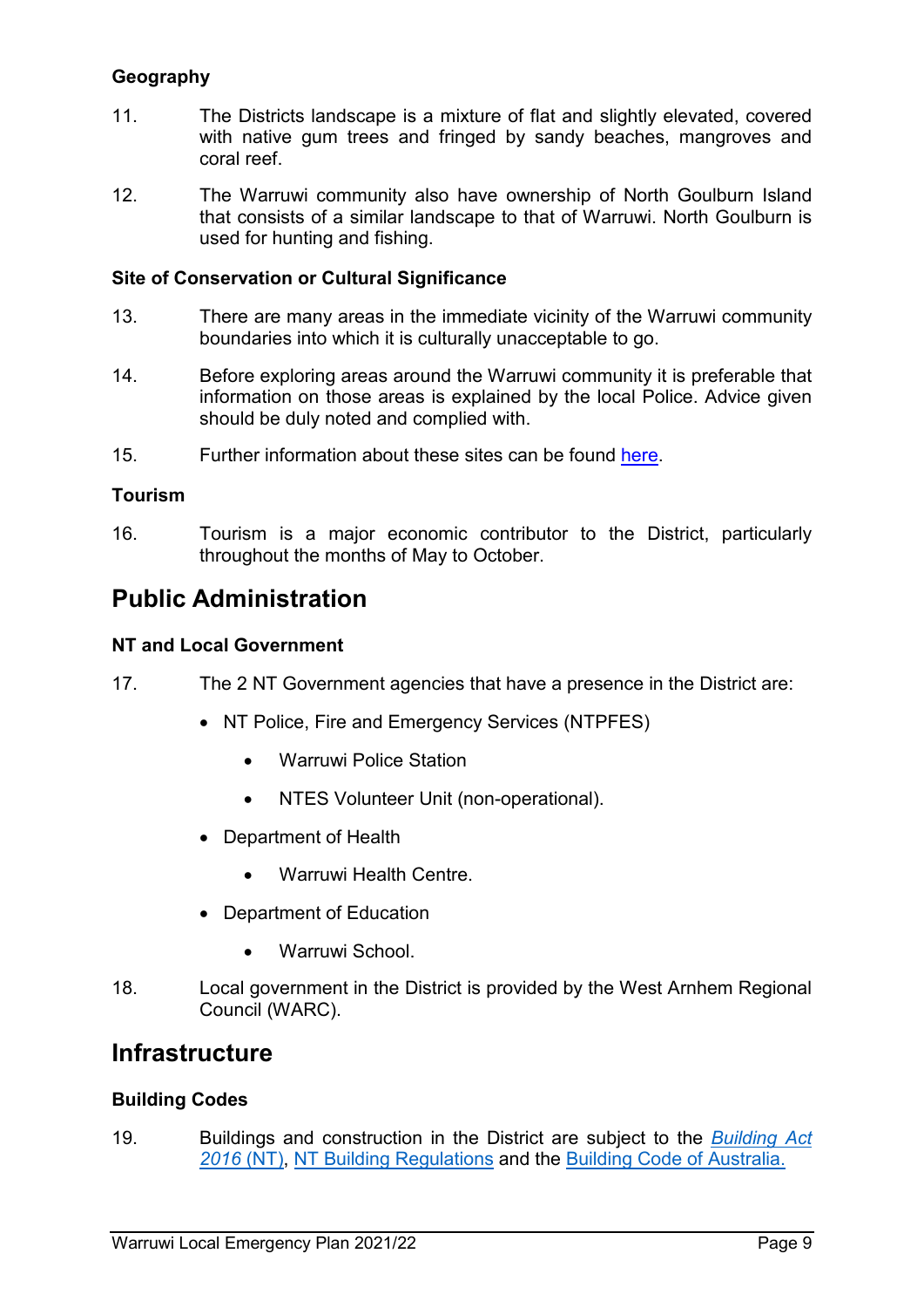### Geography

11. The Districts landscape is a mixture of flat and slightly elevated, covered with native gum trees and fringed by sandy beaches, mangroves and coral reef.

12. The Warruwi community also have ownership of North Goulburn Island that consists of a similar landscape to that of Warruwi. North Goulburn is used for hunting and fishing.

### Site of Conservation or Cultural Significance

13. There are many areas in the immediate vicinity of the Warruwi community boundaries into which it is culturally unacceptable to go.

14. Before exploring areas around the Warruwi community it is preferable that information on those areas is explained by the local Police. Advice given should be duly noted and complied with.

15. Further information about these sites can be found here.

### Tourism

16. Tourism is a major economic contributor to the District, particularly throughout the months of May to October.

## Public Administration

### NT and Local Government

17. The 2 NT Government agencies that have a presence in the District are:

- NT Police, Fire and Emergency Services (NTPFES)
  - Warruwi Police Station
  - NTES Volunteer Unit (non-operational).
- Department of Health
  - Warruwi Health Centre.
- Department of Education
  - Warruwi School.

18. Local government in the District is provided by the West Arnhem Regional Council (WARC).

## Infrastructure

### Building Codes

19. Buildings and construction in the District are subject to the *Building Act 2016* (NT), NT Building Regulations and the Building Code of Australia.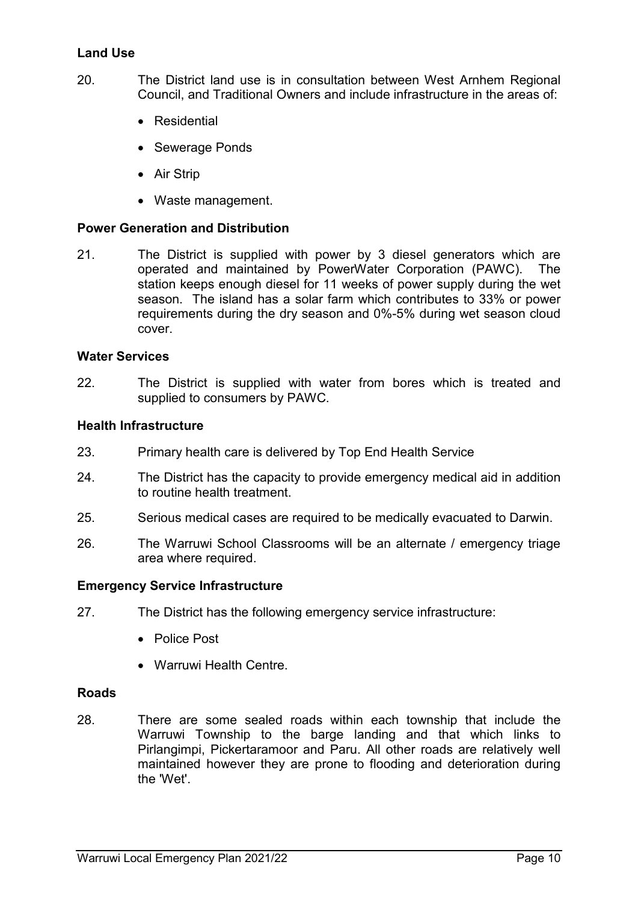### Land Use

20. The District land use is in consultation between West Arnhem Regional Council, and Traditional Owners and include infrastructure in the areas of:

    - Residential
    - Sewerage Ponds
    - Air Strip
    - Waste management.

### Power Generation and Distribution

21. The District is supplied with power by 3 diesel generators which are operated and maintained by PowerWater Corporation (PAWC). The station keeps enough diesel for 11 weeks of power supply during the wet season. The island has a solar farm which contributes to 33% or power requirements during the dry season and 0%-5% during wet season cloud cover.

### Water Services

22. The District is supplied with water from bores which is treated and supplied to consumers by PAWC.

### Health Infrastructure

23. Primary health care is delivered by Top End Health Service

24. The District has the capacity to provide emergency medical aid in addition to routine health treatment.

25. Serious medical cases are required to be medically evacuated to Darwin.

26. The Warruwi School Classrooms will be an alternate / emergency triage area where required.

### Emergency Service Infrastructure

27. The District has the following emergency service infrastructure:

    - Police Post
    - Warruwi Health Centre.

### Roads

28. There are some sealed roads within each township that include the Warruwi Township to the barge landing and that which links to Pirlangimpi, Pickertaramoor and Paru. All other roads are relatively well maintained however they are prone to flooding and deterioration during the 'Wet'.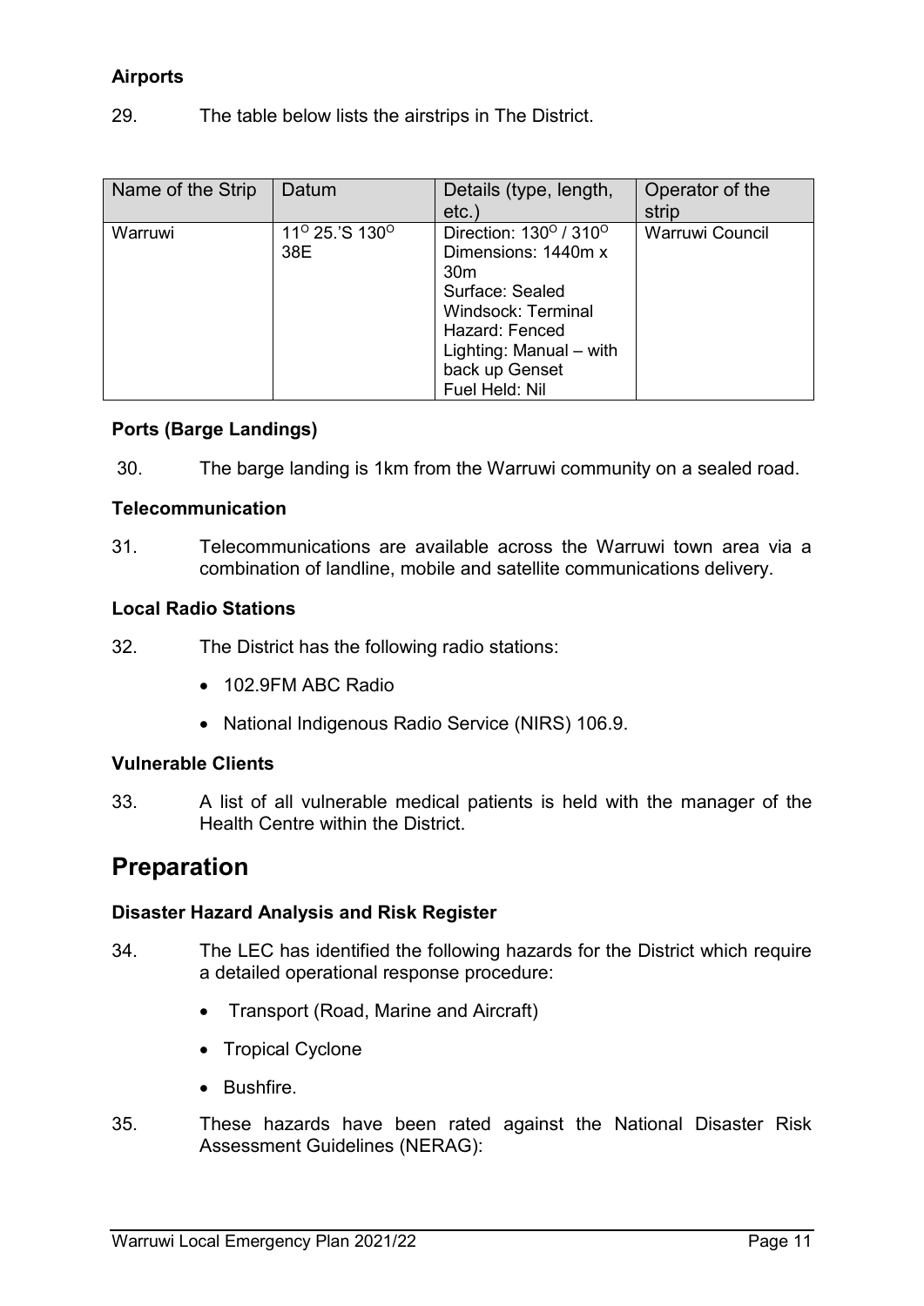**Airports**

29. The table below lists the airstrips in The District.

| Name of the Strip | Datum | Details (type, length, etc.) | Operator of the strip |
|---|---|---|---|
| Warruwi | $11^{O}$ 25.'S $130^{O}$ 38E | Direction: $130^{O}$ / $310^{O}$<br>Dimensions: 1440m x 30m<br>Surface: Sealed<br>Windsock: Terminal<br>Hazard: Fenced<br>Lighting: Manual – with back up Genset<br>Fuel Held: Nil | Warruwi Council |

**Ports (Barge Landings)**

30. The barge landing is 1km from the Warruwi community on a sealed road.

**Telecommunication**

31. Telecommunications are available across the Warruwi town area via a combination of landline, mobile and satellite communications delivery.

**Local Radio Stations**

32. The District has the following radio stations:

- 102.9FM ABC Radio
- National Indigenous Radio Service (NIRS) 106.9.

**Vulnerable Clients**

33. A list of all vulnerable medical patients is held with the manager of the Health Centre within the District.

# Preparation

**Disaster Hazard Analysis and Risk Register**

34. The LEC has identified the following hazards for the District which require a detailed operational response procedure:

- Transport (Road, Marine and Aircraft)
- Tropical Cyclone
- Bushfire.

35. These hazards have been rated against the National Disaster Risk Assessment Guidelines (NERAG):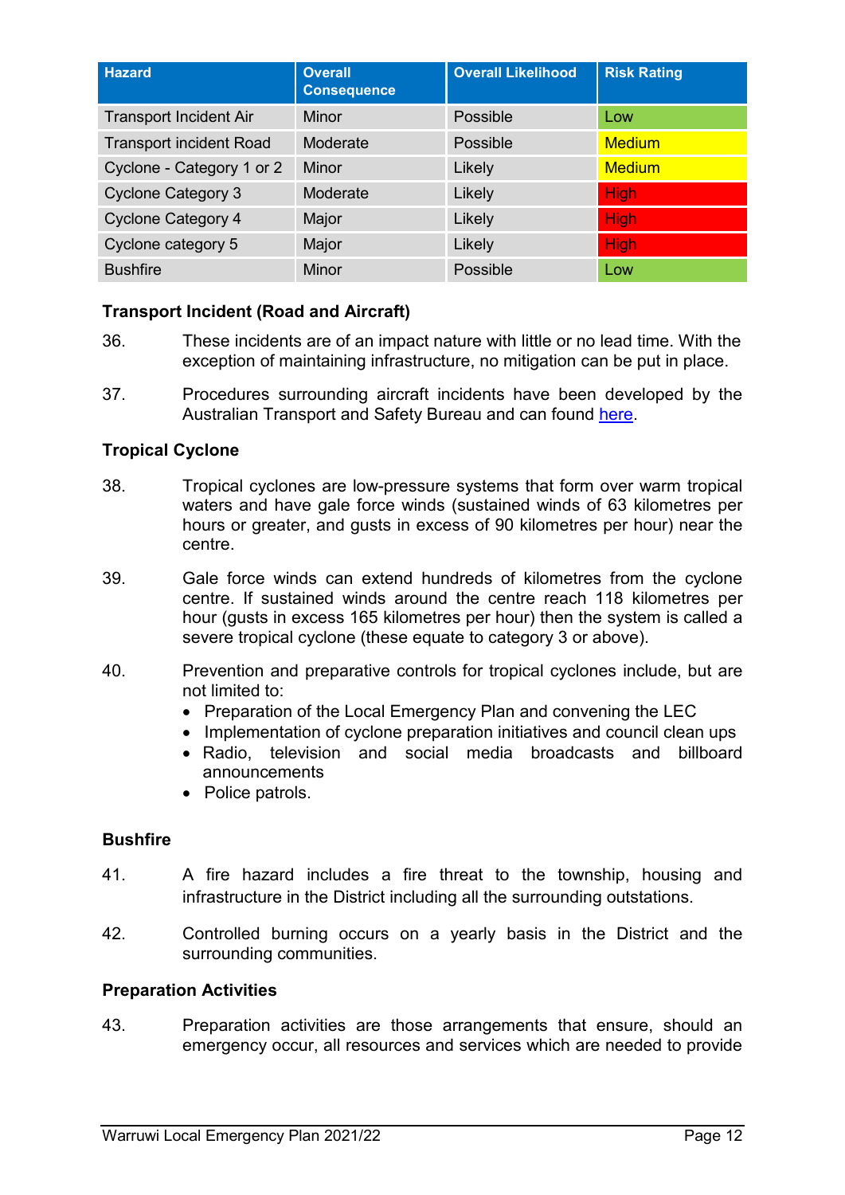| Hazard | Overall Consequence | Overall Likelihood | Risk Rating |
|---|---|---|---|
| Transport Incident Air | Minor | Possible | Low |
| Transport incident Road | Moderate | Possible | Medium |
| Cyclone - Category 1 or 2 | Minor | Likely | Medium |
| Cyclone Category 3 | Moderate | Likely | High |
| Cyclone Category 4 | Major | Likely | High |
| Cyclone category 5 | Major | Likely | High |
| Bushfire | Minor | Possible | Low |

### Transport Incident (Road and Aircraft)

36. These incidents are of an impact nature with little or no lead time. With the exception of maintaining infrastructure, no mitigation can be put in place.

37. Procedures surrounding aircraft incidents have been developed by the Australian Transport and Safety Bureau and can found here.

### Tropical Cyclone

38. Tropical cyclones are low-pressure systems that form over warm tropical waters and have gale force winds (sustained winds of 63 kilometres per hours or greater, and gusts in excess of 90 kilometres per hour) near the centre.

39. Gale force winds can extend hundreds of kilometres from the cyclone centre. If sustained winds around the centre reach 118 kilometres per hour (gusts in excess 165 kilometres per hour) then the system is called a severe tropical cyclone (these equate to category 3 or above).

40. Prevention and preparative controls for tropical cyclones include, but are not limited to:
    - Preparation of the Local Emergency Plan and convening the LEC
    - Implementation of cyclone preparation initiatives and council clean ups
    - Radio, television and social media broadcasts and billboard announcements
    - Police patrols.

### Bushfire

41. A fire hazard includes a fire threat to the township, housing and infrastructure in the District including all the surrounding outstations.

42. Controlled burning occurs on a yearly basis in the District and the surrounding communities.

### Preparation Activities

43. Preparation activities are those arrangements that ensure, should an emergency occur, all resources and services which are needed to provide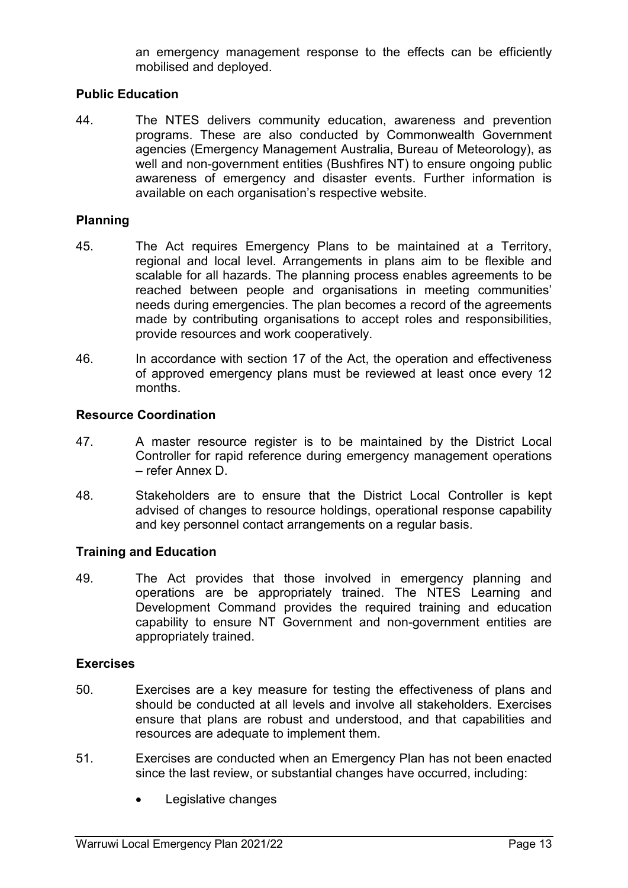an emergency management response to the effects can be efficiently mobilised and deployed.

**Public Education**

44. The NTES delivers community education, awareness and prevention programs. These are also conducted by Commonwealth Government agencies (Emergency Management Australia, Bureau of Meteorology), as well and non-government entities (Bushfires NT) to ensure ongoing public awareness of emergency and disaster events. Further information is available on each organisation's respective website.

**Planning**

45. The Act requires Emergency Plans to be maintained at a Territory, regional and local level. Arrangements in plans aim to be flexible and scalable for all hazards. The planning process enables agreements to be reached between people and organisations in meeting communities' needs during emergencies. The plan becomes a record of the agreements made by contributing organisations to accept roles and responsibilities, provide resources and work cooperatively.

46. In accordance with section 17 of the Act, the operation and effectiveness of approved emergency plans must be reviewed at least once every 12 months.

**Resource Coordination**

47. A master resource register is to be maintained by the District Local Controller for rapid reference during emergency management operations – refer Annex D.

48. Stakeholders are to ensure that the District Local Controller is kept advised of changes to resource holdings, operational response capability and key personnel contact arrangements on a regular basis.

**Training and Education**

49. The Act provides that those involved in emergency planning and operations are be appropriately trained. The NTES Learning and Development Command provides the required training and education capability to ensure NT Government and non-government entities are appropriately trained.

**Exercises**

50. Exercises are a key measure for testing the effectiveness of plans and should be conducted at all levels and involve all stakeholders. Exercises ensure that plans are robust and understood, and that capabilities and resources are adequate to implement them.

51. Exercises are conducted when an Emergency Plan has not been enacted since the last review, or substantial changes have occurred, including:

- Legislative changes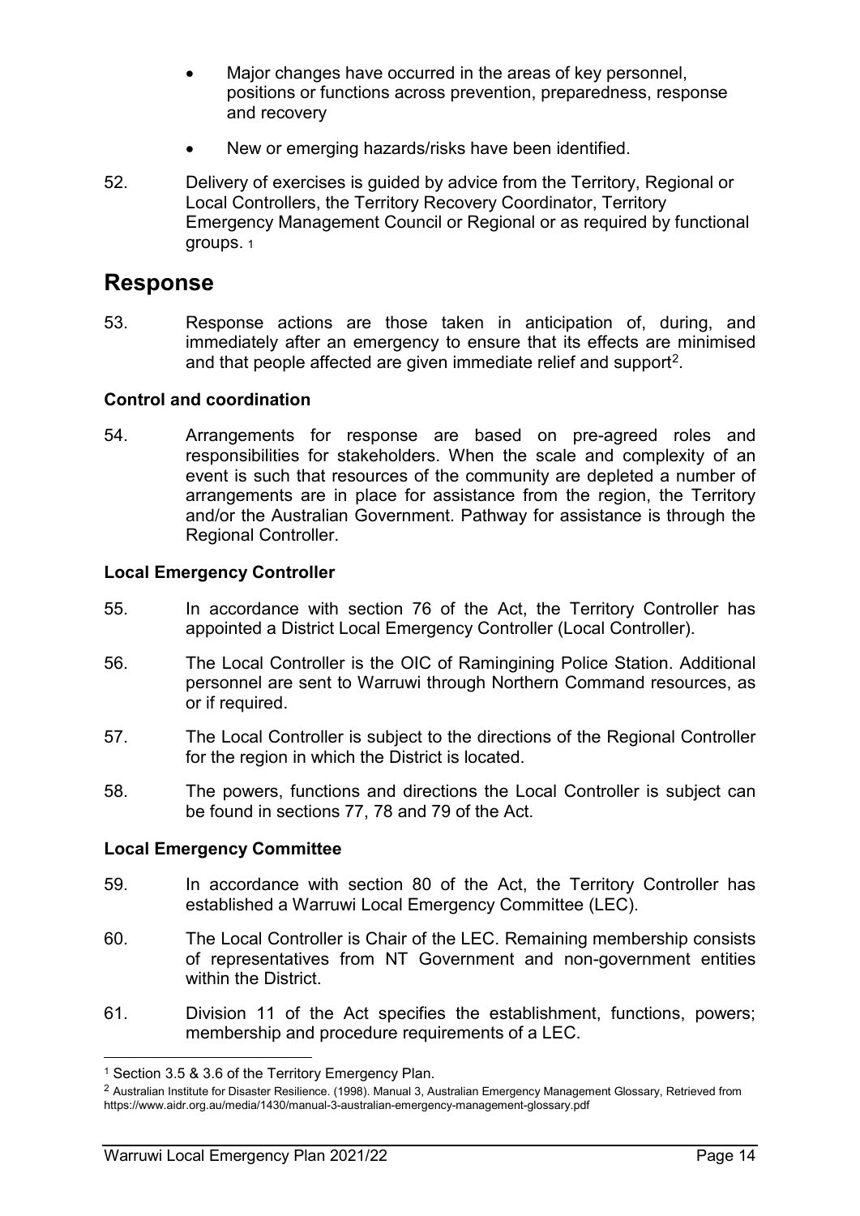- Major changes have occurred in the areas of key personnel, positions or functions across prevention, preparedness, response and recovery
- New or emerging hazards/risks have been identified.

52. Delivery of exercises is guided by advice from the Territory, Regional or Local Controllers, the Territory Recovery Coordinator, Territory Emergency Management Council or Regional or as required by functional groups. [1]

## Response

53. Response actions are those taken in anticipation of, during, and immediately after an emergency to ensure that its effects are minimised and that people affected are given immediate relief and support[2].

### Control and coordination

54. Arrangements for response are based on pre-agreed roles and responsibilities for stakeholders. When the scale and complexity of an event is such that resources of the community are depleted a number of arrangements are in place for assistance from the region, the Territory and/or the Australian Government. Pathway for assistance is through the Regional Controller.

### Local Emergency Controller

55. In accordance with section 76 of the Act, the Territory Controller has appointed a District Local Emergency Controller (Local Controller).

56. The Local Controller is the OIC of Ramingining Police Station. Additional personnel are sent to Warruwi through Northern Command resources, as or if required.

57. The Local Controller is subject to the directions of the Regional Controller for the region in which the District is located.

58. The powers, functions and directions the Local Controller is subject can be found in sections 77, 78 and 79 of the Act.

### Local Emergency Committee

59. In accordance with section 80 of the Act, the Territory Controller has established a Warruwi Local Emergency Committee (LEC).

60. The Local Controller is Chair of the LEC. Remaining membership consists of representatives from NT Government and non-government entities within the District.

61. Division 11 of the Act specifies the establishment, functions, powers; membership and procedure requirements of a LEC.

---

[1] Section 3.5 & 3.6 of the Territory Emergency Plan.

[2] Australian Institute for Disaster Resilience. (1998). Manual 3, Australian Emergency Management Glossary, Retrieved from https://www.aidr.org.au/media/1430/manual-3-australian-emergency-management-glossary.pdf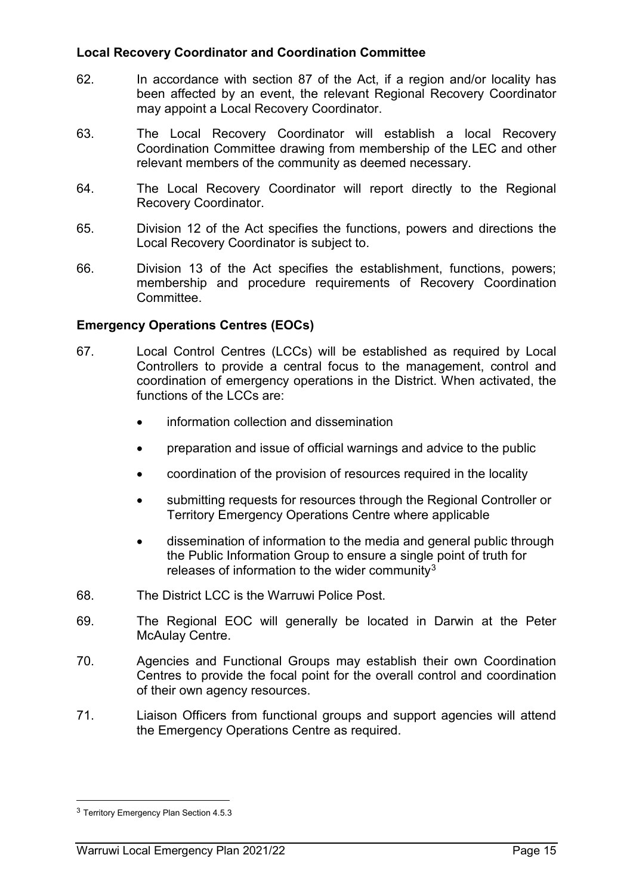### Local Recovery Coordinator and Coordination Committee

62. In accordance with section 87 of the Act, if a region and/or locality has been affected by an event, the relevant Regional Recovery Coordinator may appoint a Local Recovery Coordinator.

63. The Local Recovery Coordinator will establish a local Recovery Coordination Committee drawing from membership of the LEC and other relevant members of the community as deemed necessary.

64. The Local Recovery Coordinator will report directly to the Regional Recovery Coordinator.

65. Division 12 of the Act specifies the functions, powers and directions the Local Recovery Coordinator is subject to.

66. Division 13 of the Act specifies the establishment, functions, powers; membership and procedure requirements of Recovery Coordination Committee.

### Emergency Operations Centres (EOCs)

67. Local Control Centres (LCCs) will be established as required by Local Controllers to provide a central focus to the management, control and coordination of emergency operations in the District. When activated, the functions of the LCCs are:

    - information collection and dissemination
    - preparation and issue of official warnings and advice to the public
    - coordination of the provision of resources required in the locality
    - submitting requests for resources through the Regional Controller or Territory Emergency Operations Centre where applicable
    - dissemination of information to the media and general public through the Public Information Group to ensure a single point of truth for releases of information to the wider community[3]

68. The District LCC is the Warruwi Police Post.

69. The Regional EOC will generally be located in Darwin at the Peter McAulay Centre.

70. Agencies and Functional Groups may establish their own Coordination Centres to provide the focal point for the overall control and coordination of their own agency resources.

71. Liaison Officers from functional groups and support agencies will attend the Emergency Operations Centre as required.

---

[3] Territory Emergency Plan Section 4.5.3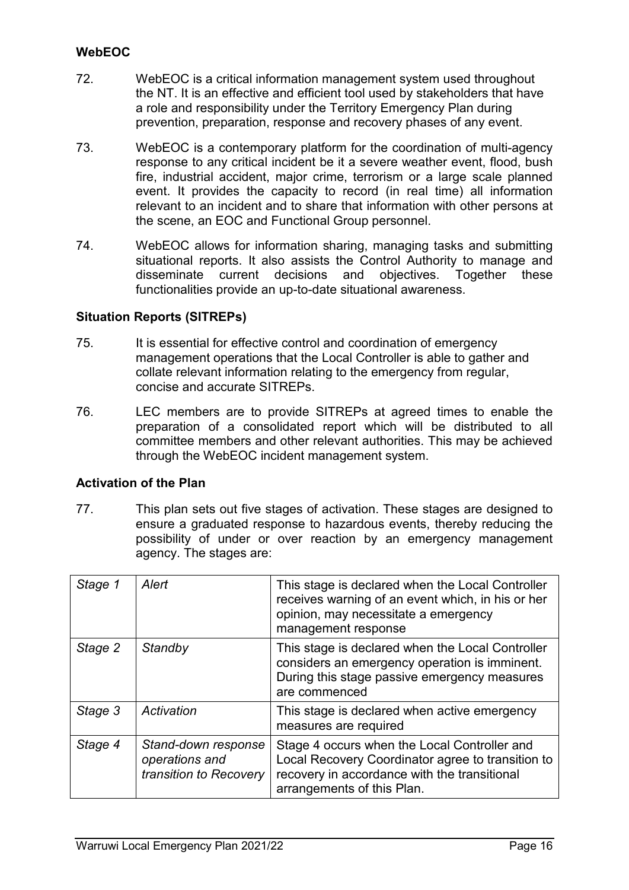**WebEOC**

72. WebEOC is a critical information management system used throughout the NT. It is an effective and efficient tool used by stakeholders that have a role and responsibility under the Territory Emergency Plan during prevention, preparation, response and recovery phases of any event.

73. WebEOC is a contemporary platform for the coordination of multi-agency response to any critical incident be it a severe weather event, flood, bush fire, industrial accident, major crime, terrorism or a large scale planned event. It provides the capacity to record (in real time) all information relevant to an incident and to share that information with other persons at the scene, an EOC and Functional Group personnel.

74. WebEOC allows for information sharing, managing tasks and submitting situational reports. It also assists the Control Authority to manage and disseminate current decisions and objectives. Together these functionalities provide an up-to-date situational awareness.

**Situation Reports (SITREPs)**

75. It is essential for effective control and coordination of emergency management operations that the Local Controller is able to gather and collate relevant information relating to the emergency from regular, concise and accurate SITREPs.

76. LEC members are to provide SITREPs at agreed times to enable the preparation of a consolidated report which will be distributed to all committee members and other relevant authorities. This may be achieved through the WebEOC incident management system.

**Activation of the Plan**

77. This plan sets out five stages of activation. These stages are designed to ensure a graduated response to hazardous events, thereby reducing the possibility of under or over reaction by an emergency management agency. The stages are:

| | | |
|---|---|---|
| *Stage 1* | *Alert* | This stage is declared when the Local Controller receives warning of an event which, in his or her opinion, may necessitate a emergency management response |
| *Stage 2* | *Standby* | This stage is declared when the Local Controller considers an emergency operation is imminent. During this stage passive emergency measures are commenced |
| *Stage 3* | *Activation* | This stage is declared when active emergency measures are required |
| *Stage 4* | *Stand-down response operations and transition to Recovery* | Stage 4 occurs when the Local Controller and Local Recovery Coordinator agree to transition to recovery in accordance with the transitional arrangements of this Plan. |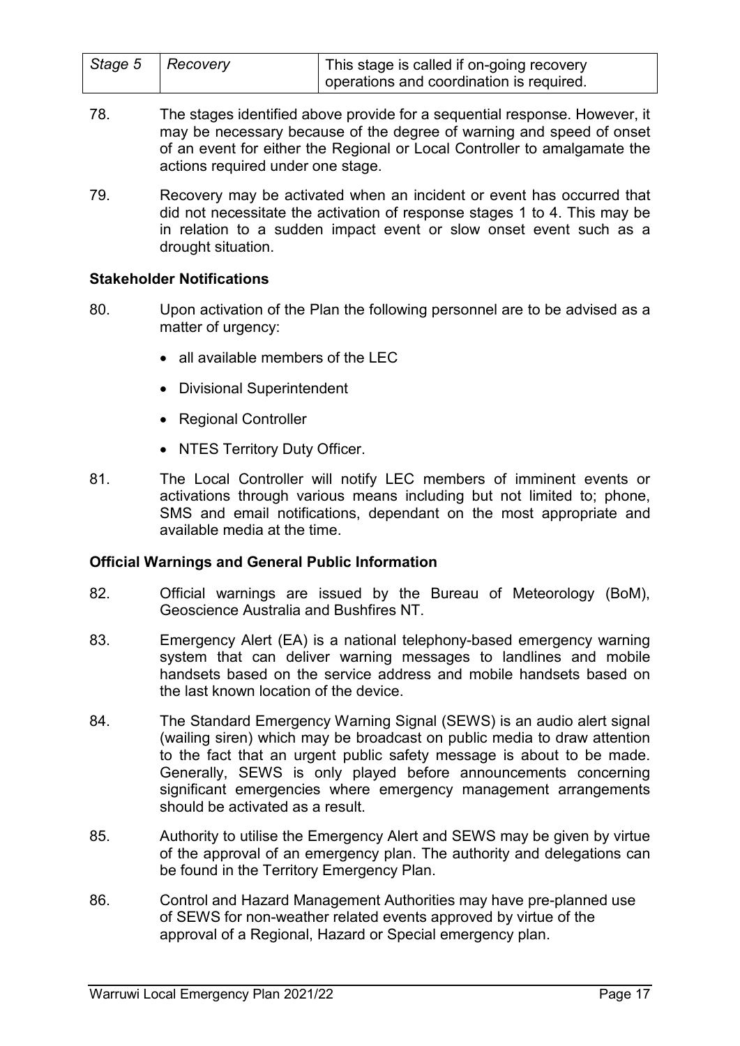| *Stage 5* | *Recovery* | This stage is called if on-going recovery operations and coordination is required. |
|---|---|---|

78. The stages identified above provide for a sequential response. However, it may be necessary because of the degree of warning and speed of onset of an event for either the Regional or Local Controller to amalgamate the actions required under one stage.

79. Recovery may be activated when an incident or event has occurred that did not necessitate the activation of response stages 1 to 4. This may be in relation to a sudden impact event or slow onset event such as a drought situation.

**Stakeholder Notifications**

80. Upon activation of the Plan the following personnel are to be advised as a matter of urgency:

- all available members of the LEC
- Divisional Superintendent
- Regional Controller
- NTES Territory Duty Officer.

81. The Local Controller will notify LEC members of imminent events or activations through various means including but not limited to; phone, SMS and email notifications, dependant on the most appropriate and available media at the time.

**Official Warnings and General Public Information**

82. Official warnings are issued by the Bureau of Meteorology (BoM), Geoscience Australia and Bushfires NT.

83. Emergency Alert (EA) is a national telephony-based emergency warning system that can deliver warning messages to landlines and mobile handsets based on the service address and mobile handsets based on the last known location of the device.

84. The Standard Emergency Warning Signal (SEWS) is an audio alert signal (wailing siren) which may be broadcast on public media to draw attention to the fact that an urgent public safety message is about to be made. Generally, SEWS is only played before announcements concerning significant emergencies where emergency management arrangements should be activated as a result.

85. Authority to utilise the Emergency Alert and SEWS may be given by virtue of the approval of an emergency plan. The authority and delegations can be found in the Territory Emergency Plan.

86. Control and Hazard Management Authorities may have pre-planned use of SEWS for non-weather related events approved by virtue of the approval of a Regional, Hazard or Special emergency plan.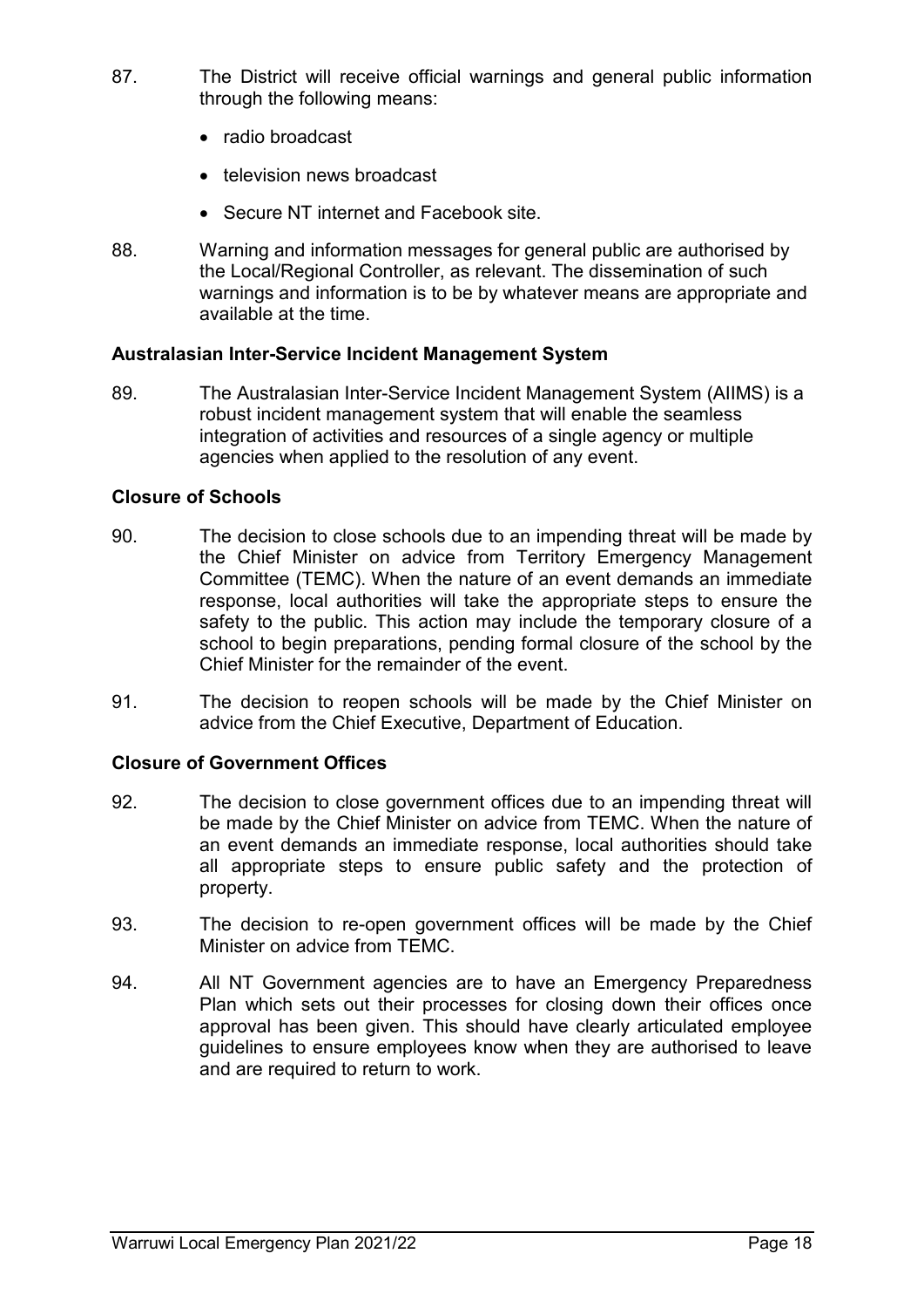87. The District will receive official warnings and general public information through the following means:

- radio broadcast
- television news broadcast
- Secure NT internet and Facebook site.

88. Warning and information messages for general public are authorised by the Local/Regional Controller, as relevant. The dissemination of such warnings and information is to be by whatever means are appropriate and available at the time.

**Australasian Inter-Service Incident Management System**

89. The Australasian Inter-Service Incident Management System (AIIMS) is a robust incident management system that will enable the seamless integration of activities and resources of a single agency or multiple agencies when applied to the resolution of any event.

**Closure of Schools**

90. The decision to close schools due to an impending threat will be made by the Chief Minister on advice from Territory Emergency Management Committee (TEMC). When the nature of an event demands an immediate response, local authorities will take the appropriate steps to ensure the safety to the public. This action may include the temporary closure of a school to begin preparations, pending formal closure of the school by the Chief Minister for the remainder of the event.

91. The decision to reopen schools will be made by the Chief Minister on advice from the Chief Executive, Department of Education.

**Closure of Government Offices**

92. The decision to close government offices due to an impending threat will be made by the Chief Minister on advice from TEMC. When the nature of an event demands an immediate response, local authorities should take all appropriate steps to ensure public safety and the protection of property.

93. The decision to re-open government offices will be made by the Chief Minister on advice from TEMC.

94. All NT Government agencies are to have an Emergency Preparedness Plan which sets out their processes for closing down their offices once approval has been given. This should have clearly articulated employee guidelines to ensure employees know when they are authorised to leave and are required to return to work.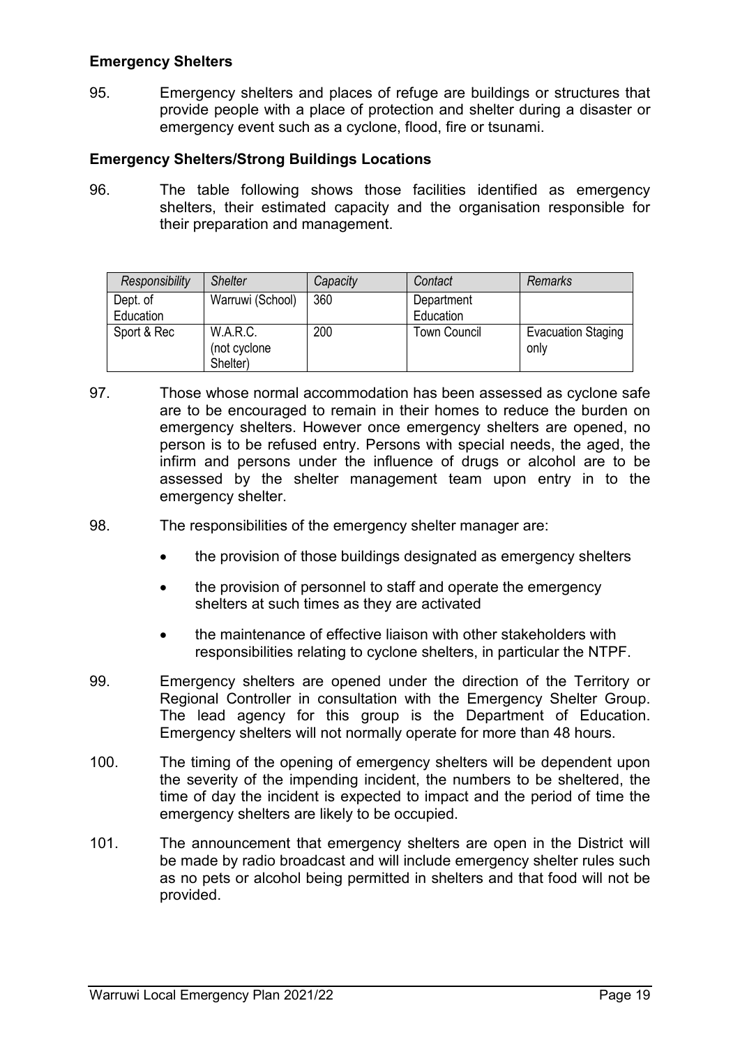**Emergency Shelters**

95. Emergency shelters and places of refuge are buildings or structures that provide people with a place of protection and shelter during a disaster or emergency event such as a cyclone, flood, fire or tsunami.

**Emergency Shelters/Strong Buildings Locations**

96. The table following shows those facilities identified as emergency shelters, their estimated capacity and the organisation responsible for their preparation and management.

| *Responsibility* | *Shelter* | *Capacity* | *Contact* | *Remarks* |
|---|---|---|---|---|
| Dept. of Education | Warruwi (School) | 360 | Department Education | |
| Sport & Rec | W.A.R.C. (not cyclone Shelter) | 200 | Town Council | Evacuation Staging only |

97. Those whose normal accommodation has been assessed as cyclone safe are to be encouraged to remain in their homes to reduce the burden on emergency shelters. However once emergency shelters are opened, no person is to be refused entry. Persons with special needs, the aged, the infirm and persons under the influence of drugs or alcohol are to be assessed by the shelter management team upon entry in to the emergency shelter.

98. The responsibilities of the emergency shelter manager are:

- the provision of those buildings designated as emergency shelters
- the provision of personnel to staff and operate the emergency shelters at such times as they are activated
- the maintenance of effective liaison with other stakeholders with responsibilities relating to cyclone shelters, in particular the NTPF.

99. Emergency shelters are opened under the direction of the Territory or Regional Controller in consultation with the Emergency Shelter Group. The lead agency for this group is the Department of Education. Emergency shelters will not normally operate for more than 48 hours.

100. The timing of the opening of emergency shelters will be dependent upon the severity of the impending incident, the numbers to be sheltered, the time of day the incident is expected to impact and the period of time the emergency shelters are likely to be occupied.

101. The announcement that emergency shelters are open in the District will be made by radio broadcast and will include emergency shelter rules such as no pets or alcohol being permitted in shelters and that food will not be provided.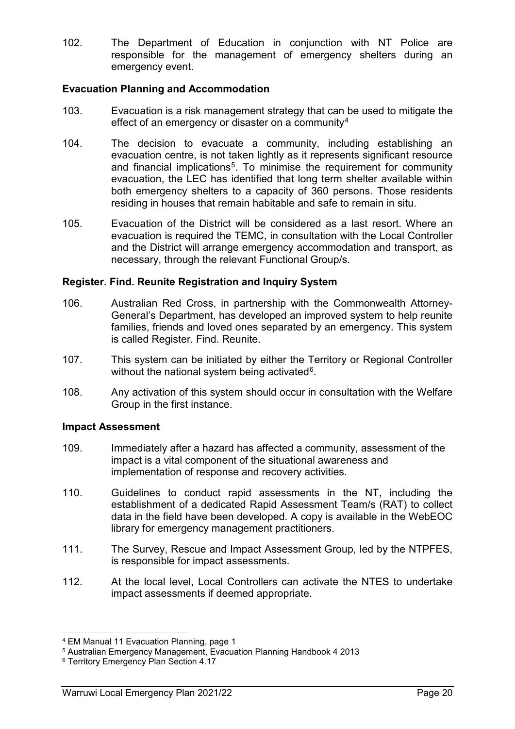102. The Department of Education in conjunction with NT Police are responsible for the management of emergency shelters during an emergency event.

**Evacuation Planning and Accommodation**

103. Evacuation is a risk management strategy that can be used to mitigate the effect of an emergency or disaster on a community[4]

104. The decision to evacuate a community, including establishing an evacuation centre, is not taken lightly as it represents significant resource and financial implications[5]. To minimise the requirement for community evacuation, the LEC has identified that long term shelter available within both emergency shelters to a capacity of 360 persons. Those residents residing in houses that remain habitable and safe to remain in situ.

105. Evacuation of the District will be considered as a last resort. Where an evacuation is required the TEMC, in consultation with the Local Controller and the District will arrange emergency accommodation and transport, as necessary, through the relevant Functional Group/s.

**Register. Find. Reunite Registration and Inquiry System**

106. Australian Red Cross, in partnership with the Commonwealth Attorney-General's Department, has developed an improved system to help reunite families, friends and loved ones separated by an emergency. This system is called Register. Find. Reunite.

107. This system can be initiated by either the Territory or Regional Controller without the national system being activated[6].

108. Any activation of this system should occur in consultation with the Welfare Group in the first instance.

**Impact Assessment**

109. Immediately after a hazard has affected a community, assessment of the impact is a vital component of the situational awareness and implementation of response and recovery activities.

110. Guidelines to conduct rapid assessments in the NT, including the establishment of a dedicated Rapid Assessment Team/s (RAT) to collect data in the field have been developed. A copy is available in the WebEOC library for emergency management practitioners.

111. The Survey, Rescue and Impact Assessment Group, led by the NTPFES, is responsible for impact assessments.

112. At the local level, Local Controllers can activate the NTES to undertake impact assessments if deemed appropriate.

---

[4] EM Manual 11 Evacuation Planning, page 1

[5] Australian Emergency Management, Evacuation Planning Handbook 4 2013

[6] Territory Emergency Plan Section 4.17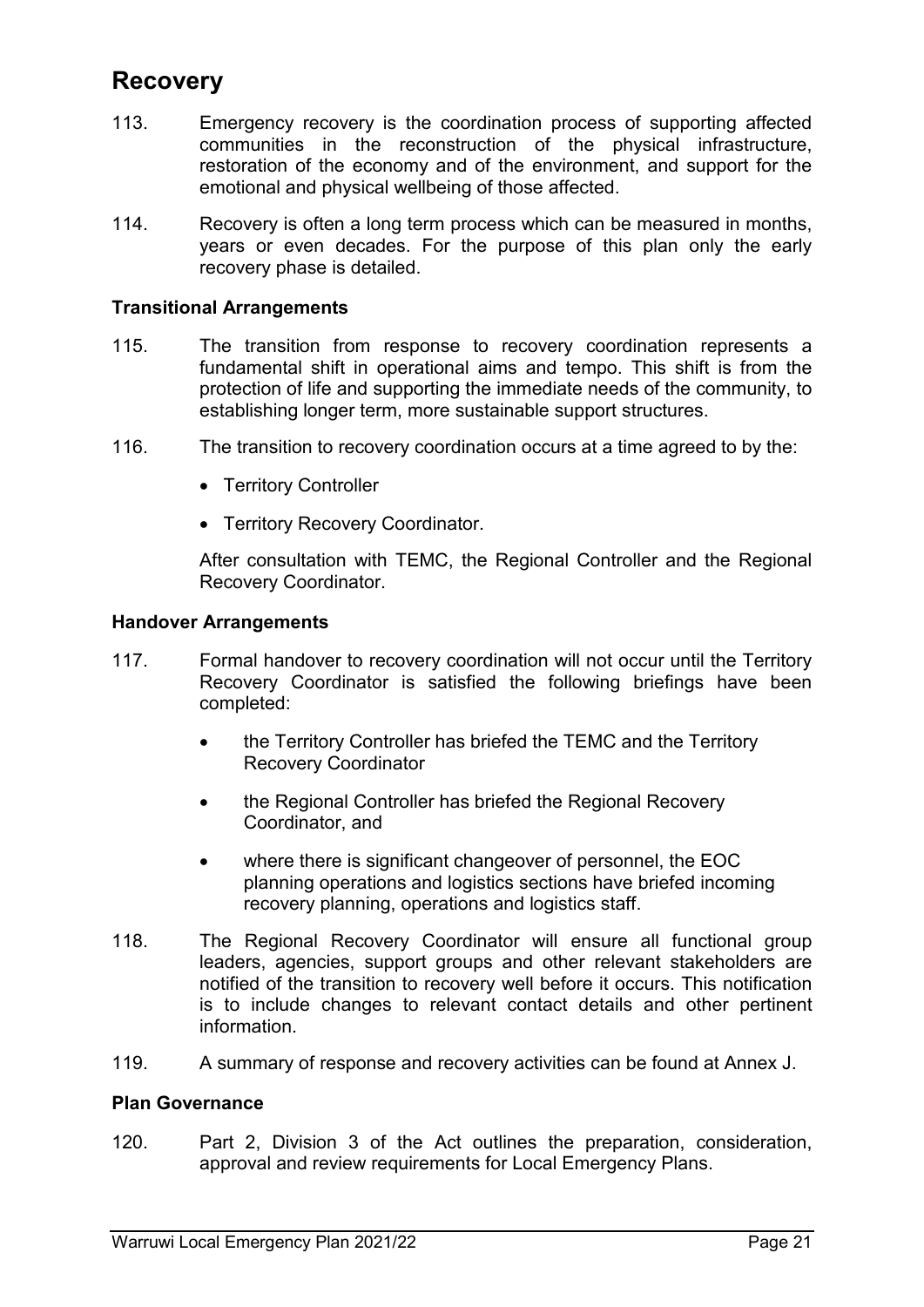## Recovery

113. Emergency recovery is the coordination process of supporting affected communities in the reconstruction of the physical infrastructure, restoration of the economy and of the environment, and support for the emotional and physical wellbeing of those affected.

114. Recovery is often a long term process which can be measured in months, years or even decades. For the purpose of this plan only the early recovery phase is detailed.

### Transitional Arrangements

115. The transition from response to recovery coordination represents a fundamental shift in operational aims and tempo. This shift is from the protection of life and supporting the immediate needs of the community, to establishing longer term, more sustainable support structures.

116. The transition to recovery coordination occurs at a time agreed to by the:

- Territory Controller
- Territory Recovery Coordinator.

After consultation with TEMC, the Regional Controller and the Regional Recovery Coordinator.

### Handover Arrangements

117. Formal handover to recovery coordination will not occur until the Territory Recovery Coordinator is satisfied the following briefings have been completed:

- the Territory Controller has briefed the TEMC and the Territory Recovery Coordinator
- the Regional Controller has briefed the Regional Recovery Coordinator, and
- where there is significant changeover of personnel, the EOC planning operations and logistics sections have briefed incoming recovery planning, operations and logistics staff.

118. The Regional Recovery Coordinator will ensure all functional group leaders, agencies, support groups and other relevant stakeholders are notified of the transition to recovery well before it occurs. This notification is to include changes to relevant contact details and other pertinent information.

119. A summary of response and recovery activities can be found at Annex J.

### Plan Governance

120. Part 2, Division 3 of the Act outlines the preparation, consideration, approval and review requirements for Local Emergency Plans.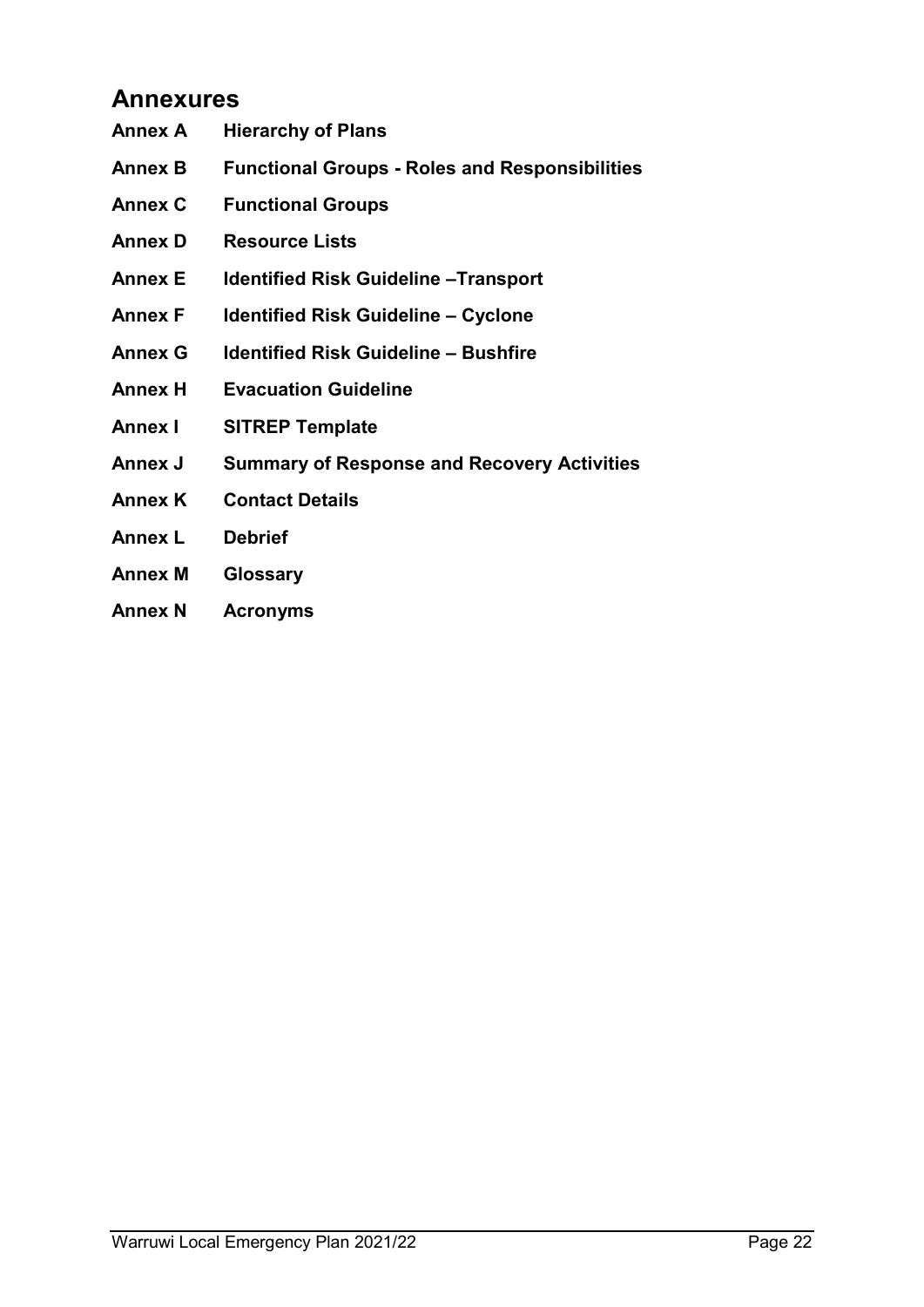## Annexures

**Annex A** **Hierarchy of Plans**

**Annex B** **Functional Groups - Roles and Responsibilities**

**Annex C** **Functional Groups**

**Annex D** **Resource Lists**

**Annex E** **Identified Risk Guideline –Transport**

**Annex F** **Identified Risk Guideline – Cyclone**

**Annex G** **Identified Risk Guideline – Bushfire**

**Annex H** **Evacuation Guideline**

**Annex I** **SITREP Template**

**Annex J** **Summary of Response and Recovery Activities**

**Annex K** **Contact Details**

**Annex L** **Debrief**

**Annex M** **Glossary**

**Annex N** **Acronyms**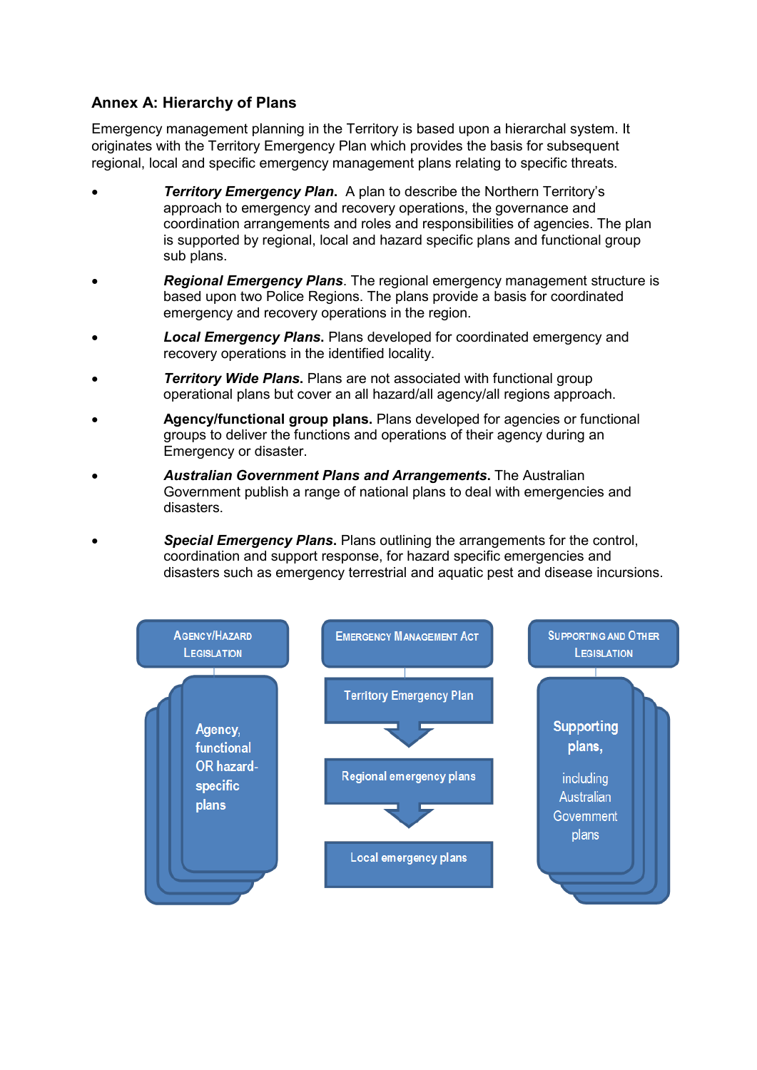## Annex A: Hierarchy of Plans

Emergency management planning in the Territory is based upon a hierarchal system. It originates with the Territory Emergency Plan which provides the basis for subsequent regional, local and specific emergency management plans relating to specific threats.

- ***Territory Emergency Plan***. A plan to describe the Northern Territory's approach to emergency and recovery operations, the governance and coordination arrangements and roles and responsibilities of agencies. The plan is supported by regional, local and hazard specific plans and functional group sub plans.
- ***Regional Emergency Plans***. The regional emergency management structure is based upon two Police Regions. The plans provide a basis for coordinated emergency and recovery operations in the region.
- ***Local Emergency Plans***. Plans developed for coordinated emergency and recovery operations in the identified locality.
- ***Territory Wide Plans***. Plans are not associated with functional group operational plans but cover an all hazard/all agency/all regions approach.
- **Agency/functional group plans.** Plans developed for agencies or functional groups to deliver the functions and operations of their agency during an Emergency or disaster.
- ***Australian Government Plans and Arrangements***. The Australian Government publish a range of national plans to deal with emergencies and disasters.
- ***Special Emergency Plans***. Plans outlining the arrangements for the control, coordination and support response, for hazard specific emergencies and disasters such as emergency terrestrial and aquatic pest and disease incursions.

AGENCY/HAZARD LEGISLATION

Agency, functional OR hazard-specific plans

EMERGENCY MANAGEMENT ACT

Territory Emergency Plan

Regional emergency plans

Local emergency plans

SUPPORTING AND OTHER LEGISLATION

Supporting plans, including Australian Government plans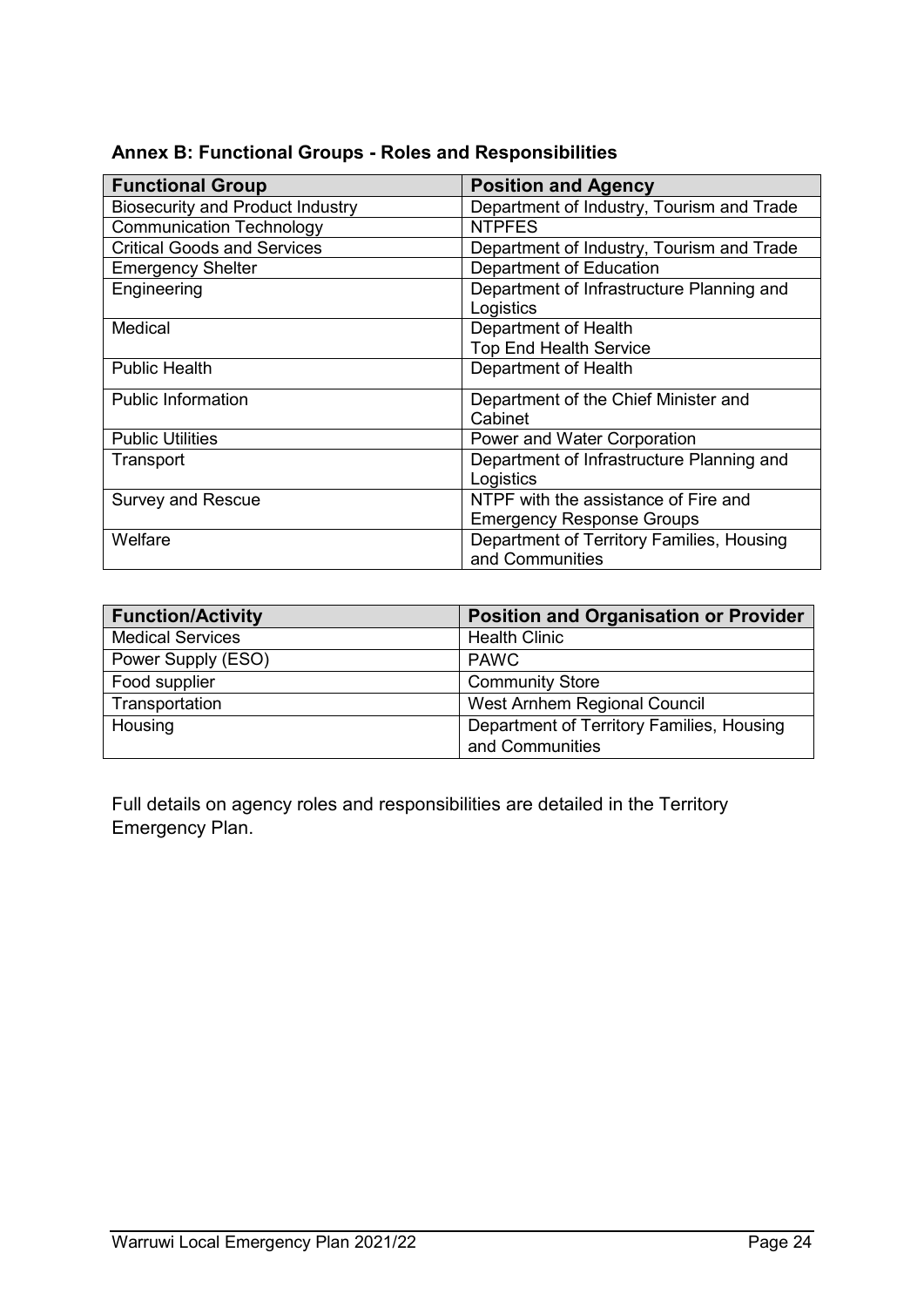**Annex B: Functional Groups - Roles and Responsibilities**

| Functional Group | Position and Agency |
| --- | --- |
| Biosecurity and Product Industry | Department of Industry, Tourism and Trade |
| Communication Technology | NTPFES |
| Critical Goods and Services | Department of Industry, Tourism and Trade |
| Emergency Shelter | Department of Education |
| Engineering | Department of Infrastructure Planning and Logistics |
| Medical | Department of Health<br>Top End Health Service |
| Public Health | Department of Health |
| Public Information | Department of the Chief Minister and Cabinet |
| Public Utilities | Power and Water Corporation |
| Transport | Department of Infrastructure Planning and Logistics |
| Survey and Rescue | NTPF with the assistance of Fire and Emergency Response Groups |
| Welfare | Department of Territory Families, Housing and Communities |

| Function/Activity | Position and Organisation or Provider |
| --- | --- |
| Medical Services | Health Clinic |
| Power Supply (ESO) | PAWC |
| Food supplier | Community Store |
| Transportation | West Arnhem Regional Council |
| Housing | Department of Territory Families, Housing and Communities |

Full details on agency roles and responsibilities are detailed in the Territory Emergency Plan.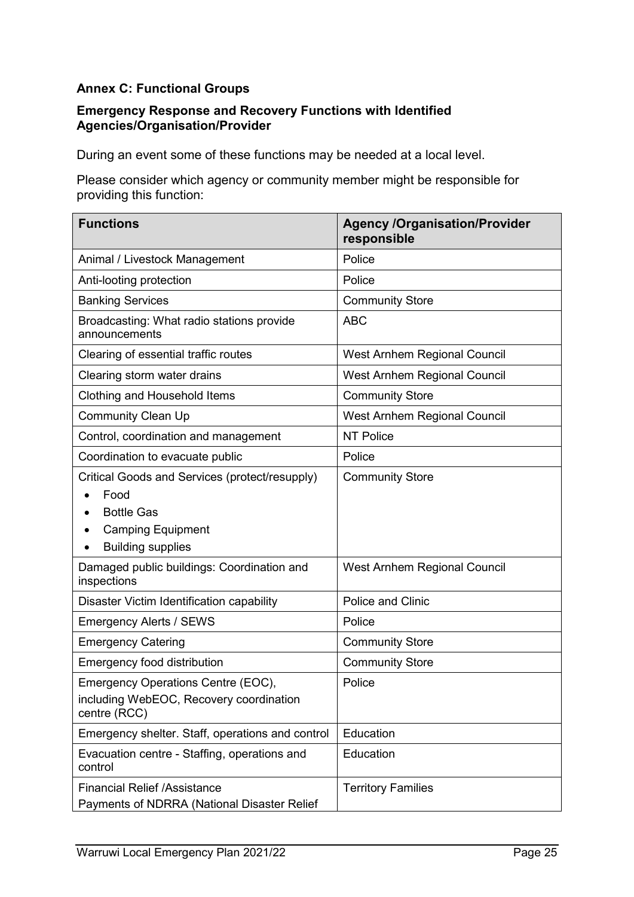**Annex C: Functional Groups**

**Emergency Response and Recovery Functions with Identified Agencies/Organisation/Provider**

During an event some of these functions may be needed at a local level.

Please consider which agency or community member might be responsible for providing this function:

| Functions | Agency /Organisation/Provider responsible |
|---|---|
| Animal / Livestock Management | Police |
| Anti-looting protection | Police |
| Banking Services | Community Store |
| Broadcasting: What radio stations provide announcements | ABC |
| Clearing of essential traffic routes | West Arnhem Regional Council |
| Clearing storm water drains | West Arnhem Regional Council |
| Clothing and Household Items | Community Store |
| Community Clean Up | West Arnhem Regional Council |
| Control, coordination and management | NT Police |
| Coordination to evacuate public | Police |
| Critical Goods and Services (protect/resupply)<br>• Food<br>• Bottle Gas<br>• Camping Equipment<br>• Building supplies | Community Store |
| Damaged public buildings: Coordination and inspections | West Arnhem Regional Council |
| Disaster Victim Identification capability | Police and Clinic |
| Emergency Alerts / SEWS | Police |
| Emergency Catering | Community Store |
| Emergency food distribution | Community Store |
| Emergency Operations Centre (EOC),<br>including WebEOC, Recovery coordination centre (RCC) | Police |
| Emergency shelter. Staff, operations and control | Education |
| Evacuation centre - Staffing, operations and control | Education |
| Financial Relief /Assistance<br>Payments of NDRRA (National Disaster Relief | Territory Families |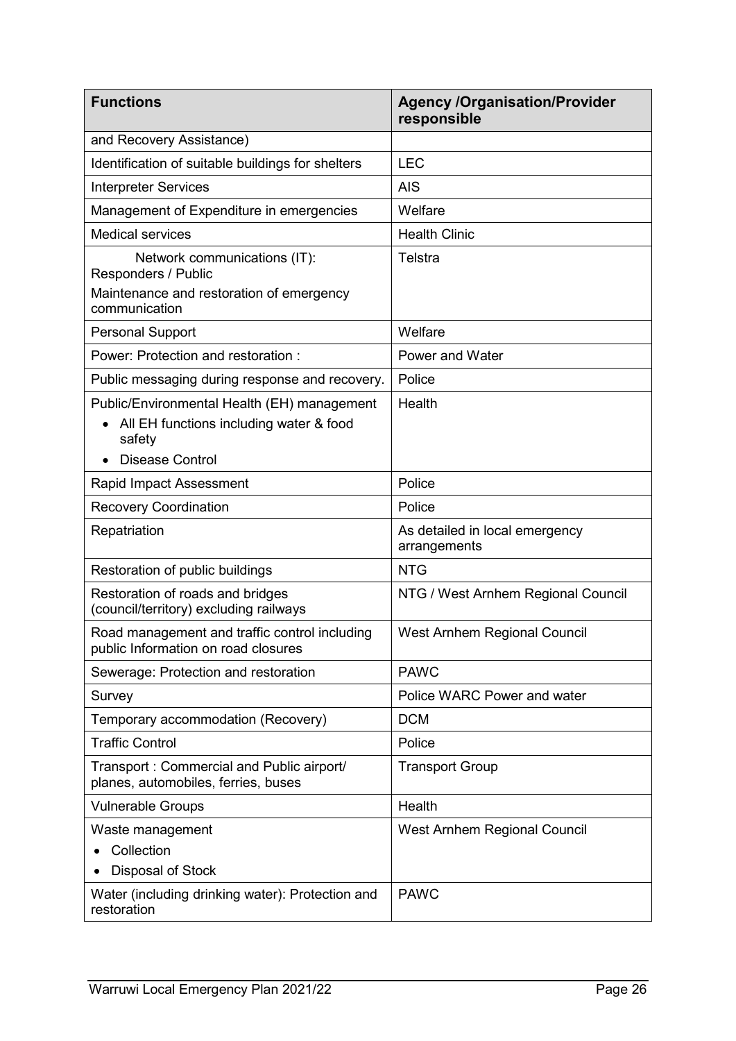| Functions | Agency /Organisation/Provider responsible |
|---|---|
| and Recovery Assistance) | |
| Identification of suitable buildings for shelters | LEC |
| Interpreter Services | AIS |
| Management of Expenditure in emergencies | Welfare |
| Medical services | Health Clinic |
| Network communications (IT): Responders / Public<br>Maintenance and restoration of emergency communication | Telstra |
| Personal Support | Welfare |
| Power: Protection and restoration : | Power and Water |
| Public messaging during response and recovery. | Police |
| Public/Environmental Health (EH) management<br>• All EH functions including water & food safety<br>• Disease Control | Health |
| Rapid Impact Assessment | Police |
| Recovery Coordination | Police |
| Repatriation | As detailed in local emergency arrangements |
| Restoration of public buildings | NTG |
| Restoration of roads and bridges (council/territory) excluding railways | NTG / West Arnhem Regional Council |
| Road management and traffic control including public Information on road closures | West Arnhem Regional Council |
| Sewerage: Protection and restoration | PAWC |
| Survey | Police WARC Power and water |
| Temporary accommodation (Recovery) | DCM |
| Traffic Control | Police |
| Transport : Commercial and Public airport/ planes, automobiles, ferries, buses | Transport Group |
| Vulnerable Groups | Health |
| Waste management<br>• Collection<br>• Disposal of Stock | West Arnhem Regional Council |
| Water (including drinking water): Protection and restoration | PAWC |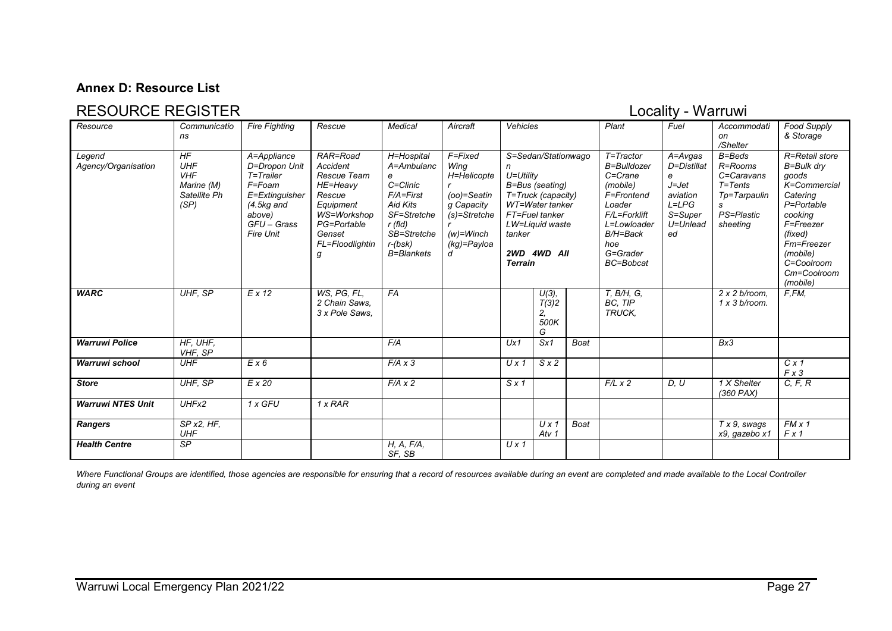## Annex D: Resource List

# RESOURCE REGISTER

Locality - Warruwi

| *Resource* | *Communications* | *Fire Fighting* | *Rescue* | *Medical* | *Aircraft* | *Vehicles* | | | *Plant* | *Fuel* | *Accommodation /Shelter* | *Food Supply & Storage* |
|---|---|---|---|---|---|---|---|---|---|---|---|---|
| *Legend Agency/Organisation* | *HF UHF VHF Marine (M) Satellite Ph (SP)* | *A=Appliance D=Dropon Unit T=Trailer F=Foam E=Extinguisher (4.5kg and above) GFU – Grass Fire Unit* | *RAR=Road Accident Rescue Team HE=Heavy Rescue Equipment WS=Workshop PG=Portable Genset FL=Floodlighting* | *H=Hospital A=Ambulance C=Clinic F/A=First Aid Kits SF=Stretcher (fld) SB=Stretcher-(bsk) B=Blankets* | *F=Fixed Wing H=Helicopter (oo)=Seating Capacity (s)=Stretcher (w)=Winch (kg)=Payload* | *S=Sedan/Stationwagon U=Utility B=Bus (seating) T=Truck (capacity) WT=Water tanker FT=Fuel tanker LW=Liquid waste tanker* **2WD** | **4WD** | **All Terrain** | *T=Tractor B=Bulldozer C=Crane (mobile) F=Frontend Loader F/L=Forklift L=Lowloader B/H=Back hoe G=Grader BC=Bobcat* | *A=Avgas D=Distillate J=Jet aviation L=LPG S=Super U=Unleaded* | *B=Beds R=Rooms C=Caravans T=Tents Tp=Tarpaulins PS=Plastic sheeting* | *R=Retail store B=Bulk dry goods K=Commercial Catering P=Portable cooking F=Freezer (fixed) Fm=Freezer (mobile) C=Coolroom Cm=Coolroom (mobile)* |
| ***WARC*** | *UHF, SP* | *E x 12* | *WS, PG, FL, 2 Chain Saws, 3 x Pole Saws,* | *FA* | | | *U(3), T(3)2 2, 500KG* | | *T, B/H, G, BC, TIP TRUCK,* | | *2 x 2 b/room, 1 x 3 b/room.* | *F,FM,* |
| ***Warruwi Police*** | *HF, UHF, VHF, SP* | | | *F/A* | | *Ux1* | *Sx1* | *Boat* | | | *Bx3* | |
| ***Warruwi school*** | *UHF* | *E x 6* | | *F/A x 3* | | *U x 1* | *S x 2* | | | | | *C x 1 F x 3* |
| ***Store*** | *UHF, SP* | *E x 20* | | *F/A x 2* | | *S x 1* | | | *F/L x 2* | *D, U* | *1 X Shelter (360 PAX)* | *C, F, R* |
| ***Warruwi NTES Unit*** | *UHFx2* | *1 x GFU* | *1 x RAR* | | | | | | | | | |
| ***Rangers*** | *SP x2, HF, UHF* | | | | | | *U x 1 Atv 1* | *Boat* | | | *T x 9, swags x9, gazebo x1* | *FM x 1 F x 1* |
| ***Health Centre*** | *SP* | | | *H, A, F/A, SF, SB* | | *U x 1* | | | | | | |

*Where Functional Groups are identified, those agencies are responsible for ensuring that a record of resources available during an event are completed and made available to the Local Controller during an event*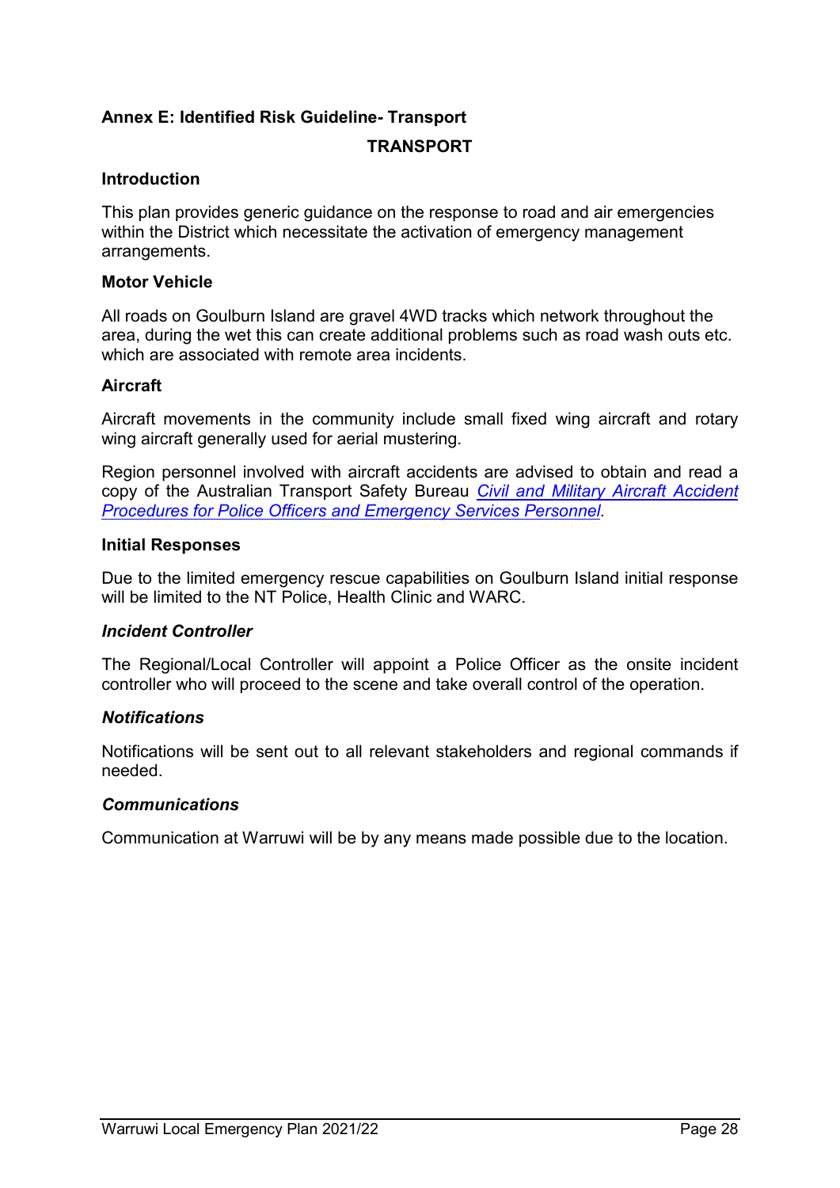## Annex E: Identified Risk Guideline- Transport

### TRANSPORT

#### Introduction

This plan provides generic guidance on the response to road and air emergencies within the District which necessitate the activation of emergency management arrangements.

#### Motor Vehicle

All roads on Goulburn Island are gravel 4WD tracks which network throughout the area, during the wet this can create additional problems such as road wash outs etc. which are associated with remote area incidents.

#### Aircraft

Aircraft movements in the community include small fixed wing aircraft and rotary wing aircraft generally used for aerial mustering.

Region personnel involved with aircraft accidents are advised to obtain and read a copy of the Australian Transport Safety Bureau *Civil and Military Aircraft Accident Procedures for Police Officers and Emergency Services Personnel*.

#### Initial Responses

Due to the limited emergency rescue capabilities on Goulburn Island initial response will be limited to the NT Police, Health Clinic and WARC.

##### *Incident Controller*

The Regional/Local Controller will appoint a Police Officer as the onsite incident controller who will proceed to the scene and take overall control of the operation.

##### *Notifications*

Notifications will be sent out to all relevant stakeholders and regional commands if needed.

##### *Communications*

Communication at Warruwi will be by any means made possible due to the location.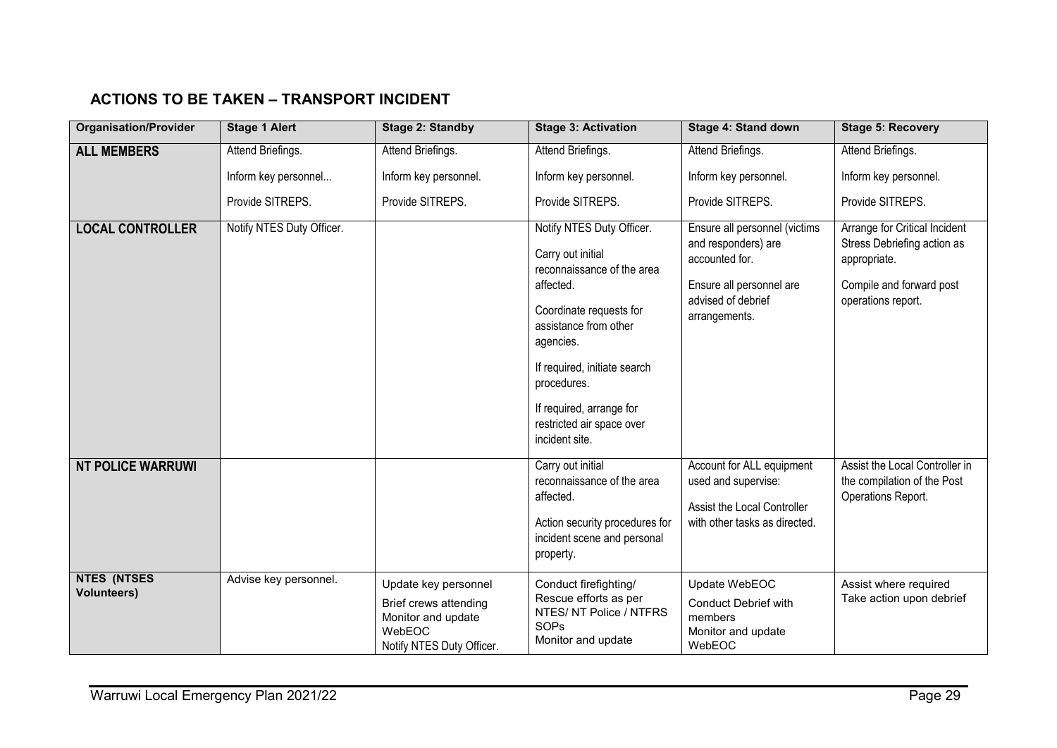## ACTIONS TO BE TAKEN – TRANSPORT INCIDENT

| Organisation/Provider | Stage 1 Alert | Stage 2: Standby | Stage 3: Activation | Stage 4: Stand down | Stage 5: Recovery |
|---|---|---|---|---|---|
| **ALL MEMBERS** | Attend Briefings.<br><br>Inform key personnel...<br><br>Provide SITREPS. | Attend Briefings.<br><br>Inform key personnel.<br><br>Provide SITREPS. | Attend Briefings.<br><br>Inform key personnel.<br><br>Provide SITREPS. | Attend Briefings.<br><br>Inform key personnel.<br><br>Provide SITREPS. | Attend Briefings.<br><br>Inform key personnel.<br><br>Provide SITREPS. |
| **LOCAL CONTROLLER** | Notify NTES Duty Officer. | | Notify NTES Duty Officer.<br><br>Carry out initial reconnaissance of the area affected.<br><br>Coordinate requests for assistance from other agencies.<br><br>If required, initiate search procedures.<br><br>If required, arrange for restricted air space over incident site. | Ensure all personnel (victims and responders) are accounted for.<br><br>Ensure all personnel are advised of debrief arrangements. | Arrange for Critical Incident Stress Debriefing action as appropriate.<br><br>Compile and forward post operations report. |
| **NT POLICE WARRUWI** | | | Carry out initial reconnaissance of the area affected.<br><br>Action security procedures for incident scene and personal property. | Account for ALL equipment used and supervise:<br><br>Assist the Local Controller with other tasks as directed. | Assist the Local Controller in the compilation of the Post Operations Report. |
| **NTES (NTSES Volunteers)** | Advise key personnel. | Update key personnel<br>Brief crews attending<br>Monitor and update WebEOC<br>Notify NTES Duty Officer. | Conduct firefighting/ Rescue efforts as per NTES/ NT Police / NTFRS SOPs<br>Monitor and update | Update WebEOC<br>Conduct Debrief with members<br>Monitor and update WebEOC | Assist where required<br>Take action upon debrief |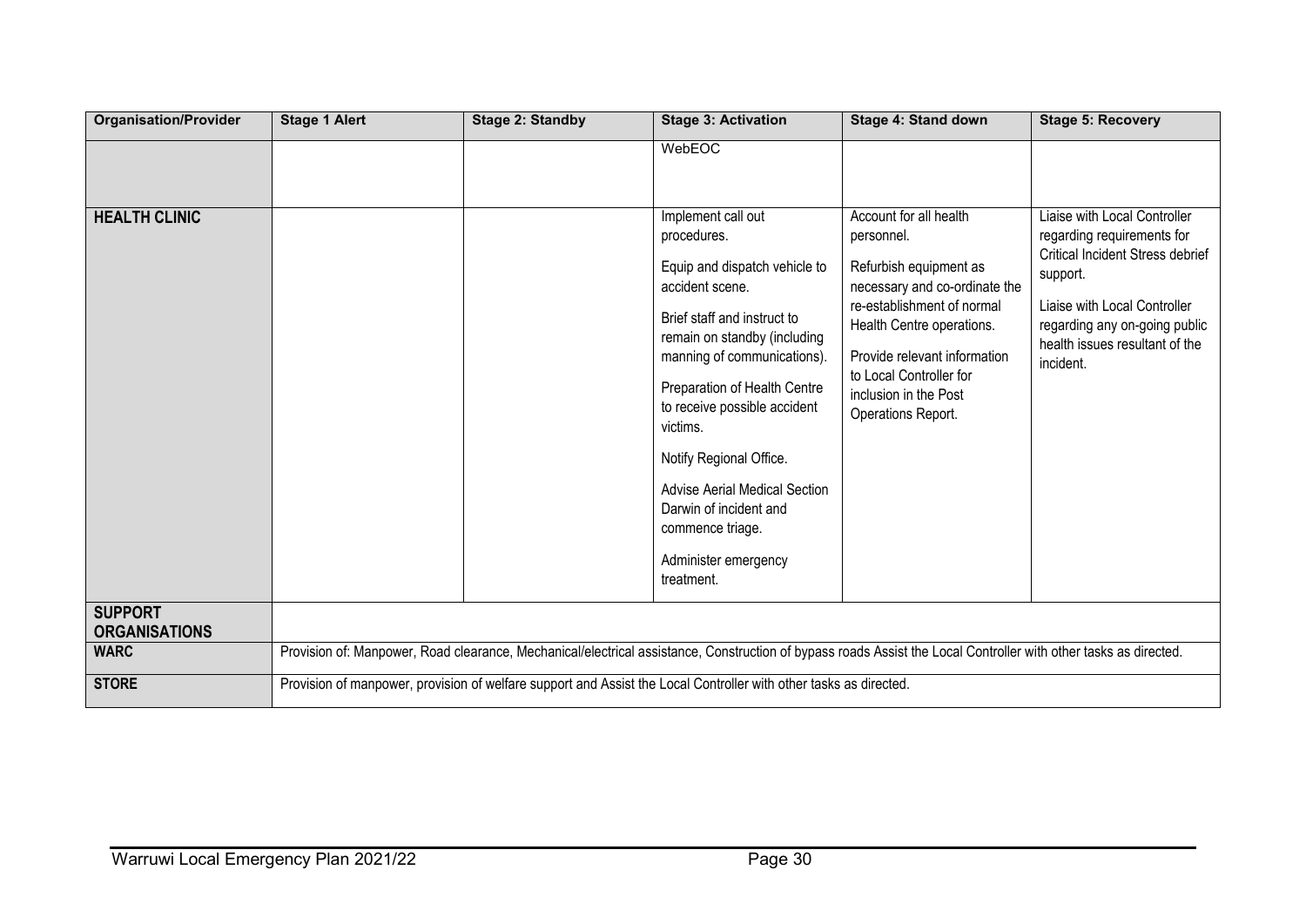| Organisation/Provider | Stage 1 Alert | Stage 2: Standby | Stage 3: Activation | Stage 4: Stand down | Stage 5: Recovery |
|---|---|---|---|---|---|
| | | | WebEOC | | |
| **HEALTH CLINIC** | | | Implement call out procedures.<br><br>Equip and dispatch vehicle to accident scene.<br><br>Brief staff and instruct to remain on standby (including manning of communications).<br><br>Preparation of Health Centre to receive possible accident victims.<br><br>Notify Regional Office.<br><br>Advise Aerial Medical Section Darwin of incident and commence triage.<br><br>Administer emergency treatment. | Account for all health personnel.<br><br>Refurbish equipment as necessary and co-ordinate the re-establishment of normal Health Centre operations.<br><br>Provide relevant information to Local Controller for inclusion in the Post Operations Report. | Liaise with Local Controller regarding requirements for Critical Incident Stress debrief support.<br><br>Liaise with Local Controller regarding any on-going public health issues resultant of the incident. |
| **SUPPORT ORGANISATIONS** | | | | | |
| **WARC** | Provision of: Manpower, Road clearance, Mechanical/electrical assistance, Construction of bypass roads Assist the Local Controller with other tasks as directed. | | | | |
| **STORE** | Provision of manpower, provision of welfare support and Assist the Local Controller with other tasks as directed. | | | | |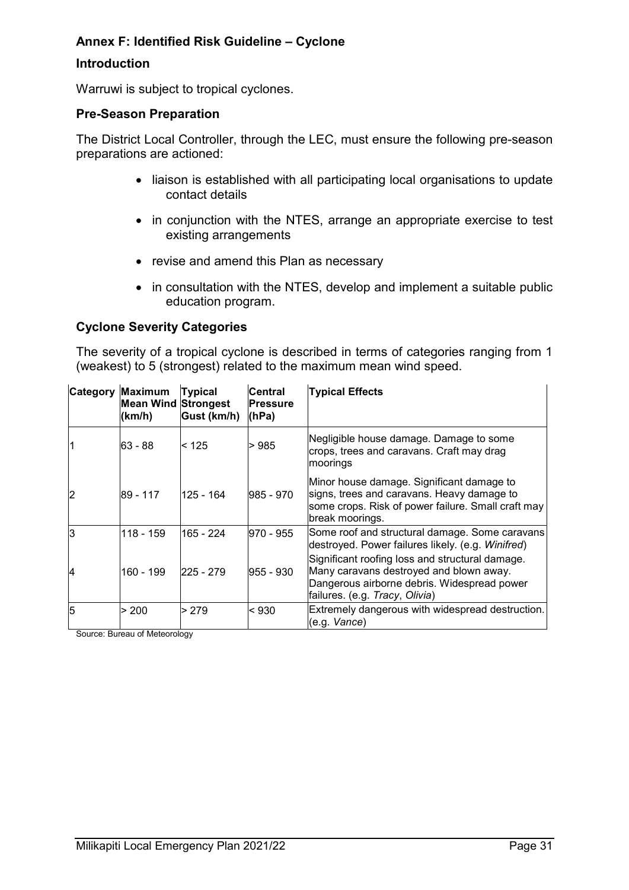## Annex F: Identified Risk Guideline – Cyclone

### Introduction

Warruwi is subject to tropical cyclones.

### Pre-Season Preparation

The District Local Controller, through the LEC, must ensure the following pre-season preparations are actioned:

- liaison is established with all participating local organisations to update contact details
- in conjunction with the NTES, arrange an appropriate exercise to test existing arrangements
- revise and amend this Plan as necessary
- in consultation with the NTES, develop and implement a suitable public education program.

### Cyclone Severity Categories

The severity of a tropical cyclone is described in terms of categories ranging from 1 (weakest) to 5 (strongest) related to the maximum mean wind speed.

| Category | Maximum Mean Wind (km/h) | Typical Strongest Gust (km/h) | Central Pressure (hPa) | Typical Effects |
|---|---|---|---|---|
| 1 | 63 - 88 | < 125 | > 985 | Negligible house damage. Damage to some crops, trees and caravans. Craft may drag moorings |
| 2 | 89 - 117 | 125 - 164 | 985 - 970 | Minor house damage. Significant damage to signs, trees and caravans. Heavy damage to some crops. Risk of power failure. Small craft may break moorings. |
| 3 | 118 - 159 | 165 - 224 | 970 - 955 | Some roof and structural damage. Some caravans destroyed. Power failures likely. (e.g. *Winifred*) |
| 4 | 160 - 199 | 225 - 279 | 955 - 930 | Significant roofing loss and structural damage. Many caravans destroyed and blown away. Dangerous airborne debris. Widespread power failures. (e.g. *Tracy*, *Olivia*) |
| 5 | > 200 | > 279 | < 930 | Extremely dangerous with widespread destruction. (e.g. *Vance*) |

Source: Bureau of Meteorology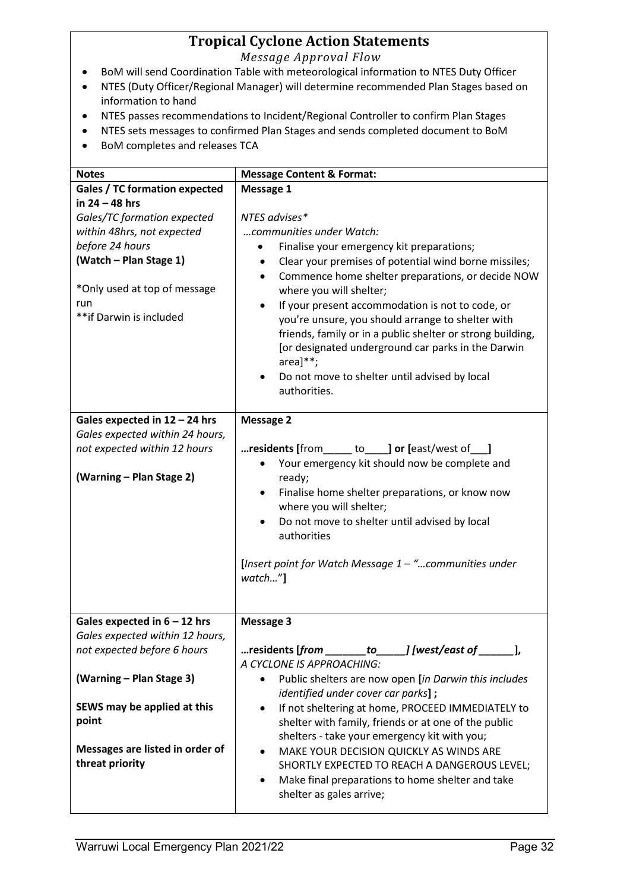# Tropical Cyclone Action Statements

*Message Approval Flow*

- BoM will send Coordination Table with meteorological information to NTES Duty Officer
- NTES (Duty Officer/Regional Manager) will determine recommended Plan Stages based on information to hand
- NTES passes recommendations to Incident/Regional Controller to confirm Plan Stages
- NTES sets messages to confirmed Plan Stages and sends completed document to BoM
- BoM completes and releases TCA

| Notes | Message Content & Format: |
|---|---|
| **Gales / TC formation expected in 24 – 48 hrs**<br>*Gales/TC formation expected within 48hrs, not expected before 24 hours*<br>**(Watch – Plan Stage 1)**<br><br>*Only used at top of message run<br>**if Darwin is included | **Message 1**<br><br>*NTES advises**<br>*…communities under Watch:*<br>• Finalise your emergency kit preparations;<br>• Clear your premises of potential wind borne missiles;<br>• Commence home shelter preparations, or decide NOW where you will shelter;<br>• If your present accommodation is not to code, or you're unsure, you should arrange to shelter with friends, family or in a public shelter or strong building, [or designated underground car parks in the Darwin area]**;<br>• Do not move to shelter until advised by local authorities. |
| **Gales expected in 12 – 24 hrs**<br>*Gales expected within 24 hours, not expected within 12 hours*<br><br>**(Warning – Plan Stage 2)** | **Message 2**<br><br>**…residents [**from_____ to____**] or [**east/west of___**]**<br>• Your emergency kit should now be complete and ready;<br>• Finalise home shelter preparations, or know now where you will shelter;<br>• Do not move to shelter until advised by local authorities<br><br>**[***Insert point for Watch Message 1 – "…communities under watch…"***]** |
| **Gales expected in 6 – 12 hrs**<br>*Gales expected within 12 hours, not expected before 6 hours*<br><br>**(Warning – Plan Stage 3)**<br><br>**SEWS may be applied at this point**<br><br>**Messages are listed in order of threat priority** | **Message 3**<br><br>**…residents [*from _______to_____] [west/east of ______*],**<br>*A CYCLONE IS APPROACHING:*<br>• Public shelters are now open **[***in Darwin this includes identified under cover car parks***] ;**<br>• If not sheltering at home, PROCEED IMMEDIATELY to shelter with family, friends or at one of the public shelters - take your emergency kit with you;<br>• MAKE YOUR DECISION QUICKLY AS WINDS ARE SHORTLY EXPECTED TO REACH A DANGEROUS LEVEL;<br>• Make final preparations to home shelter and take shelter as gales arrive; |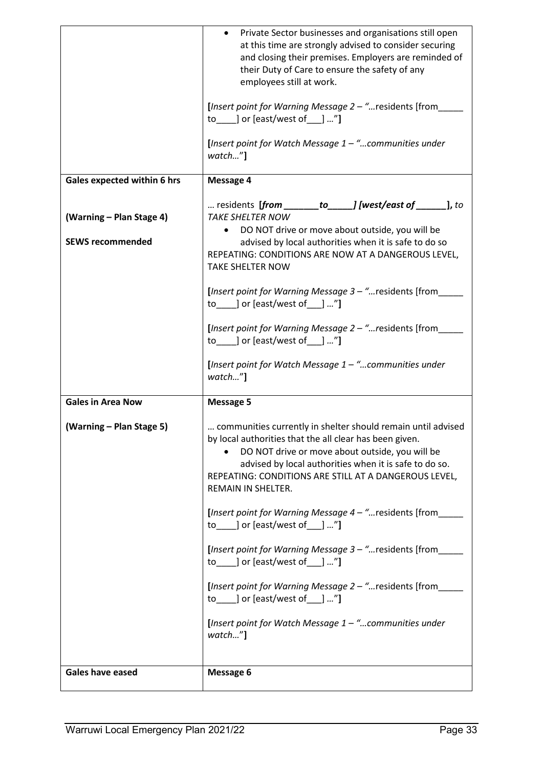| | |
|---|---|
| | • Private Sector businesses and organisations still open at this time are strongly advised to consider securing and closing their premises. Employers are reminded of their Duty of Care to ensure the safety of any employees still at work.<br><br>**[***Insert point for Warning Message 2 – "…*residents [from_____ to____] or [east/west of___] …"**]**<br><br>**[***Insert point for Watch Message 1 – "…communities under watch…"***]** |
| **Gales expected within 6 hrs**<br><br>**(Warning – Plan Stage 4)**<br><br>**SEWS recommended** | **Message 4**<br><br>… residents **[*from _______to_____] [west/east of ______]***, *to TAKE SHELTER NOW*<br>• DO NOT drive or move about outside, you will be advised by local authorities when it is safe to do so<br>REPEATING: CONDITIONS ARE NOW AT A DANGEROUS LEVEL, TAKE SHELTER NOW<br><br>**[***Insert point for Warning Message 3 – "…*residents [from_____ to____] or [east/west of___] …"**]**<br><br>**[***Insert point for Warning Message 2 – "…*residents [from_____ to____] or [east/west of___] …"**]**<br><br>**[***Insert point for Watch Message 1 – "…communities under watch…"***]** |
| **Gales in Area Now**<br><br>**(Warning – Plan Stage 5)** | **Message 5**<br><br>… communities currently in shelter should remain until advised by local authorities that the all clear has been given.<br>• DO NOT drive or move about outside, you will be advised by local authorities when it is safe to do so.<br>REPEATING: CONDITIONS ARE STILL AT A DANGEROUS LEVEL, REMAIN IN SHELTER.<br><br>**[***Insert point for Warning Message 4 – "…*residents [from_____ to____] or [east/west of___] …"**]**<br><br>**[***Insert point for Warning Message 3 – "…*residents [from_____ to____] or [east/west of___] …"**]**<br><br>**[***Insert point for Warning Message 2 – "…*residents [from_____ to____] or [east/west of___] …"**]**<br><br>**[***Insert point for Watch Message 1 – "…communities under watch…"***]** |
| **Gales have eased** | **Message 6** |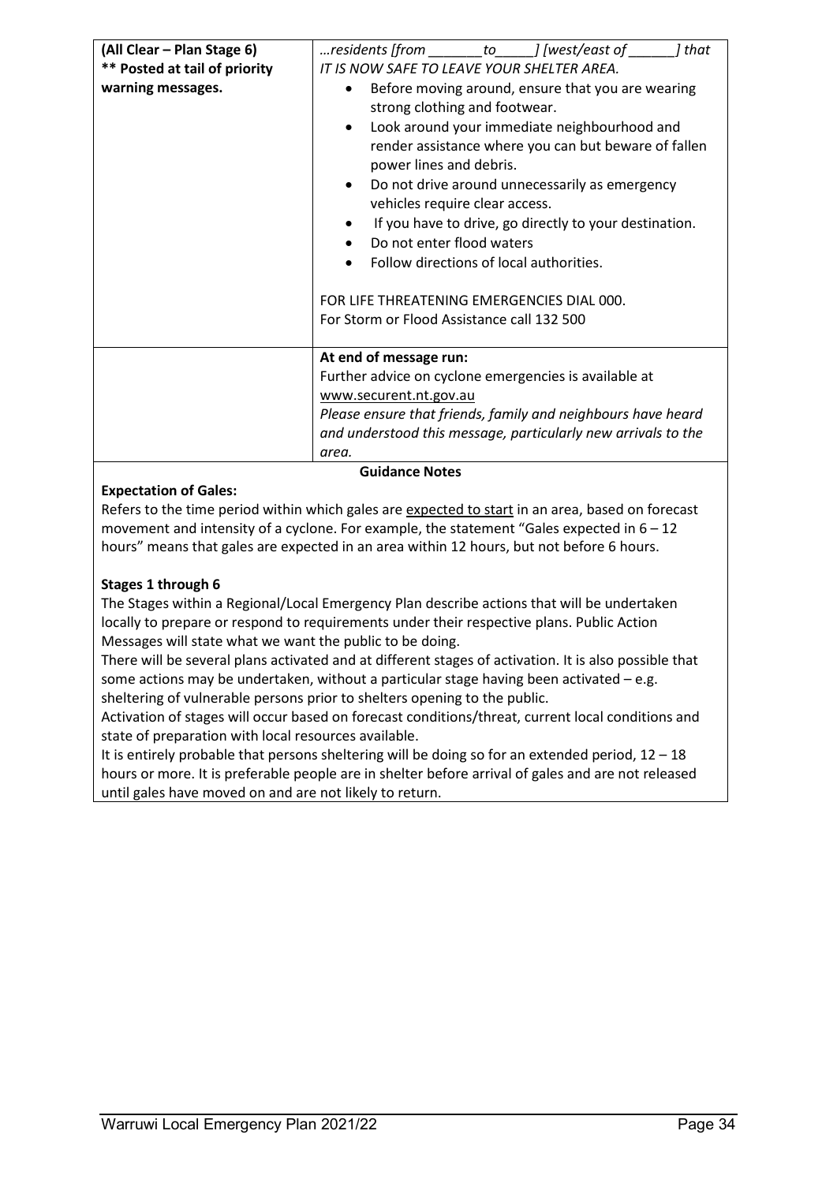| | |
|---|---|
| **(All Clear – Plan Stage 6)**<br>**\*\* Posted at tail of priority warning messages.** | *…residents [from _______to_____] [west/east of ______] that IT IS NOW SAFE TO LEAVE YOUR SHELTER AREA.*<br>• Before moving around, ensure that you are wearing strong clothing and footwear.<br>• Look around your immediate neighbourhood and render assistance where you can but beware of fallen power lines and debris.<br>• Do not drive around unnecessarily as emergency vehicles require clear access.<br>• If you have to drive, go directly to your destination.<br>• Do not enter flood waters<br>• Follow directions of local authorities.<br><br>FOR LIFE THREATENING EMERGENCIES DIAL 000.<br>For Storm or Flood Assistance call 132 500 |
| | **At end of message run:**<br>Further advice on cyclone emergencies is available at www.securent.nt.gov.au<br>*Please ensure that friends, family and neighbours have heard and understood this message, particularly new arrivals to the area.* |

**Guidance Notes**

**Expectation of Gales:**

Refers to the time period within which gales are expected to start in an area, based on forecast movement and intensity of a cyclone. For example, the statement "Gales expected in 6 – 12 hours" means that gales are expected in an area within 12 hours, but not before 6 hours.

**Stages 1 through 6**

The Stages within a Regional/Local Emergency Plan describe actions that will be undertaken locally to prepare or respond to requirements under their respective plans. Public Action Messages will state what we want the public to be doing.

There will be several plans activated and at different stages of activation. It is also possible that some actions may be undertaken, without a particular stage having been activated – e.g. sheltering of vulnerable persons prior to shelters opening to the public.

Activation of stages will occur based on forecast conditions/threat, current local conditions and state of preparation with local resources available.

It is entirely probable that persons sheltering will be doing so for an extended period, 12 – 18 hours or more. It is preferable people are in shelter before arrival of gales and are not released until gales have moved on and are not likely to return.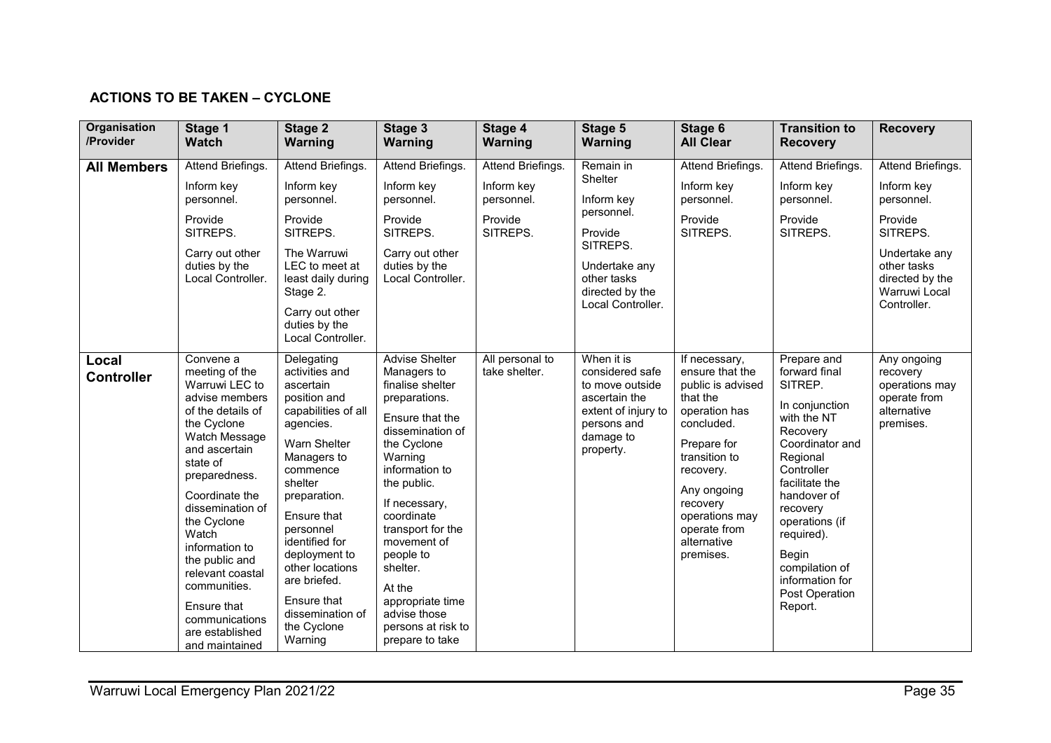## ACTIONS TO BE TAKEN – CYCLONE

| Organisation /Provider | Stage 1 Watch | Stage 2 Warning | Stage 3 Warning | Stage 4 Warning | Stage 5 Warning | Stage 6 All Clear | Transition to Recovery | Recovery |
|---|---|---|---|---|---|---|---|---|
| **All Members** | Attend Briefings.<br><br>Inform key personnel.<br><br>Provide SITREPS.<br><br>Carry out other duties by the Local Controller. | Attend Briefings.<br><br>Inform key personnel.<br><br>Provide SITREPS.<br><br>The Warruwi LEC to meet at least daily during Stage 2.<br><br>Carry out other duties by the Local Controller. | Attend Briefings.<br><br>Inform key personnel.<br><br>Provide SITREPS.<br><br>Carry out other duties by the Local Controller. | Attend Briefings.<br><br>Inform key personnel.<br><br>Provide SITREPS. | Remain in Shelter<br><br>Inform key personnel.<br><br>Provide SITREPS.<br><br>Undertake any other tasks directed by the Local Controller. | Attend Briefings.<br><br>Inform key personnel.<br><br>Provide SITREPS. | Attend Briefings.<br><br>Inform key personnel.<br><br>Provide SITREPS. | Attend Briefings.<br><br>Inform key personnel.<br><br>Provide SITREPS.<br><br>Undertake any other tasks directed by the Warruwi Local Controller. |
| **Local Controller** | Convene a meeting of the Warruwi LEC to advise members of the details of the Cyclone Watch Message and ascertain state of preparedness.<br><br>Coordinate the dissemination of the Cyclone Watch information to the public and relevant coastal communities.<br><br>Ensure that communications are established and maintained | Delegating activities and ascertain position and capabilities of all agencies.<br><br>Warn Shelter Managers to commence shelter preparation.<br><br>Ensure that personnel identified for deployment to other locations are briefed.<br><br>Ensure that dissemination of the Cyclone Warning | Advise Shelter Managers to finalise shelter preparations.<br><br>Ensure that the dissemination of the Cyclone Warning information to the public.<br><br>If necessary, coordinate transport for the movement of people to shelter.<br><br>At the appropriate time advise those persons at risk to prepare to take | All personal to take shelter. | When it is considered safe to move outside ascertain the extent of injury to persons and damage to property. | If necessary, ensure that the public is advised that the operation has concluded.<br><br>Prepare for transition to recovery.<br><br>Any ongoing recovery operations may operate from alternative premises. | Prepare and forward final SITREP.<br><br>In conjunction with the NT Recovery Coordinator and Regional Controller facilitate the handover of recovery operations (if required).<br><br>Begin compilation of information for Post Operation Report. | Any ongoing recovery operations may operate from alternative premises. |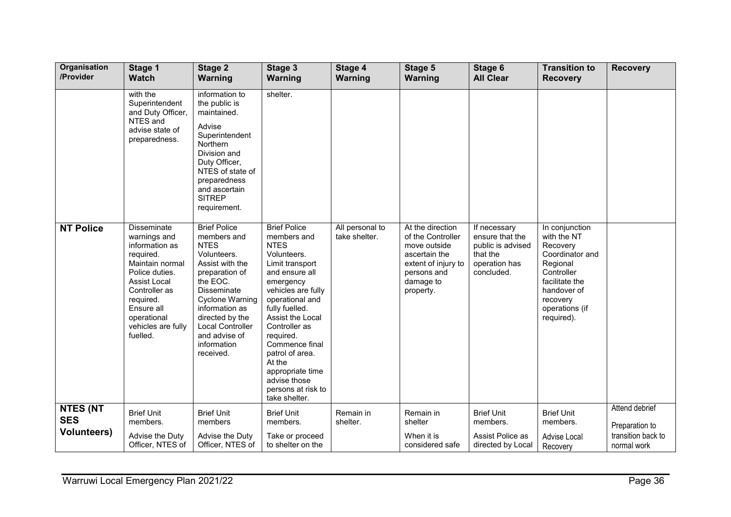| Organisation /Provider | Stage 1 Watch | Stage 2 Warning | Stage 3 Warning | Stage 4 Warning | Stage 5 Warning | Stage 6 All Clear | Transition to Recovery | Recovery |
|---|---|---|---|---|---|---|---|---|
| | with the Superintendent and Duty Officer, NTES and advise state of preparedness. | information to the public is maintained. Advise Superintendent Northern Division and Duty Officer, NTES of state of preparedness and ascertain SITREP requirement. | shelter. | | | | | |
| **NT Police** | Disseminate warnings and information as required. Maintain normal Police duties. Assist Local Controller as required. Ensure all operational vehicles are fully fuelled. | Brief Police members and NTES Volunteers. Assist with the preparation of the EOC. Disseminate Cyclone Warning information as directed by the Local Controller and advise of information received. | Brief Police members and NTES Volunteers. Limit transport and ensure all emergency vehicles are fully operational and fully fuelled. Assist the Local Controller as required. Commence final patrol of area. At the appropriate time advise those persons at risk to take shelter. | All personal to take shelter. | At the direction of the Controller move outside ascertain the extent of injury to persons and damage to property. | If necessary ensure that the public is advised that the operation has concluded. | In conjunction with the NT Recovery Coordinator and Regional Controller facilitate the handover of recovery operations (if required). | |
| **NTES (NT SES Volunteers)** | Brief Unit members. Advise the Duty Officer, NTES of | Brief Unit members Advise the Duty Officer, NTES of | Brief Unit members. Take or proceed to shelter on the | Remain in shelter. | Remain in shelter When it is considered safe | Brief Unit members. Assist Police as directed by Local | Brief Unit members. Advise Local Recovery | Attend debrief Preparation to transition back to normal work |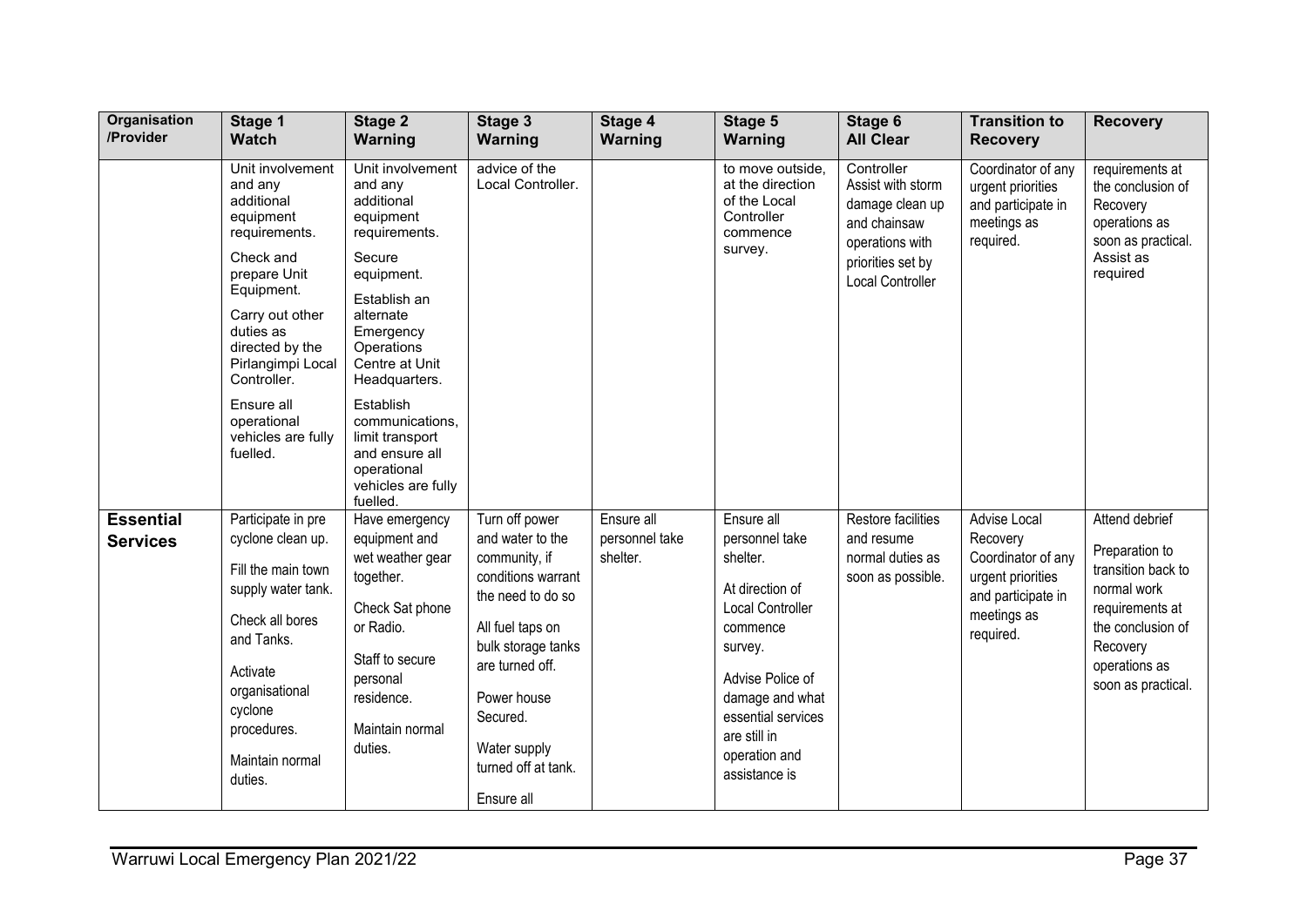| Organisation /Provider | Stage 1 Watch | Stage 2 Warning | Stage 3 Warning | Stage 4 Warning | Stage 5 Warning | Stage 6 All Clear | Transition to Recovery | Recovery |
|---|---|---|---|---|---|---|---|---|
| | Unit involvement and any additional equipment requirements. Check and prepare Unit Equipment. Carry out other duties as directed by the Pirlangimpi Local Controller. Ensure all operational vehicles are fully fuelled. | Unit involvement and any additional equipment requirements. Secure equipment. Establish an alternate Emergency Operations Centre at Unit Headquarters. Establish communications, limit transport and ensure all operational vehicles are fully fuelled. | advice of the Local Controller. | | to move outside, at the direction of the Local Controller commence survey. | Controller Assist with storm damage clean up and chainsaw operations with priorities set by Local Controller | Coordinator of any urgent priorities and participate in meetings as required. | requirements at the conclusion of Recovery operations as soon as practical. Assist as required |
| **Essential Services** | Participate in pre cyclone clean up. Fill the main town supply water tank. Check all bores and Tanks. Activate organisational cyclone procedures. Maintain normal duties. | Have emergency equipment and wet weather gear together. Check Sat phone or Radio. Staff to secure personal residence. Maintain normal duties. | Turn off power and water to the community, if conditions warrant the need to do so All fuel taps on bulk storage tanks are turned off. Power house Secured. Water supply turned off at tank. Ensure all | Ensure all personnel take shelter. | Ensure all personnel take shelter. At direction of Local Controller commence survey. Advise Police of damage and what essential services are still in operation and assistance is | Restore facilities and resume normal duties as soon as possible. | Advise Local Recovery Coordinator of any urgent priorities and participate in meetings as required. | Attend debrief Preparation to transition back to normal work requirements at the conclusion of Recovery operations as soon as practical. |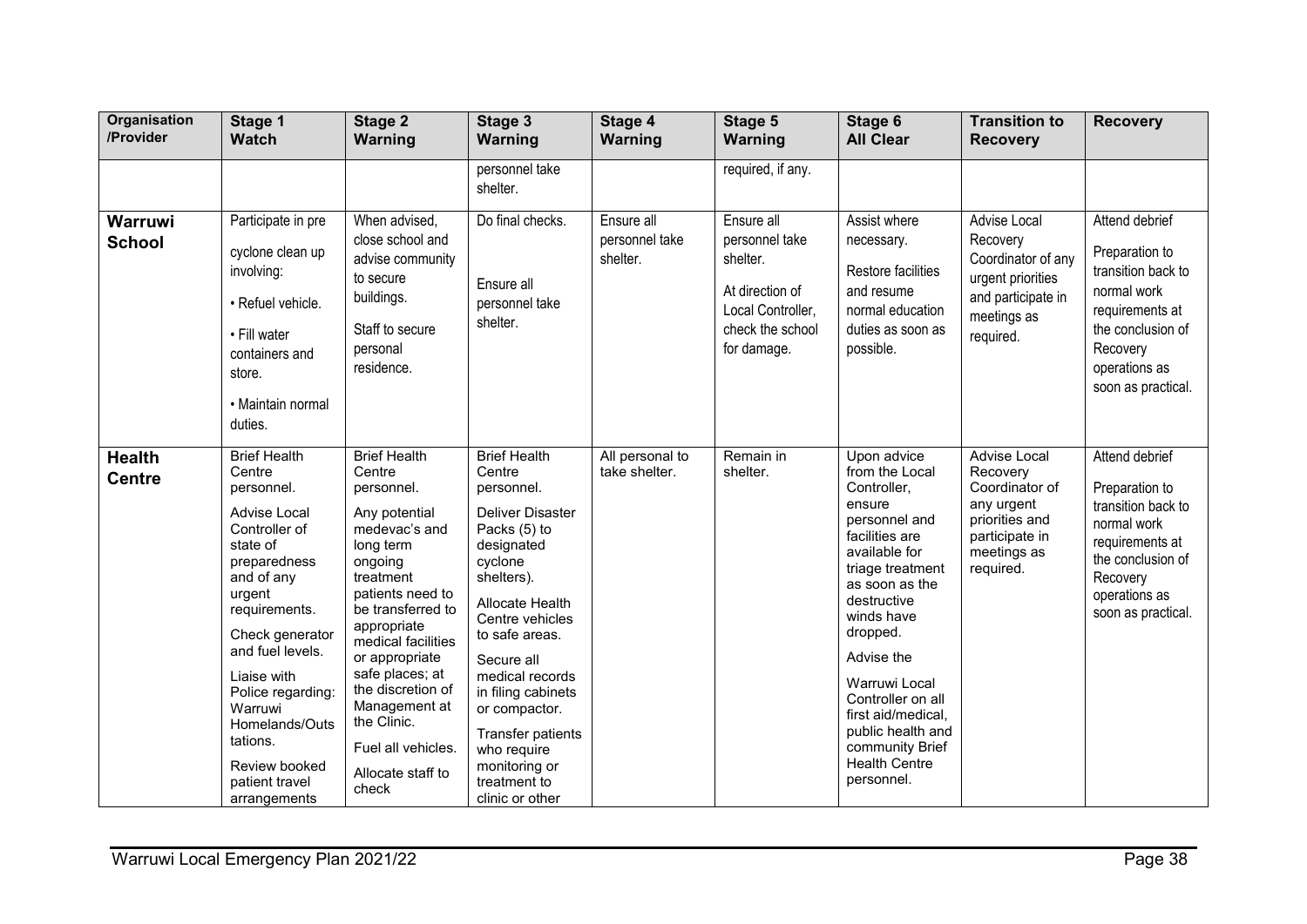| Organisation /Provider | Stage 1 Watch | Stage 2 Warning | Stage 3 Warning | Stage 4 Warning | Stage 5 Warning | Stage 6 All Clear | Transition to Recovery | Recovery |
|---|---|---|---|---|---|---|---|---|
| | | | personnel take shelter. | | required, if any. | | | |
| **Warruwi School** | Participate in pre cyclone clean up involving:<br>• Refuel vehicle.<br>• Fill water containers and store.<br>• Maintain normal duties. | When advised, close school and advise community to secure buildings.<br>Staff to secure personal residence. | Do final checks.<br>Ensure all personnel take shelter. | Ensure all personnel take shelter. | Ensure all personnel take shelter.<br>At direction of Local Controller, check the school for damage. | Assist where necessary.<br>Restore facilities and resume normal education duties as soon as possible. | Advise Local Recovery Coordinator of any urgent priorities and participate in meetings as required. | Attend debrief<br>Preparation to transition back to normal work requirements at the conclusion of Recovery operations as soon as practical. |
| **Health Centre** | Brief Health Centre personnel.<br>Advise Local Controller of state of preparedness and of any urgent requirements.<br>Check generator and fuel levels.<br>Liaise with Police regarding: Warruwi Homelands/Outstations.<br>Review booked patient travel arrangements | Brief Health Centre personnel.<br>Any potential medevac's and long term ongoing treatment patients need to be transferred to appropriate medical facilities or appropriate safe places; at the discretion of Management at the Clinic.<br>Fuel all vehicles.<br>Allocate staff to check | Brief Health Centre personnel.<br>Deliver Disaster Packs (5) to designated cyclone shelters).<br>Allocate Health Centre vehicles to safe areas.<br>Secure all medical records in filing cabinets or compactor.<br>Transfer patients who require monitoring or treatment to clinic or other | All personal to take shelter. | Remain in shelter. | Upon advice from the Local Controller, ensure personnel and facilities are available for triage treatment as soon as the destructive winds have dropped.<br>Advise the Warruwi Local Controller on all first aid/medical, public health and community Brief Health Centre personnel. | Advise Local Recovery Coordinator of any urgent priorities and participate in meetings as required. | Attend debrief<br>Preparation to transition back to normal work requirements at the conclusion of Recovery operations as soon as practical. |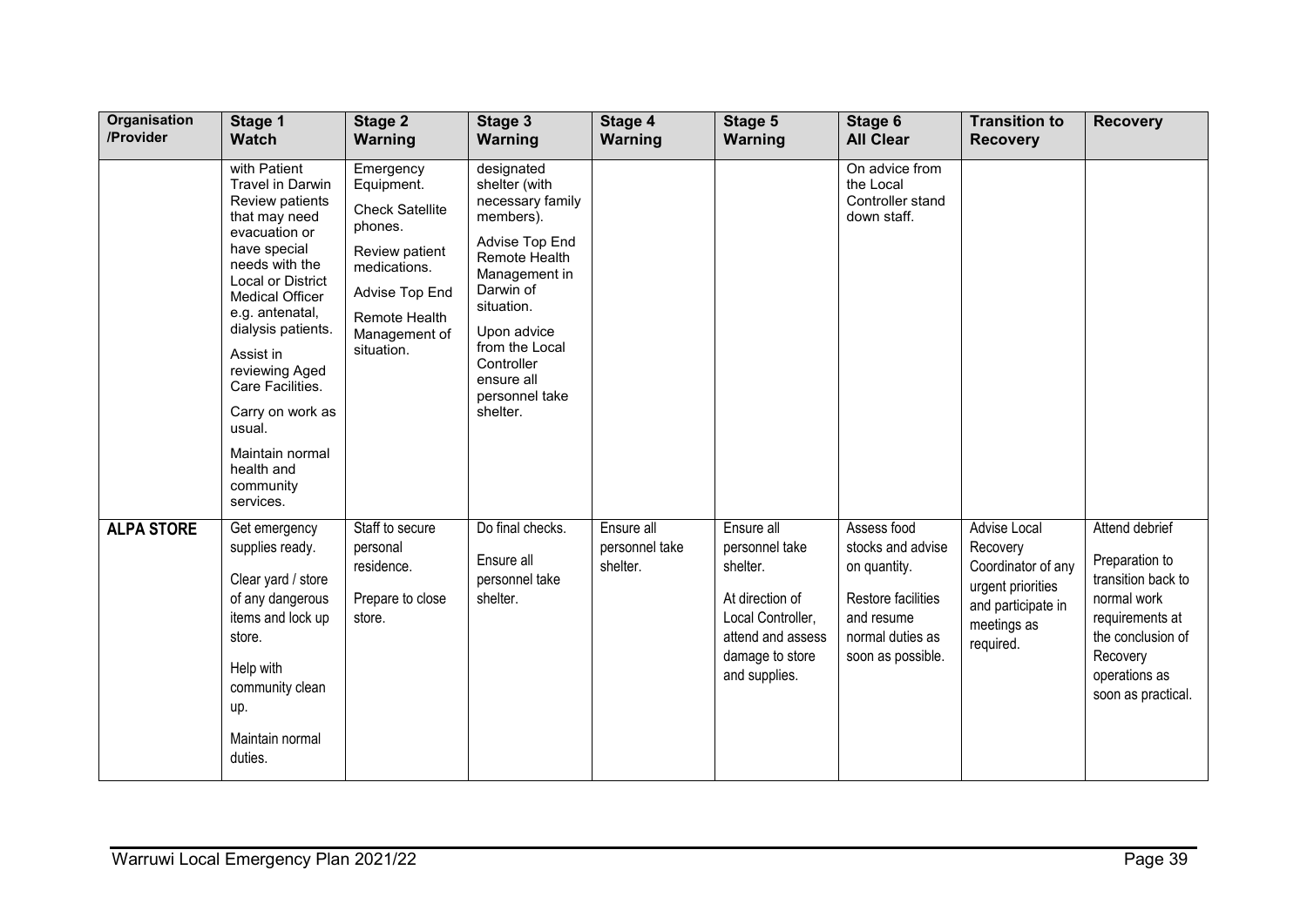| Organisation /Provider | Stage 1 Watch | Stage 2 Warning | Stage 3 Warning | Stage 4 Warning | Stage 5 Warning | Stage 6 All Clear | Transition to Recovery | Recovery |
|---|---|---|---|---|---|---|---|---|
| | with Patient Travel in Darwin Review patients that may need evacuation or have special needs with the Local or District Medical Officer e.g. antenatal, dialysis patients.<br><br>Assist in reviewing Aged Care Facilities.<br><br>Carry on work as usual.<br><br>Maintain normal health and community services. | Emergency Equipment.<br><br>Check Satellite phones.<br><br>Review patient medications.<br><br>Advise Top End Remote Health Management of situation. | designated shelter (with necessary family members).<br><br>Advise Top End Remote Health Management in Darwin of situation.<br><br>Upon advice from the Local Controller ensure all personnel take shelter. | | | On advice from the Local Controller stand down staff. | | |
| **ALPA STORE** | Get emergency supplies ready.<br><br>Clear yard / store of any dangerous items and lock up store.<br><br>Help with community clean up.<br><br>Maintain normal duties. | Staff to secure personal residence.<br><br>Prepare to close store. | Do final checks.<br><br>Ensure all personnel take shelter. | Ensure all personnel take shelter. | Ensure all personnel take shelter.<br><br>At direction of Local Controller, attend and assess damage to store and supplies. | Assess food stocks and advise on quantity.<br><br>Restore facilities and resume normal duties as soon as possible. | Advise Local Recovery Coordinator of any urgent priorities and participate in meetings as required. | Attend debrief<br><br>Preparation to transition back to normal work requirements at the conclusion of Recovery operations as soon as practical. |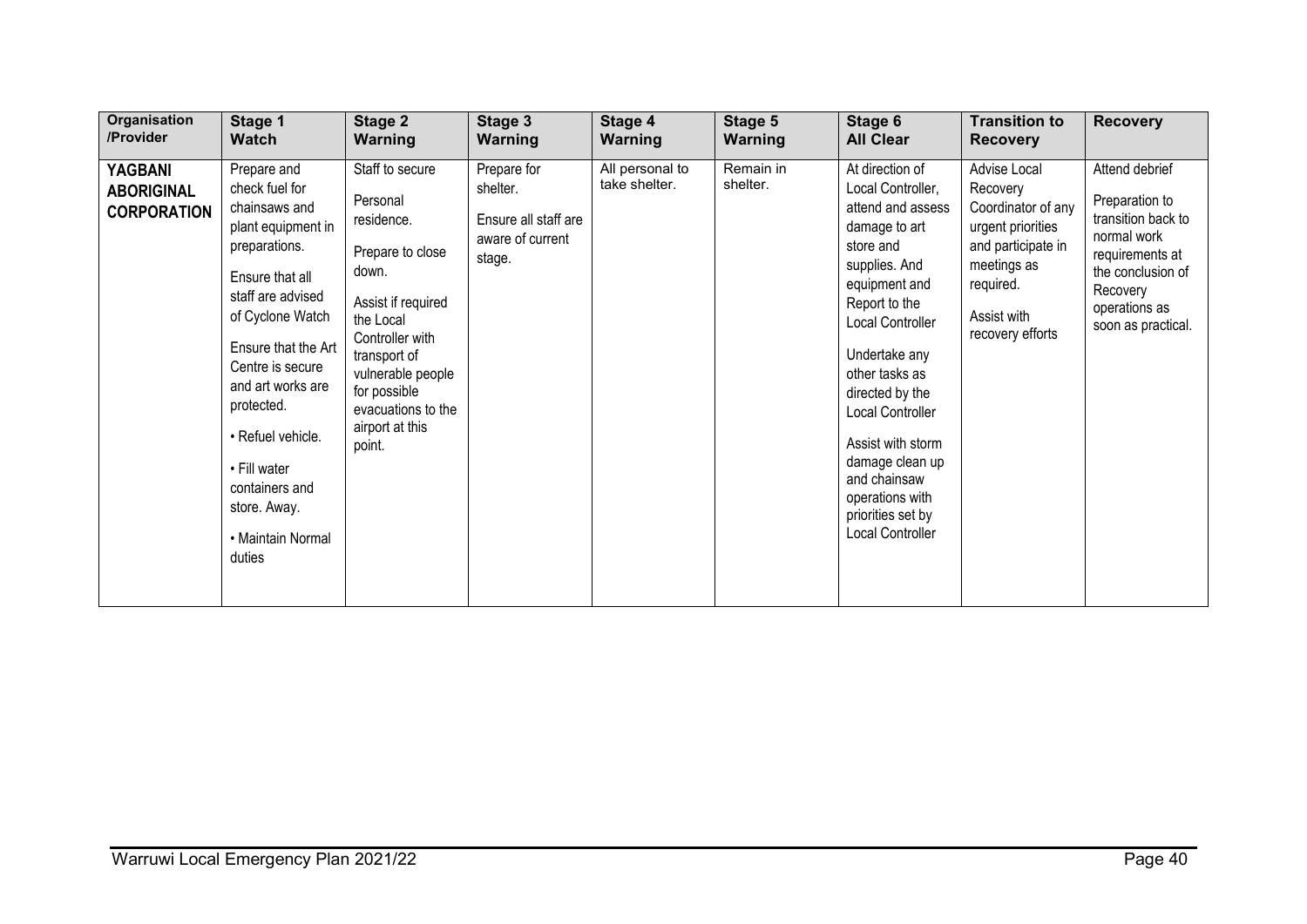| Organisation /Provider | Stage 1 Watch | Stage 2 Warning | Stage 3 Warning | Stage 4 Warning | Stage 5 Warning | Stage 6 All Clear | Transition to Recovery | Recovery |
|---|---|---|---|---|---|---|---|---|
| **YAGBANI ABORIGINAL CORPORATION** | Prepare and check fuel for chainsaws and plant equipment in preparations.<br><br>Ensure that all staff are advised of Cyclone Watch<br><br>Ensure that the Art Centre is secure and art works are protected.<br><br>• Refuel vehicle.<br><br>• Fill water containers and store. Away.<br><br>• Maintain Normal duties | Staff to secure<br><br>Personal residence.<br><br>Prepare to close down.<br><br>Assist if required the Local Controller with transport of vulnerable people for possible evacuations to the airport at this point. | Prepare for shelter.<br><br>Ensure all staff are aware of current stage. | All personal to take shelter. | Remain in shelter. | At direction of Local Controller, attend and assess damage to art store and supplies. And equipment and Report to the Local Controller<br><br>Undertake any other tasks as directed by the Local Controller<br><br>Assist with storm damage clean up and chainsaw operations with priorities set by Local Controller | Advise Local Recovery Coordinator of any urgent priorities and participate in meetings as required.<br><br>Assist with recovery efforts | Attend debrief<br><br>Preparation to transition back to normal work requirements at the conclusion of Recovery operations as soon as practical. |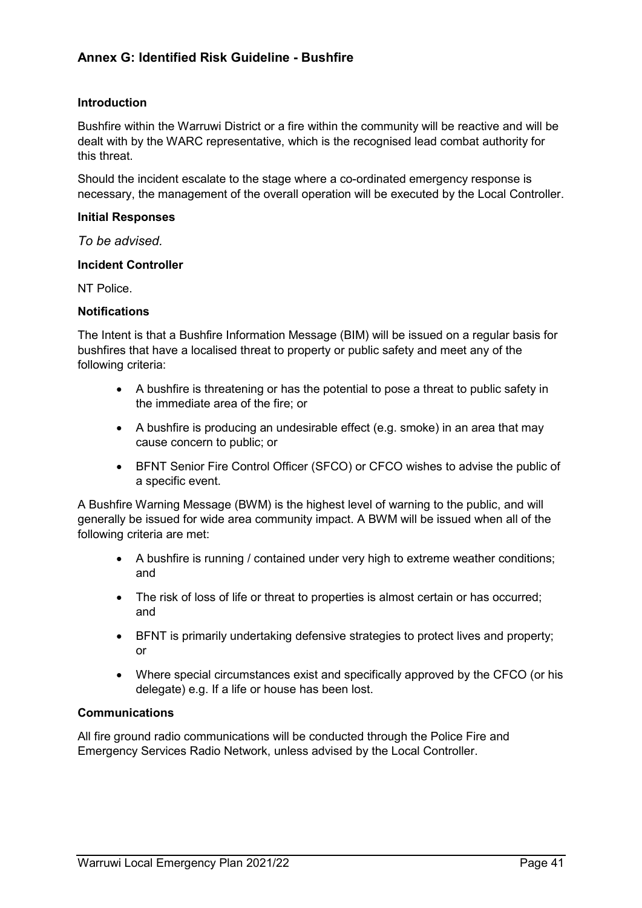## Annex G: Identified Risk Guideline - Bushfire

**Introduction**

Bushfire within the Warruwi District or a fire within the community will be reactive and will be dealt with by the WARC representative, which is the recognised lead combat authority for this threat.

Should the incident escalate to the stage where a co-ordinated emergency response is necessary, the management of the overall operation will be executed by the Local Controller.

**Initial Responses**

*To be advised.*

**Incident Controller**

NT Police.

**Notifications**

The Intent is that a Bushfire Information Message (BIM) will be issued on a regular basis for bushfires that have a localised threat to property or public safety and meet any of the following criteria:

- A bushfire is threatening or has the potential to pose a threat to public safety in the immediate area of the fire; or
- A bushfire is producing an undesirable effect (e.g. smoke) in an area that may cause concern to public; or
- BFNT Senior Fire Control Officer (SFCO) or CFCO wishes to advise the public of a specific event.

A Bushfire Warning Message (BWM) is the highest level of warning to the public, and will generally be issued for wide area community impact. A BWM will be issued when all of the following criteria are met:

- A bushfire is running / contained under very high to extreme weather conditions; and
- The risk of loss of life or threat to properties is almost certain or has occurred; and
- BFNT is primarily undertaking defensive strategies to protect lives and property; or
- Where special circumstances exist and specifically approved by the CFCO (or his delegate) e.g. If a life or house has been lost.

**Communications**

All fire ground radio communications will be conducted through the Police Fire and Emergency Services Radio Network, unless advised by the Local Controller.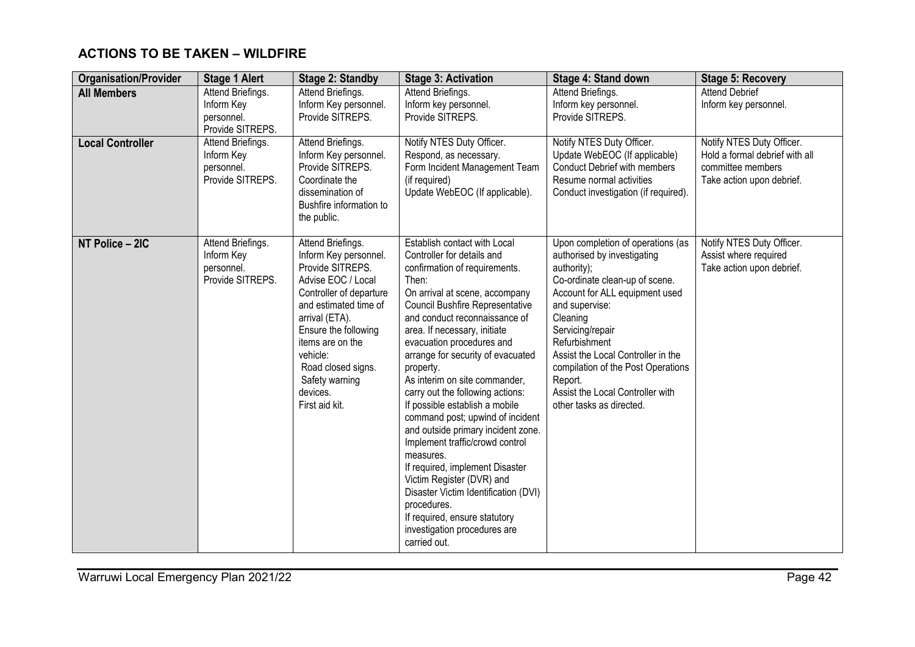## ACTIONS TO BE TAKEN – WILDFIRE

| Organisation/Provider | Stage 1 Alert | Stage 2: Standby | Stage 3: Activation | Stage 4: Stand down | Stage 5: Recovery |
|---|---|---|---|---|---|
| **All Members** | Attend Briefings.<br>Inform Key personnel.<br>Provide SITREPS. | Attend Briefings.<br>Inform Key personnel.<br>Provide SITREPS. | Attend Briefings.<br>Inform key personnel.<br>Provide SITREPS. | Attend Briefings.<br>Inform key personnel.<br>Provide SITREPS. | Attend Debrief<br>Inform key personnel. |
| **Local Controller** | Attend Briefings.<br>Inform Key personnel.<br>Provide SITREPS. | Attend Briefings.<br>Inform Key personnel.<br>Provide SITREPS.<br>Coordinate the dissemination of Bushfire information to the public. | Notify NTES Duty Officer.<br>Respond, as necessary.<br>Form Incident Management Team (if required)<br>Update WebEOC (If applicable). | Notify NTES Duty Officer.<br>Update WebEOC (If applicable)<br>Conduct Debrief with members<br>Resume normal activities<br>Conduct investigation (if required). | Notify NTES Duty Officer.<br>Hold a formal debrief with all committee members<br>Take action upon debrief. |
| **NT Police – 2IC** | Attend Briefings.<br>Inform Key personnel.<br>Provide SITREPS. | Attend Briefings.<br>Inform Key personnel.<br>Provide SITREPS.<br>Advise EOC / Local Controller of departure and estimated time of arrival (ETA).<br>Ensure the following items are on the vehicle:<br>Road closed signs.<br>Safety warning devices.<br>First aid kit. | Establish contact with Local Controller for details and confirmation of requirements.<br>Then:<br>On arrival at scene, accompany Council Bushfire Representative and conduct reconnaissance of area. If necessary, initiate evacuation procedures and arrange for security of evacuated property.<br>As interim on site commander, carry out the following actions:<br>If possible establish a mobile command post; upwind of incident and outside primary incident zone.<br>Implement traffic/crowd control measures.<br>If required, implement Disaster Victim Register (DVR) and Disaster Victim Identification (DVI) procedures.<br>If required, ensure statutory investigation procedures are carried out. | Upon completion of operations (as authorised by investigating authority);<br>Co-ordinate clean-up of scene.<br>Account for ALL equipment used and supervise:<br>Cleaning<br>Servicing/repair<br>Refurbishment<br>Assist the Local Controller in the compilation of the Post Operations Report.<br>Assist the Local Controller with other tasks as directed. | Notify NTES Duty Officer.<br>Assist where required<br>Take action upon debrief. |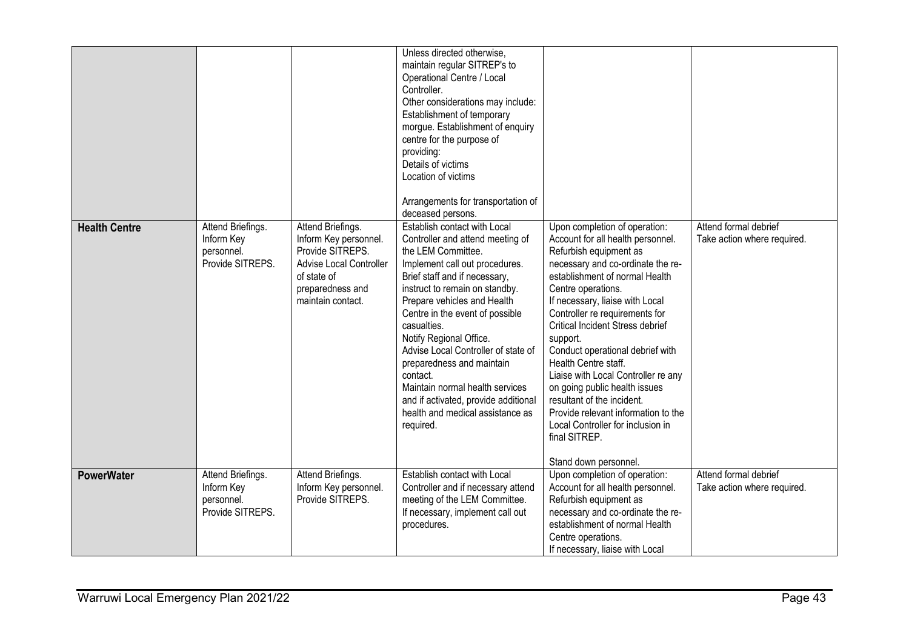|  |  |  | Unless directed otherwise, maintain regular SITREP's to Operational Centre / Local Controller.<br>Other considerations may include:<br>Establishment of temporary morgue. Establishment of enquiry centre for the purpose of providing:<br>Details of victims<br>Location of victims<br><br>Arrangements for transportation of deceased persons. |  |  |
|---|---|---|---|---|---|
| **Health Centre** | Attend Briefings.<br>Inform Key personnel.<br>Provide SITREPS. | Attend Briefings.<br>Inform Key personnel.<br>Provide SITREPS.<br>Advise Local Controller of state of preparedness and maintain contact. | Establish contact with Local Controller and attend meeting of the LEM Committee.<br>Implement call out procedures.<br>Brief staff and if necessary, instruct to remain on standby.<br>Prepare vehicles and Health Centre in the event of possible casualties.<br>Notify Regional Office.<br>Advise Local Controller of state of preparedness and maintain contact.<br>Maintain normal health services and if activated, provide additional health and medical assistance as required. | Upon completion of operation:<br>Account for all health personnel.<br>Refurbish equipment as necessary and co-ordinate the re-establishment of normal Health Centre operations.<br>If necessary, liaise with Local Controller re requirements for Critical Incident Stress debrief support.<br>Conduct operational debrief with Health Centre staff.<br>Liaise with Local Controller re any on going public health issues resultant of the incident.<br>Provide relevant information to the Local Controller for inclusion in final SITREP.<br><br>Stand down personnel. | Attend formal debrief<br>Take action where required. |
| **PowerWater** | Attend Briefings.<br>Inform Key personnel.<br>Provide SITREPS. | Attend Briefings.<br>Inform Key personnel.<br>Provide SITREPS. | Establish contact with Local Controller and if necessary attend meeting of the LEM Committee.<br>If necessary, implement call out procedures. | Upon completion of operation:<br>Account for all health personnel.<br>Refurbish equipment as necessary and co-ordinate the re-establishment of normal Health Centre operations.<br>If necessary, liaise with Local | Attend formal debrief<br>Take action where required. |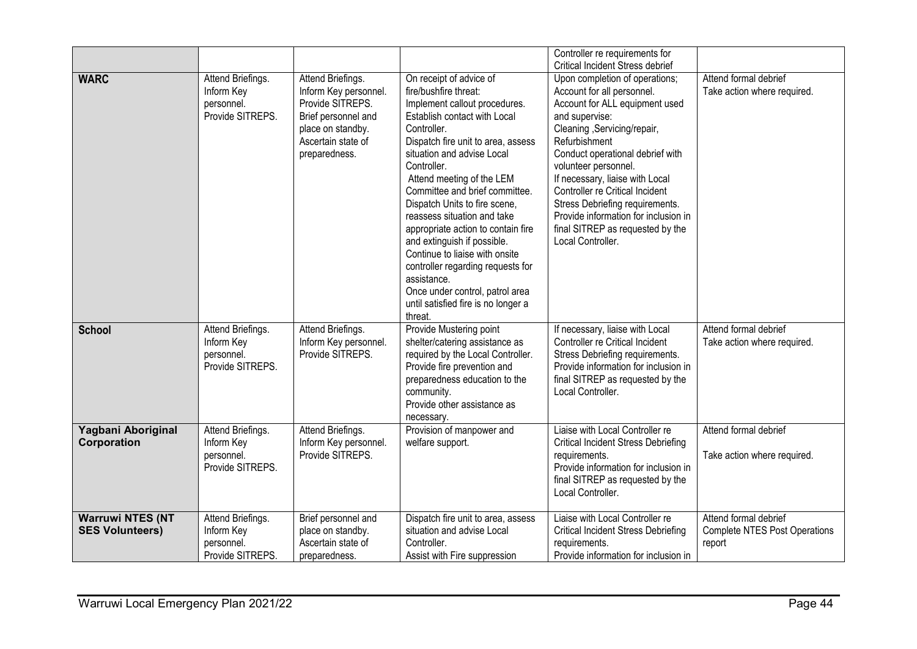| | | | | | |
|---|---|---|---|---|---|
| | | | | Controller re requirements for Critical Incident Stress debrief | |
| **WARC** | Attend Briefings.<br>Inform Key personnel.<br>Provide SITREPS. | Attend Briefings.<br>Inform Key personnel.<br>Provide SITREPS.<br>Brief personnel and place on standby.<br>Ascertain state of preparedness. | On receipt of advice of fire/bushfire threat:<br>Implement callout procedures.<br>Establish contact with Local Controller.<br>Dispatch fire unit to area, assess situation and advise Local Controller.<br>Attend meeting of the LEM Committee and brief committee.<br>Dispatch Units to fire scene, reassess situation and take appropriate action to contain fire and extinguish if possible.<br>Continue to liaise with onsite controller regarding requests for assistance.<br>Once under control, patrol area until satisfied fire is no longer a threat. | Upon completion of operations;<br>Account for all personnel.<br>Account for ALL equipment used and supervise:<br>Cleaning ,Servicing/repair, Refurbishment<br>Conduct operational debrief with volunteer personnel.<br>If necessary, liaise with Local Controller re Critical Incident Stress Debriefing requirements.<br>Provide information for inclusion in final SITREP as requested by the Local Controller. | Attend formal debrief<br>Take action where required. |
| **School** | Attend Briefings.<br>Inform Key personnel.<br>Provide SITREPS. | Attend Briefings.<br>Inform Key personnel.<br>Provide SITREPS. | Provide Mustering point shelter/catering assistance as required by the Local Controller.<br>Provide fire prevention and preparedness education to the community.<br>Provide other assistance as necessary. | If necessary, liaise with Local Controller re Critical Incident Stress Debriefing requirements.<br>Provide information for inclusion in final SITREP as requested by the Local Controller. | Attend formal debrief<br>Take action where required. |
| **Yagbani Aboriginal Corporation** | Attend Briefings.<br>Inform Key personnel.<br>Provide SITREPS. | Attend Briefings.<br>Inform Key personnel.<br>Provide SITREPS. | Provision of manpower and welfare support. | Liaise with Local Controller re Critical Incident Stress Debriefing requirements.<br>Provide information for inclusion in final SITREP as requested by the Local Controller. | Attend formal debrief<br><br>Take action where required. |
| **Warruwi NTES (NT SES Volunteers)** | Attend Briefings.<br>Inform Key personnel.<br>Provide SITREPS. | Brief personnel and place on standby.<br>Ascertain state of preparedness. | Dispatch fire unit to area, assess situation and advise Local Controller.<br>Assist with Fire suppression | Liaise with Local Controller re Critical Incident Stress Debriefing requirements.<br>Provide information for inclusion in | Attend formal debrief<br>Complete NTES Post Operations report |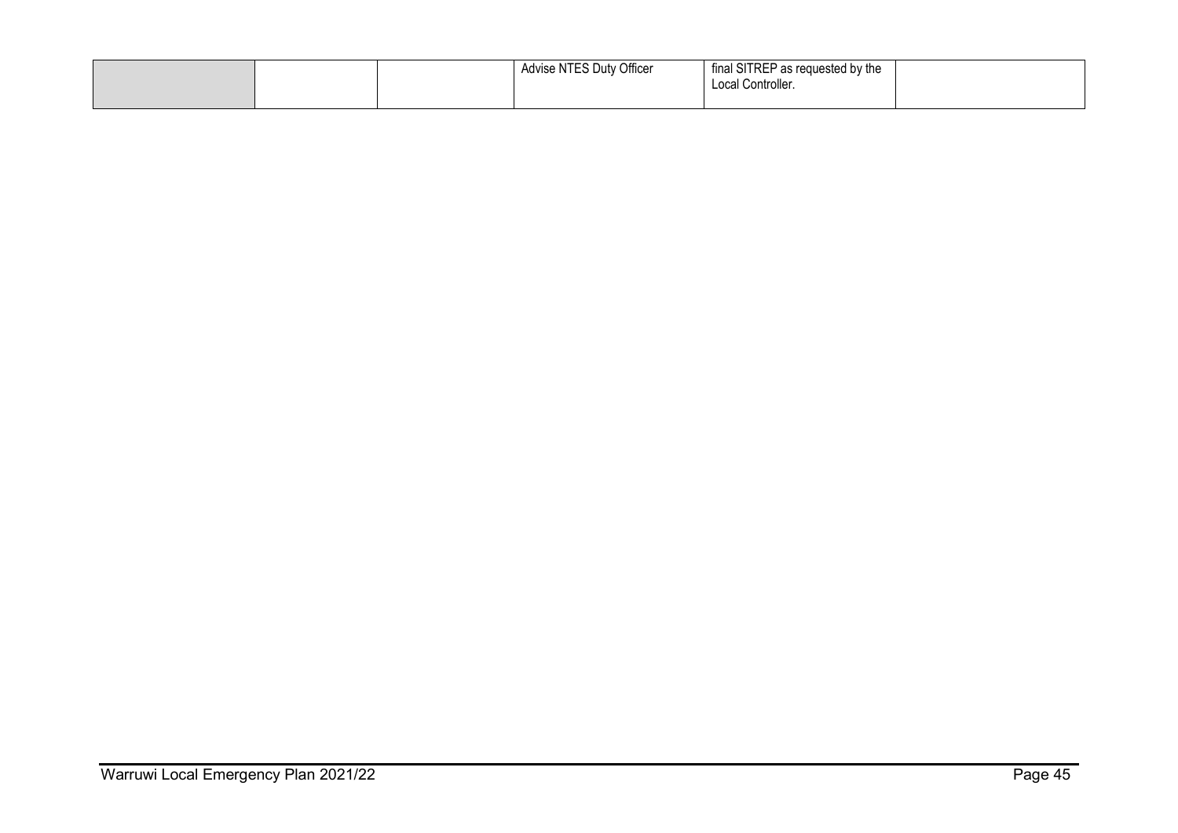| | | | Advise NTES Duty Officer | final SITREP as requested by the Local Controller. | |
|---|---|---|---|---|---|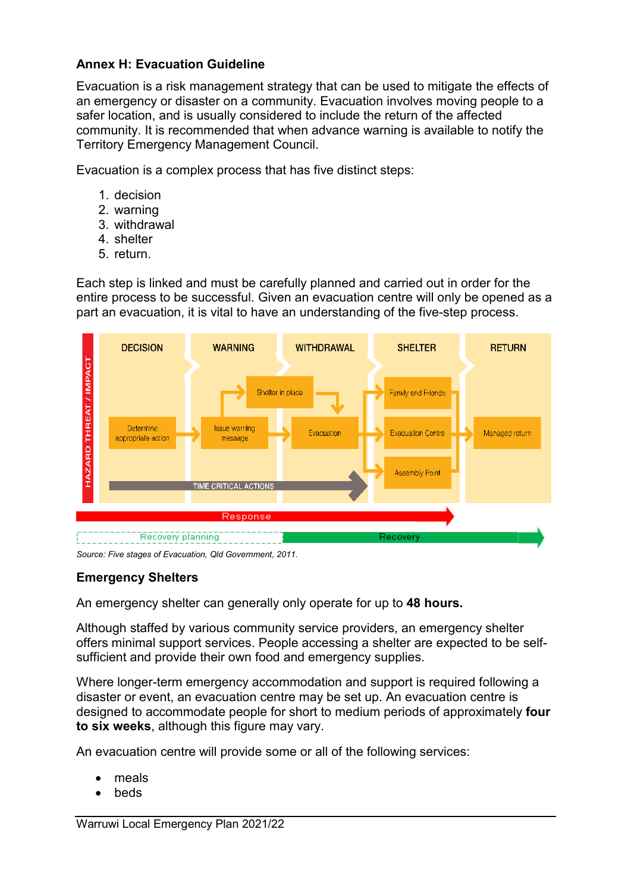### Annex H: Evacuation Guideline

Evacuation is a risk management strategy that can be used to mitigate the effects of an emergency or disaster on a community. Evacuation involves moving people to a safer location, and is usually considered to include the return of the affected community. It is recommended that when advance warning is available to notify the Territory Emergency Management Council.

Evacuation is a complex process that has five distinct steps:

1. decision
2. warning
3. withdrawal
4. shelter
5. return.

Each step is linked and must be carefully planned and carried out in order for the entire process to be successful. Given an evacuation centre will only be opened as a part an evacuation, it is vital to have an understanding of the five-step process.

HAZARD THREAT / IMPACT

DECISION | WARNING | WITHDRAWAL | SHELTER | RETURN

Determine appropriate action → Issue warning message → Shelter in place / Evacuation → Family and Friends / Evacuation Centre / Assembly Point → Managed return

TIME CRITICAL ACTIONS

Response

Recovery planning | Recovery

*Source: Five stages of Evacuation, Qld Government, 2011.*

### Emergency Shelters

An emergency shelter can generally only operate for up to **48 hours.**

Although staffed by various community service providers, an emergency shelter offers minimal support services. People accessing a shelter are expected to be self-sufficient and provide their own food and emergency supplies.

Where longer-term emergency accommodation and support is required following a disaster or event, an evacuation centre may be set up. An evacuation centre is designed to accommodate people for short to medium periods of approximately **four to six weeks**, although this figure may vary.

An evacuation centre will provide some or all of the following services:

- meals
- beds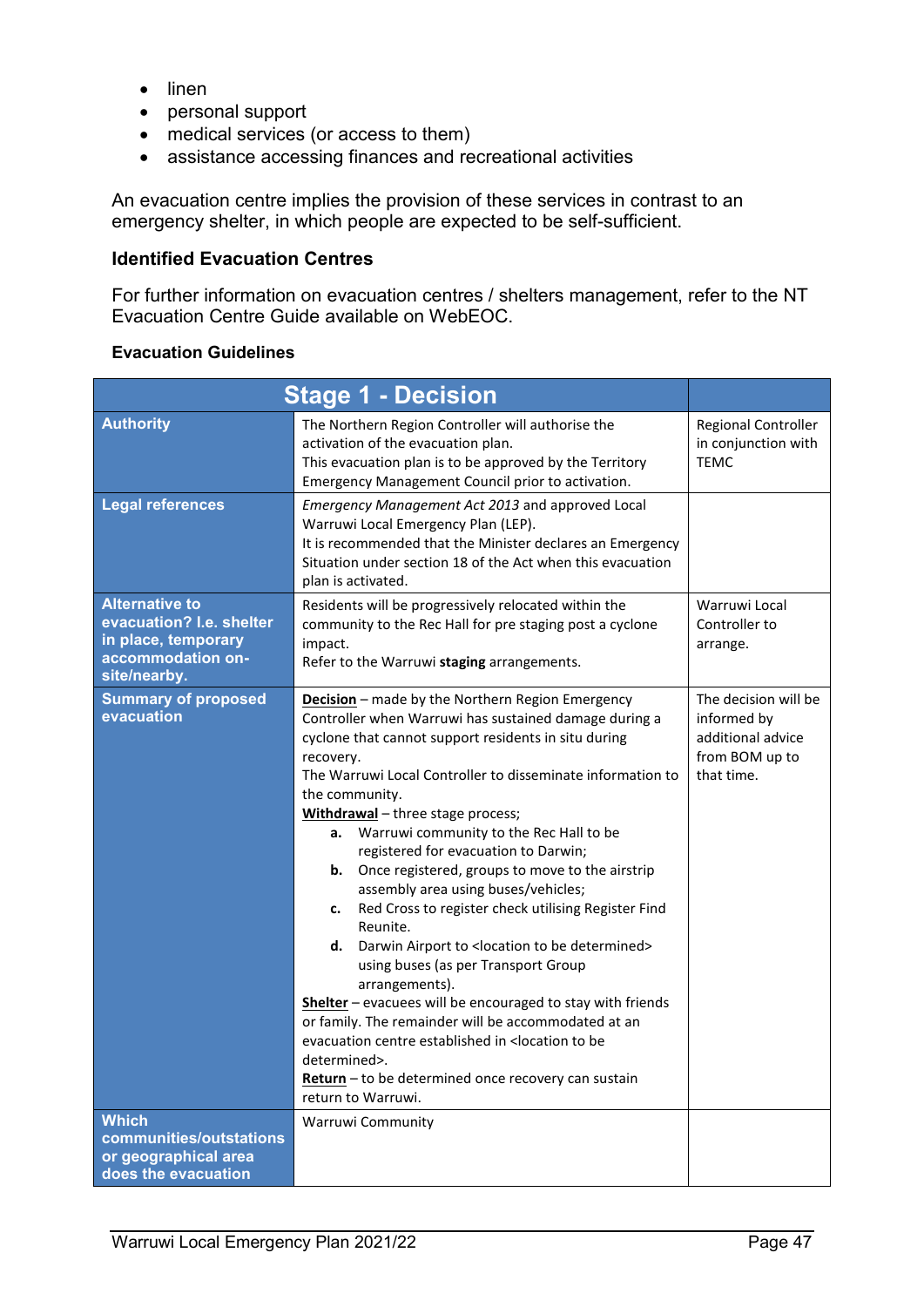- linen
- personal support
- medical services (or access to them)
- assistance accessing finances and recreational activities

An evacuation centre implies the provision of these services in contrast to an emergency shelter, in which people are expected to be self-sufficient.

### Identified Evacuation Centres

For further information on evacuation centres / shelters management, refer to the NT Evacuation Centre Guide available on WebEOC.

### Evacuation Guidelines

| Stage 1 - Decision | | |
|---|---|---|
| **Authority** | The Northern Region Controller will authorise the activation of the evacuation plan.<br>This evacuation plan is to be approved by the Territory Emergency Management Council prior to activation. | Regional Controller in conjunction with TEMC |
| **Legal references** | *Emergency Management Act 2013* and approved Local Warruwi Local Emergency Plan (LEP).<br>It is recommended that the Minister declares an Emergency Situation under section 18 of the Act when this evacuation plan is activated. | |
| **Alternative to evacuation? I.e. shelter in place, temporary accommodation on-site/nearby.** | Residents will be progressively relocated within the community to the Rec Hall for pre staging post a cyclone impact.<br>Refer to the Warruwi **staging** arrangements. | Warruwi Local Controller to arrange. |
| **Summary of proposed evacuation** | <u>**Decision**</u> – made by the Northern Region Emergency Controller when Warruwi has sustained damage during a cyclone that cannot support residents in situ during recovery.<br>The Warruwi Local Controller to disseminate information to the community.<br><u>**Withdrawal**</u> – three stage process;<br>**a.** Warruwi community to the Rec Hall to be registered for evacuation to Darwin;<br>**b.** Once registered, groups to move to the airstrip assembly area using buses/vehicles;<br>**c.** Red Cross to register check utilising Register Find Reunite.<br>**d.** Darwin Airport to <location to be determined> using buses (as per Transport Group arrangements).<br><u>**Shelter**</u> – evacuees will be encouraged to stay with friends or family. The remainder will be accommodated at an evacuation centre established in <location to be determined>.<br><u>**Return**</u> – to be determined once recovery can sustain return to Warruwi. | The decision will be informed by additional advice from BOM up to that time. |
| **Which communities/outstations or geographical area does the evacuation** | Warruwi Community | |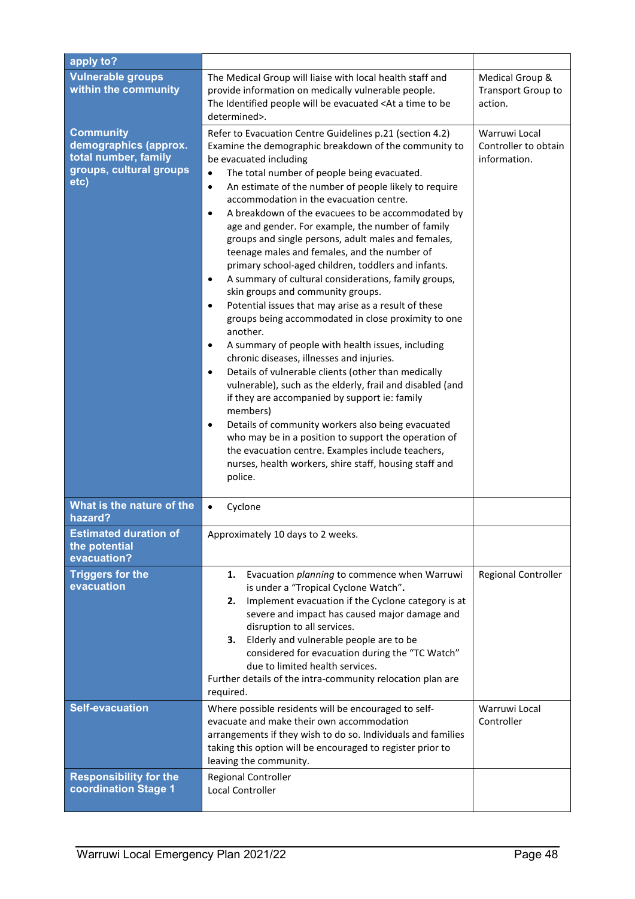| apply to? | | |
|---|---|---|
| **Vulnerable groups within the community** | The Medical Group will liaise with local health staff and provide information on medically vulnerable people.<br>The Identified people will be evacuated <At a time to be determined>. | Medical Group & Transport Group to action. |
| **Community demographics (approx. total number, family groups, cultural groups etc)** | Refer to Evacuation Centre Guidelines p.21 (section 4.2) Examine the demographic breakdown of the community to be evacuated including<br>• The total number of people being evacuated.<br>• An estimate of the number of people likely to require accommodation in the evacuation centre.<br>• A breakdown of the evacuees to be accommodated by age and gender. For example, the number of family groups and single persons, adult males and females, teenage males and females, and the number of primary school-aged children, toddlers and infants.<br>• A summary of cultural considerations, family groups, skin groups and community groups.<br>• Potential issues that may arise as a result of these groups being accommodated in close proximity to one another.<br>• A summary of people with health issues, including chronic diseases, illnesses and injuries.<br>• Details of vulnerable clients (other than medically vulnerable), such as the elderly, frail and disabled (and if they are accompanied by support ie: family members)<br>• Details of community workers also being evacuated who may be in a position to support the operation of the evacuation centre. Examples include teachers, nurses, health workers, shire staff, housing staff and police. | Warruwi Local Controller to obtain information. |
| **What is the nature of the hazard?** | • Cyclone | |
| **Estimated duration of the potential evacuation?** | Approximately 10 days to 2 weeks. | |
| **Triggers for the evacuation** | **1.** Evacuation *planning* to commence when Warruwi is under a "Tropical Cyclone Watch"**.**<br>**2.** Implement evacuation if the Cyclone category is at severe and impact has caused major damage and disruption to all services.<br>**3.** Elderly and vulnerable people are to be considered for evacuation during the "TC Watch" due to limited health services.<br>Further details of the intra-community relocation plan are required. | Regional Controller |
| **Self-evacuation** | Where possible residents will be encouraged to self-evacuate and make their own accommodation arrangements if they wish to do so. Individuals and families taking this option will be encouraged to register prior to leaving the community. | Warruwi Local Controller |
| **Responsibility for the coordination Stage 1** | Regional Controller<br>Local Controller | |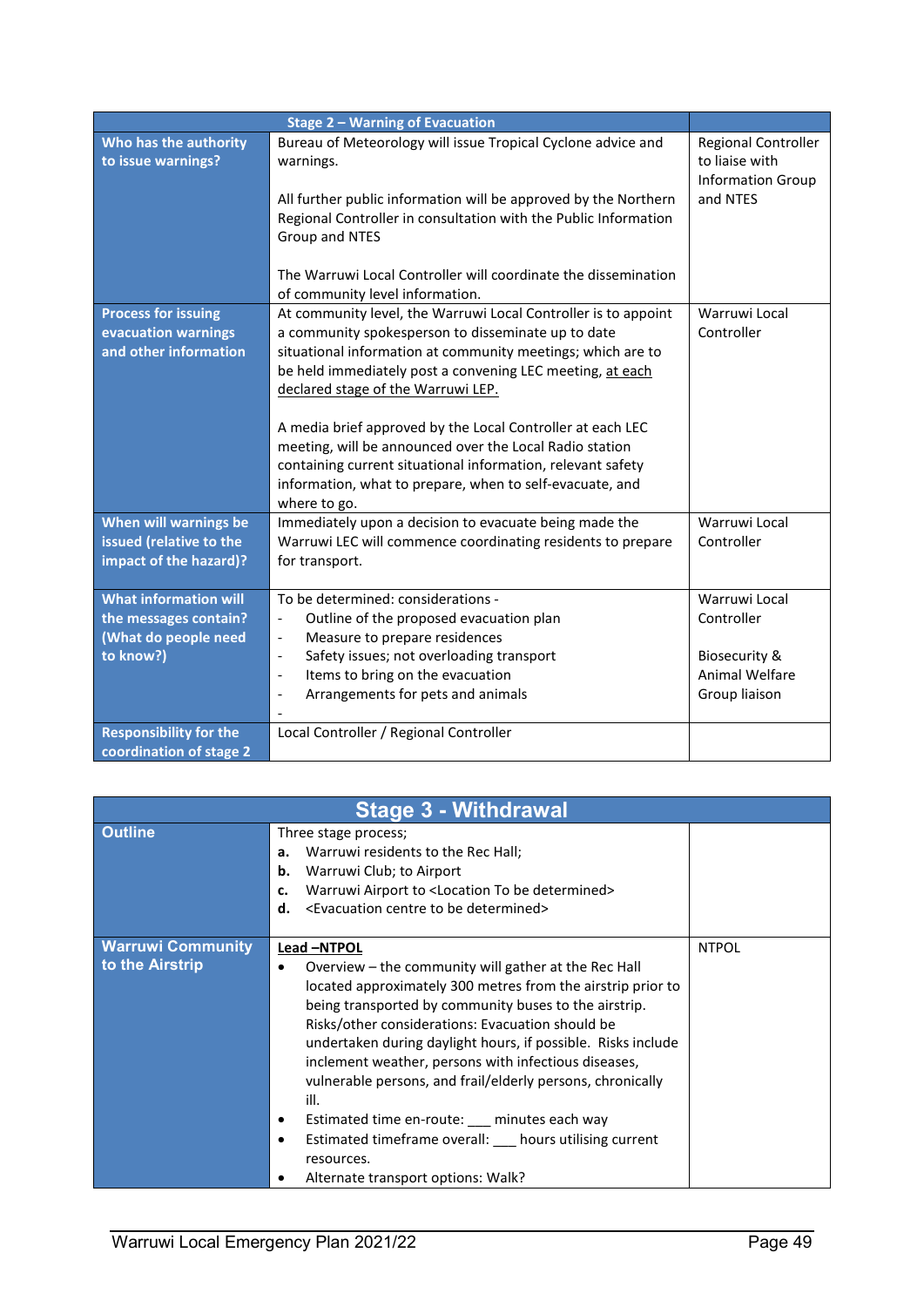| Stage 2 – Warning of Evacuation | | |
|---|---|---|
| **Who has the authority to issue warnings?** | Bureau of Meteorology will issue Tropical Cyclone advice and warnings.<br><br>All further public information will be approved by the Northern Regional Controller in consultation with the Public Information Group and NTES<br><br>The Warruwi Local Controller will coordinate the dissemination of community level information. | Regional Controller to liaise with Information Group and NTES |
| **Process for issuing evacuation warnings and other information** | At community level, the Warruwi Local Controller is to appoint a community spokesperson to disseminate up to date situational information at community meetings; which are to be held immediately post a convening LEC meeting, <u>at each declared stage of the Warruwi LEP.</u><br><br>A media brief approved by the Local Controller at each LEC meeting, will be announced over the Local Radio station containing current situational information, relevant safety information, what to prepare, when to self-evacuate, and where to go. | Warruwi Local Controller |
| **When will warnings be issued (relative to the impact of the hazard)?** | Immediately upon a decision to evacuate being made the Warruwi LEC will commence coordinating residents to prepare for transport. | Warruwi Local Controller |
| **What information will the messages contain? (What do people need to know?)** | To be determined: considerations -<br>- Outline of the proposed evacuation plan<br>- Measure to prepare residences<br>- Safety issues; not overloading transport<br>- Items to bring on the evacuation<br>- Arrangements for pets and animals<br>- | Warruwi Local Controller<br><br>Biosecurity & Animal Welfare Group liaison |
| **Responsibility for the coordination of stage 2** | Local Controller / Regional Controller | |

| Stage 3 - Withdrawal | | |
|---|---|---|
| **Outline** | Three stage process;<br>**a.** Warruwi residents to the Rec Hall;<br>**b.** Warruwi Club; to Airport<br>**c.** Warruwi Airport to <Location To be determined><br>**d.** <Evacuation centre to be determined> | |
| **Warruwi Community to the Airstrip** | <u>**Lead –NTPOL**</u><br>• Overview – the community will gather at the Rec Hall located approximately 300 metres from the airstrip prior to being transported by community buses to the airstrip. Risks/other considerations: Evacuation should be undertaken during daylight hours, if possible. Risks include inclement weather, persons with infectious diseases, vulnerable persons, and frail/elderly persons, chronically ill.<br>• Estimated time en-route: ___ minutes each way<br>• Estimated timeframe overall: ___ hours utilising current resources.<br>• Alternate transport options: Walk? | NTPOL |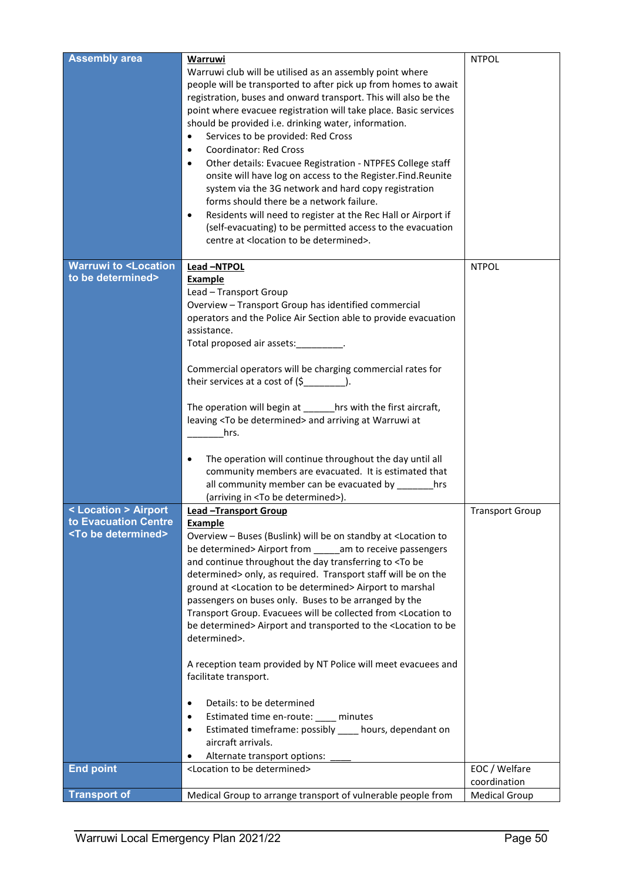| | | |
|---|---|---|
| **Assembly area** | **Warruwi**<br>Warruwi club will be utilised as an assembly point where people will be transported to after pick up from homes to await registration, buses and onward transport. This will also be the point where evacuee registration will take place. Basic services should be provided i.e. drinking water, information.<br>• Services to be provided: Red Cross<br>• Coordinator: Red Cross<br>• Other details: Evacuee Registration - NTPFES College staff onsite will have log on access to the Register.Find.Reunite system via the 3G network and hard copy registration forms should there be a network failure.<br>• Residents will need to register at the Rec Hall or Airport if (self-evacuating) to be permitted access to the evacuation centre at <location to be determined>. | NTPOL |
| **Warruwi to <Location to be determined>** | **Lead –NTPOL**<br>**Example**<br>Lead – Transport Group<br>Overview – Transport Group has identified commercial operators and the Police Air Section able to provide evacuation assistance.<br>Total proposed air assets:_________.<br><br>Commercial operators will be charging commercial rates for their services at a cost of ($________).<br><br>The operation will begin at ______hrs with the first aircraft, leaving <To be determined> and arriving at Warruwi at _______hrs.<br><br>• The operation will continue throughout the day until all community members are evacuated. It is estimated that all community member can be evacuated by _______hrs (arriving in <To be determined>). | NTPOL |
| **< Location > Airport to Evacuation Centre <To be determined>** | **Lead –Transport Group**<br>**Example**<br>Overview – Buses (Buslink) will be on standby at <Location to be determined> Airport from _____am to receive passengers and continue throughout the day transferring to <To be determined> only, as required. Transport staff will be on the ground at <Location to be determined> Airport to marshal passengers on buses only. Buses to be arranged by the Transport Group. Evacuees will be collected from <Location to be determined> Airport and transported to the <Location to be determined>.<br><br>A reception team provided by NT Police will meet evacuees and facilitate transport.<br><br>• Details: to be determined<br>• Estimated time en-route: ____ minutes<br>• Estimated timeframe: possibly ____ hours, dependant on aircraft arrivals.<br>• Alternate transport options: ____ | Transport Group |
| **End point** | <Location to be determined> | EOC / Welfare coordination |
| **Transport of** | Medical Group to arrange transport of vulnerable people from | Medical Group |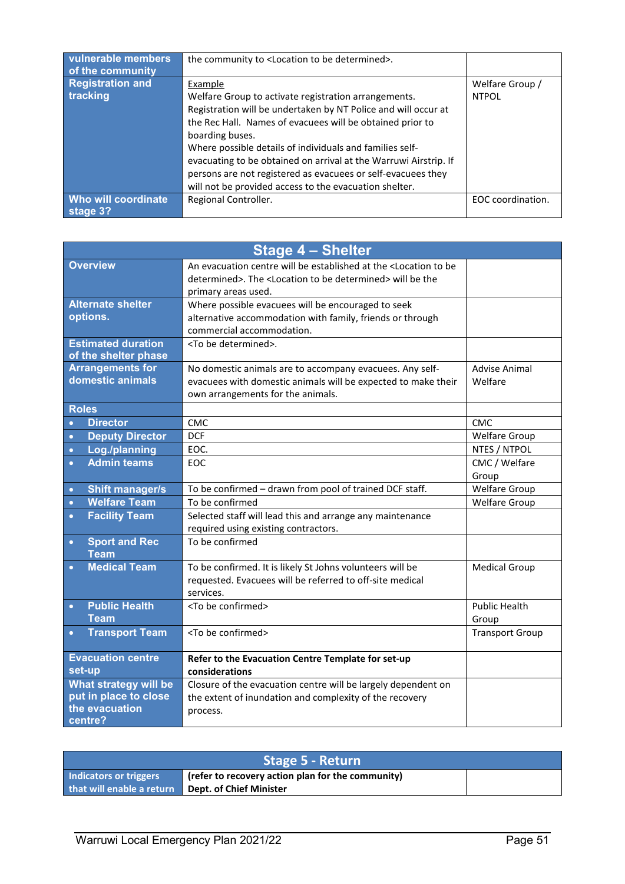| | | |
|---|---|---|
| **vulnerable members of the community** | the community to <Location to be determined>. | |
| **Registration and tracking** | Example<br>Welfare Group to activate registration arrangements. Registration will be undertaken by NT Police and will occur at the Rec Hall. Names of evacuees will be obtained prior to boarding buses.<br>Where possible details of individuals and families self-evacuating to be obtained on arrival at the Warruwi Airstrip. If persons are not registered as evacuees or self-evacuees they will not be provided access to the evacuation shelter. | Welfare Group / NTPOL |
| **Who will coordinate stage 3?** | Regional Controller. | EOC coordination. |

| **Stage 4 – Shelter** | | |
|---|---|---|
| **Overview** | An evacuation centre will be established at the <Location to be determined>. The <Location to be determined> will be the primary areas used. | |
| **Alternate shelter options.** | Where possible evacuees will be encouraged to seek alternative accommodation with family, friends or through commercial accommodation. | |
| **Estimated duration of the shelter phase** | <To be determined>. | |
| **Arrangements for domestic animals** | No domestic animals are to accompany evacuees. Any self-evacuees with domestic animals will be expected to make their own arrangements for the animals. | Advise Animal Welfare |
| **Roles** | | |
| • **Director** | CMC | CMC |
| • **Deputy Director** | DCF | Welfare Group |
| • **Log./planning** | EOC. | NTES / NTPOL |
| • **Admin teams** | EOC | CMC / Welfare Group |
| • **Shift manager/s** | To be confirmed – drawn from pool of trained DCF staff. | Welfare Group |
| • **Welfare Team** | To be confirmed | Welfare Group |
| • **Facility Team** | Selected staff will lead this and arrange any maintenance required using existing contractors. | |
| • **Sport and Rec Team** | To be confirmed | |
| • **Medical Team** | To be confirmed. It is likely St Johns volunteers will be requested. Evacuees will be referred to off-site medical services. | Medical Group |
| • **Public Health Team** | <To be confirmed> | Public Health Group |
| • **Transport Team** | <To be confirmed> | Transport Group |
| **Evacuation centre set-up** | **Refer to the Evacuation Centre Template for set-up considerations** | |
| **What strategy will be put in place to close the evacuation centre?** | Closure of the evacuation centre will be largely dependent on the extent of inundation and complexity of the recovery process. | |

| **Stage 5 - Return** | | |
|---|---|---|
| **Indicators or triggers that will enable a return** | **(refer to recovery action plan for the community)**<br>**Dept. of Chief Minister** | |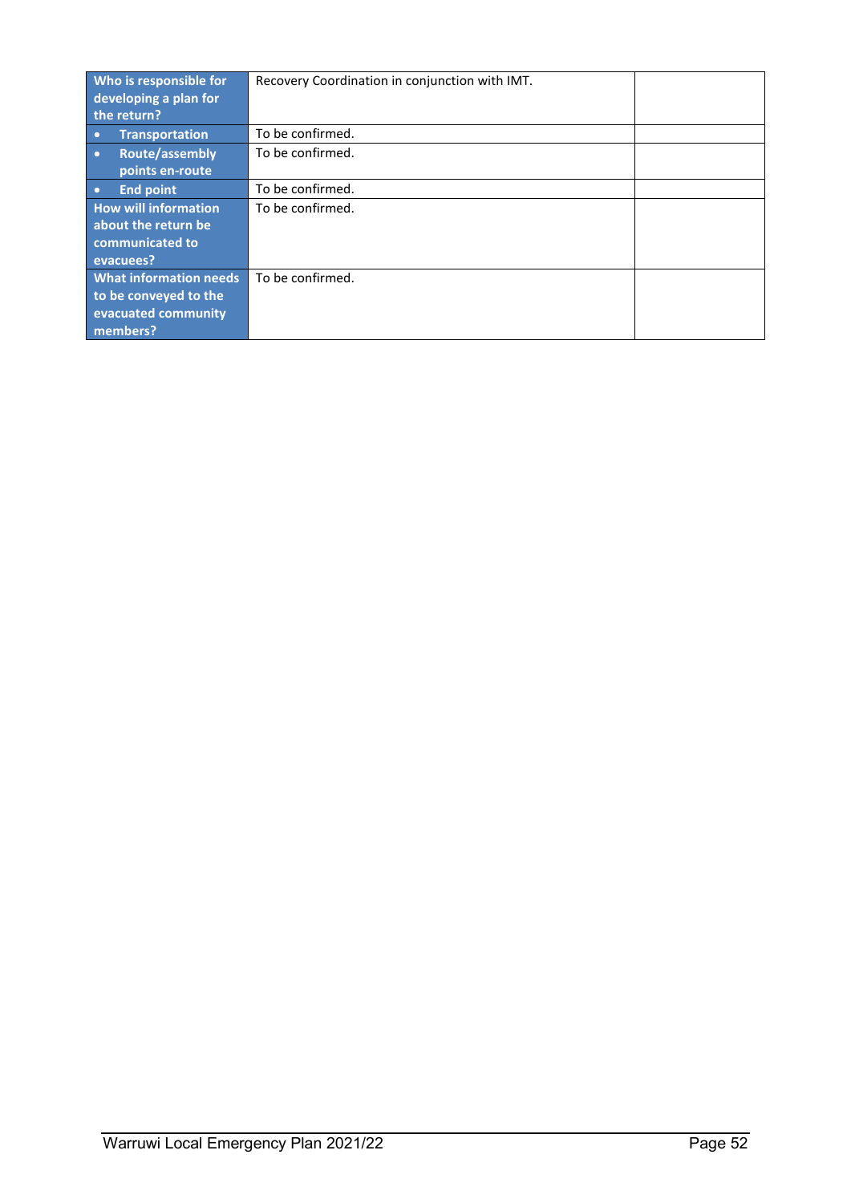| Who is responsible for developing a plan for the return? | Recovery Coordination in conjunction with IMT. | |
|---|---|---|
| • Transportation | To be confirmed. | |
| • Route/assembly points en-route | To be confirmed. | |
| • End point | To be confirmed. | |
| How will information about the return be communicated to evacuees? | To be confirmed. | |
| What information needs to be conveyed to the evacuated community members? | To be confirmed. | |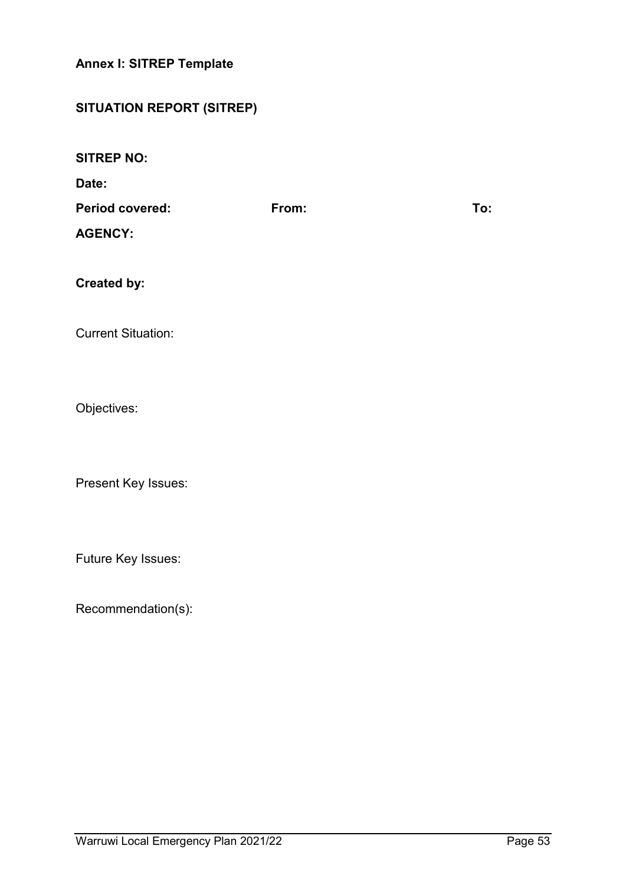**Annex I: SITREP Template**

**SITUATION REPORT (SITREP)**

**SITREP NO:**

**Date:**

**Period covered:** **From:** **To:**

**AGENCY:**

**Created by:**

Current Situation:

Objectives:

Present Key Issues:

Future Key Issues:

Recommendation(s):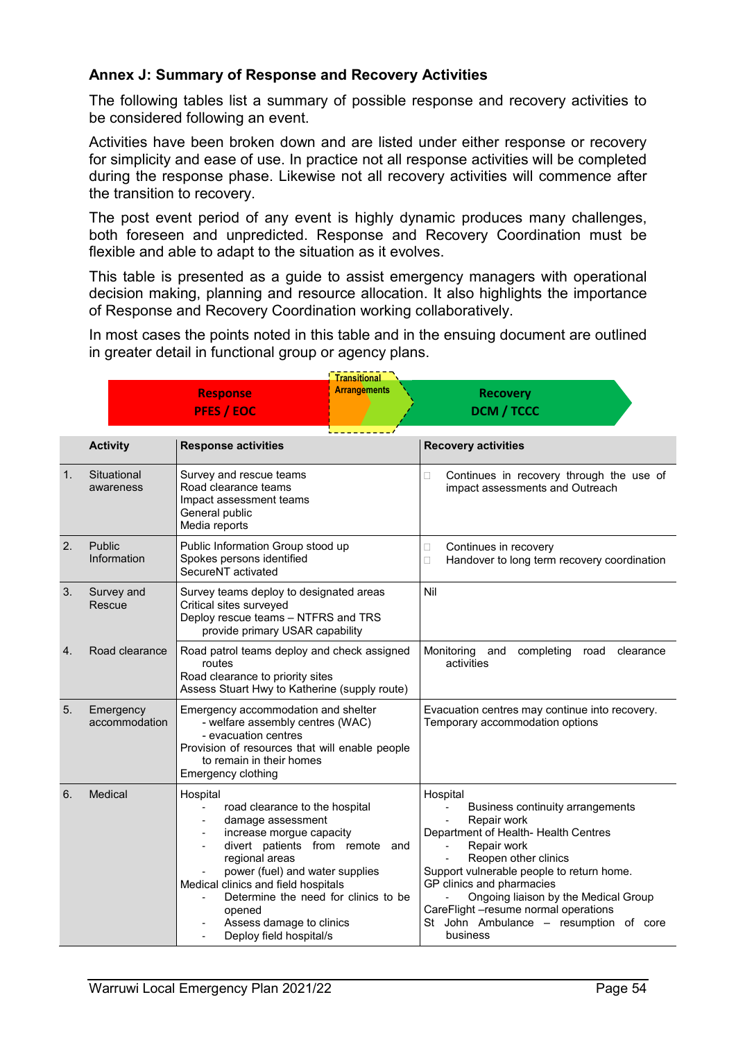## Annex J: Summary of Response and Recovery Activities

The following tables list a summary of possible response and recovery activities to be considered following an event.

Activities have been broken down and are listed under either response or recovery for simplicity and ease of use. In practice not all response activities will be completed during the response phase. Likewise not all recovery activities will commence after the transition to recovery.

The post event period of any event is highly dynamic produces many challenges, both foreseen and unpredicted. Response and Recovery Coordination must be flexible and able to adapt to the situation as it evolves.

This table is presented as a guide to assist emergency managers with operational decision making, planning and resource allocation. It also highlights the importance of Response and Recovery Coordination working collaboratively.

In most cases the points noted in this table and in the ensuing document are outlined in greater detail in functional group or agency plans.

| Response PFES / EOC | Transitional Arrangements | Recovery DCM / TCCC |
|---|---|---|

| | Activity | Response activities | Recovery activities |
|---|---|---|---|
| 1. | Situational awareness | Survey and rescue teams<br>Road clearance teams<br>Impact assessment teams<br>General public<br>Media reports | - Continues in recovery through the use of impact assessments and Outreach |
| 2. | Public Information | Public Information Group stood up<br>Spokes persons identified<br>SecureNT activated | - Continues in recovery<br>- Handover to long term recovery coordination |
| 3. | Survey and Rescue | Survey teams deploy to designated areas<br>Critical sites surveyed<br>Deploy rescue teams – NTFRS and TRS provide primary USAR capability | Nil |
| 4. | Road clearance | Road patrol teams deploy and check assigned routes<br>Road clearance to priority sites<br>Assess Stuart Hwy to Katherine (supply route) | Monitoring and completing road clearance activities |
| 5. | Emergency accommodation | Emergency accommodation and shelter<br>- welfare assembly centres (WAC)<br>- evacuation centres<br>Provision of resources that will enable people to remain in their homes<br>Emergency clothing | Evacuation centres may continue into recovery.<br>Temporary accommodation options |
| 6. | Medical | Hospital<br>- road clearance to the hospital<br>- damage assessment<br>- increase morgue capacity<br>- divert patients from remote and regional areas<br>- power (fuel) and water supplies<br>Medical clinics and field hospitals<br>- Determine the need for clinics to be opened<br>- Assess damage to clinics<br>- Deploy field hospital/s | Hospital<br>- Business continuity arrangements<br>- Repair work<br>Department of Health- Health Centres<br>- Repair work<br>- Reopen other clinics<br>Support vulnerable people to return home.<br>GP clinics and pharmacies<br>- Ongoing liaison by the Medical Group<br>CareFlight –resume normal operations<br>St John Ambulance – resumption of core business |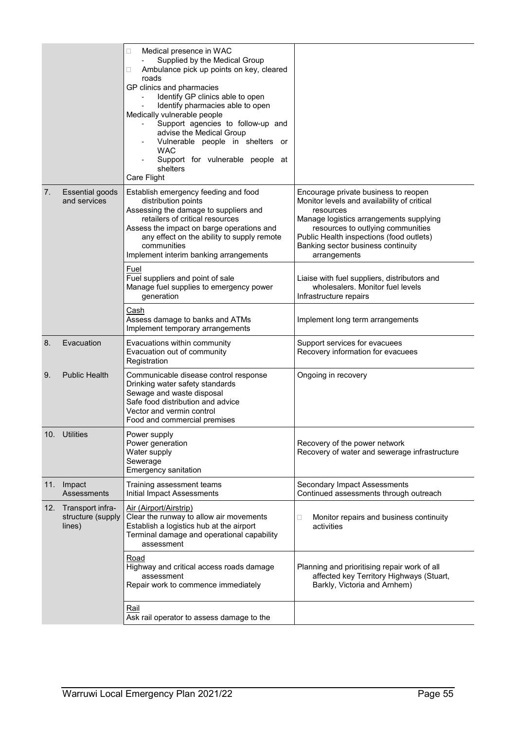|  |  |  |  |
|---|---|---|---|
|  |  | □ Medical presence in WAC<br>- Supplied by the Medical Group<br>□ Ambulance pick up points on key, cleared roads<br>GP clinics and pharmacies<br>- Identify GP clinics able to open<br>- Identify pharmacies able to open<br>Medically vulnerable people<br>- Support agencies to follow-up and advise the Medical Group<br>- Vulnerable people in shelters or WAC<br>- Support for vulnerable people at shelters<br>Care Flight |  |
| 7. | Essential goods and services | Establish emergency feeding and food distribution points<br>Assessing the damage to suppliers and retailers of critical resources<br>Assess the impact on barge operations and any effect on the ability to supply remote communities<br>Implement interim banking arrangements | Encourage private business to reopen<br>Monitor levels and availability of critical resources<br>Manage logistics arrangements supplying resources to outlying communities<br>Public Health inspections (food outlets)<br>Banking sector business continuity arrangements |
|  |  | Fuel<br>Fuel suppliers and point of sale<br>Manage fuel supplies to emergency power generation | Liaise with fuel suppliers, distributors and wholesalers. Monitor fuel levels<br>Infrastructure repairs |
|  |  | Cash<br>Assess damage to banks and ATMs<br>Implement temporary arrangements | Implement long term arrangements |
| 8. | Evacuation | Evacuations within community<br>Evacuation out of community<br>Registration | Support services for evacuees<br>Recovery information for evacuees |
| 9. | Public Health | Communicable disease control response<br>Drinking water safety standards<br>Sewage and waste disposal<br>Safe food distribution and advice<br>Vector and vermin control<br>Food and commercial premises | Ongoing in recovery |
| 10. | Utilities | Power supply<br>Power generation<br>Water supply<br>Sewerage<br>Emergency sanitation | Recovery of the power network<br>Recovery of water and sewerage infrastructure |
| 11. | Impact Assessments | Training assessment teams<br>Initial Impact Assessments | Secondary Impact Assessments<br>Continued assessments through outreach |
| 12. | Transport infra-structure (supply lines) | Air (Airport/Airstrip)<br>Clear the runway to allow air movements<br>Establish a logistics hub at the airport<br>Terminal damage and operational capability assessment | □ Monitor repairs and business continuity activities |
|  |  | Road<br>Highway and critical access roads damage assessment<br>Repair work to commence immediately | Planning and prioritising repair work of all affected key Territory Highways (Stuart, Barkly, Victoria and Arnhem) |
|  |  | Rail<br>Ask rail operator to assess damage to the |  |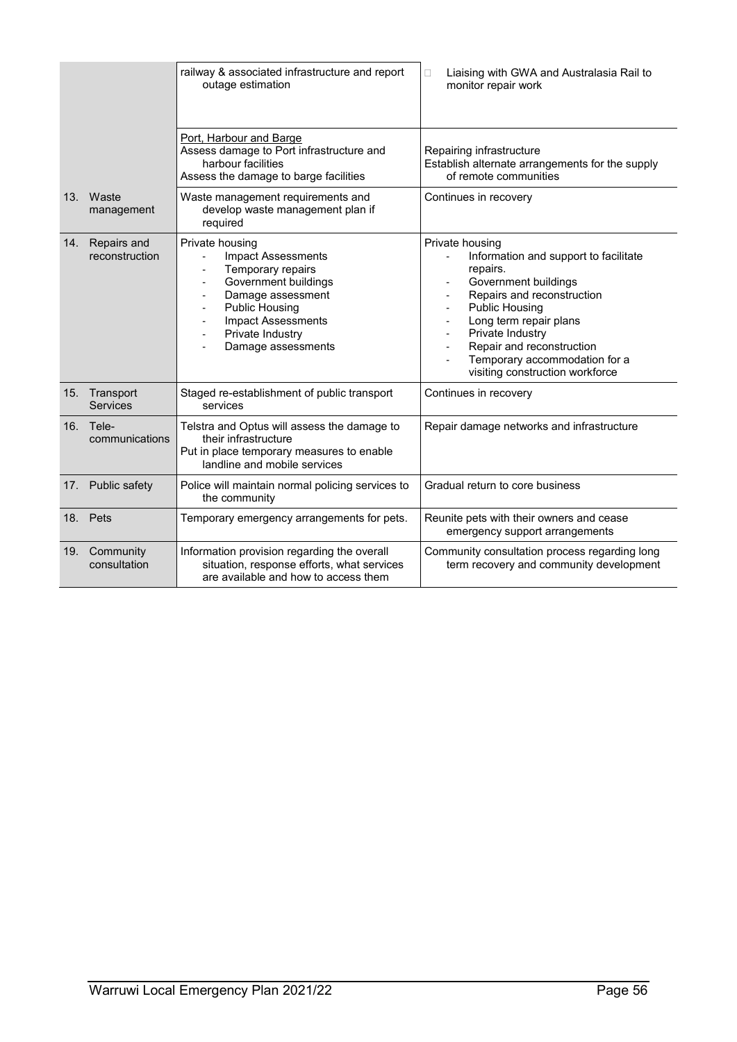| | | | |
|---|---|---|---|
| | | railway & associated infrastructure and report outage estimation | Liaising with GWA and Australasia Rail to monitor repair work |
| | | Port, Harbour and Barge<br>Assess damage to Port infrastructure and harbour facilities<br>Assess the damage to barge facilities | Repairing infrastructure<br>Establish alternate arrangements for the supply of remote communities |
| 13. | Waste management | Waste management requirements and develop waste management plan if required | Continues in recovery |
| 14. | Repairs and reconstruction | Private housing<br>- Impact Assessments<br>- Temporary repairs<br>- Government buildings<br>- Damage assessment<br>- Public Housing<br>- Impact Assessments<br>- Private Industry<br>- Damage assessments | Private housing<br>- Information and support to facilitate repairs.<br>- Government buildings<br>- Repairs and reconstruction<br>- Public Housing<br>- Long term repair plans<br>- Private Industry<br>- Repair and reconstruction<br>- Temporary accommodation for a visiting construction workforce |
| 15. | Transport Services | Staged re-establishment of public transport services | Continues in recovery |
| 16. | Tele-communications | Telstra and Optus will assess the damage to their infrastructure<br>Put in place temporary measures to enable landline and mobile services | Repair damage networks and infrastructure |
| 17. | Public safety | Police will maintain normal policing services to the community | Gradual return to core business |
| 18. | Pets | Temporary emergency arrangements for pets. | Reunite pets with their owners and cease emergency support arrangements |
| 19. | Community consultation | Information provision regarding the overall situation, response efforts, what services are available and how to access them | Community consultation process regarding long term recovery and community development |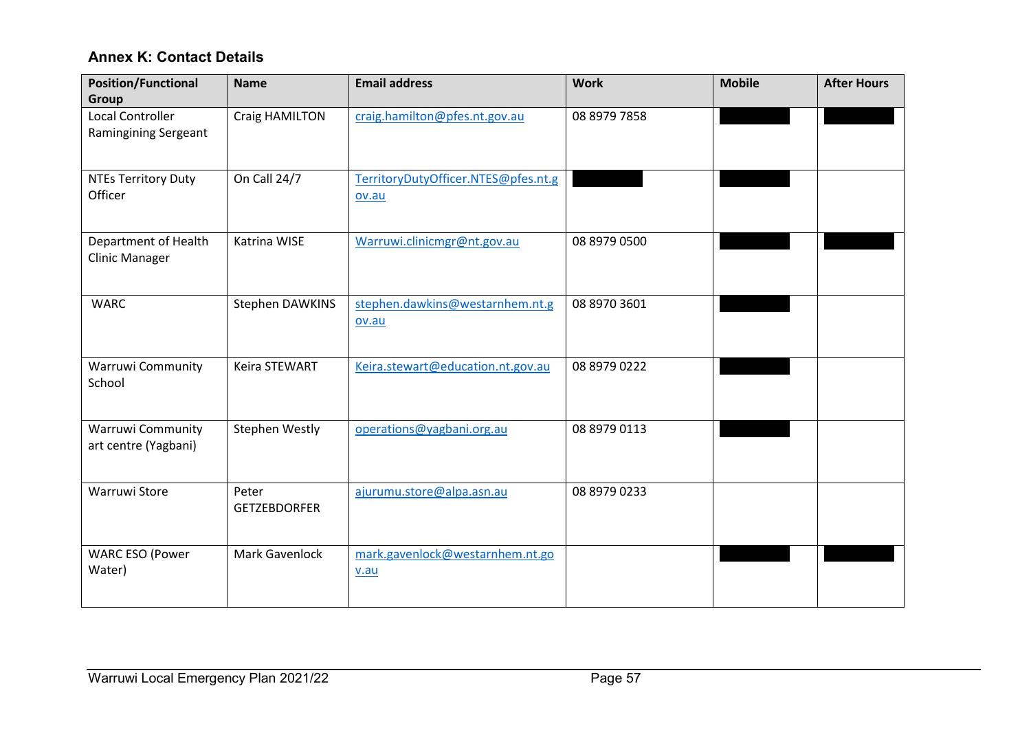### Annex K: Contact Details

| Position/Functional Group | Name | Email address | Work | Mobile | After Hours |
|---|---|---|---|---|---|
| Local Controller Ramingining Sergeant | Craig HAMILTON | craig.hamilton@pfes.nt.gov.au | 08 8979 7858 | | |
| NTEs Territory Duty Officer | On Call 24/7 | TerritoryDutyOfficer.NTES@pfes.nt.gov.au | | | |
| Department of Health Clinic Manager | Katrina WISE | Warruwi.clinicmgr@nt.gov.au | 08 8979 0500 | | |
| WARC | Stephen DAWKINS | stephen.dawkins@westarnhem.nt.gov.au | 08 8970 3601 | | |
| Warruwi Community School | Keira STEWART | Keira.stewart@education.nt.gov.au | 08 8979 0222 | | |
| Warruwi Community art centre (Yagbani) | Stephen Westly | operations@yagbani.org.au | 08 8979 0113 | | |
| Warruwi Store | Peter GETZEBDORFER | ajurumu.store@alpa.asn.au | 08 8979 0233 | | |
| WARC ESO (Power Water) | Mark Gavenlock | mark.gavenlock@westarnhem.nt.gov.au | | | |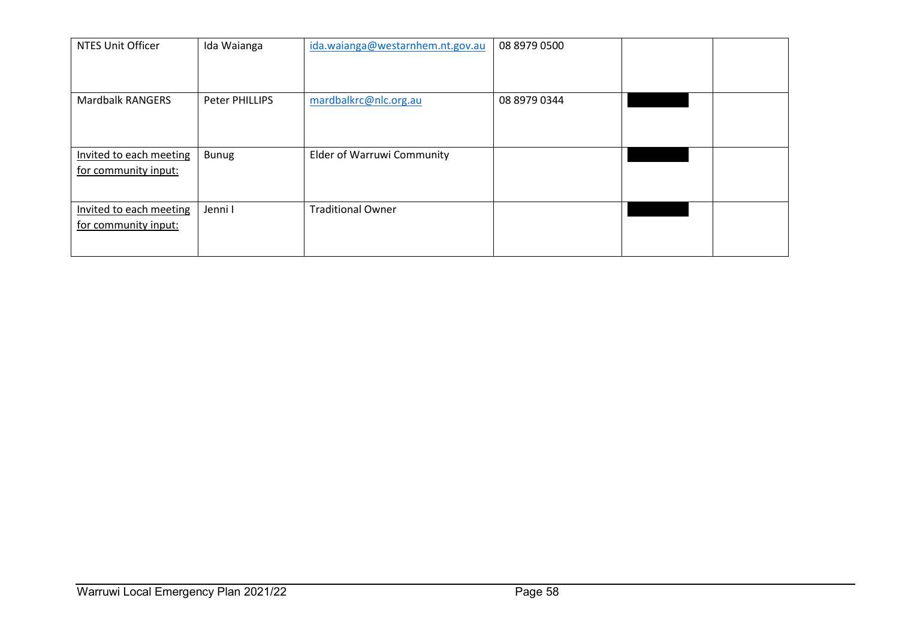| NTES Unit Officer | Ida Waianga | ida.waianga@westarnhem.nt.gov.au | 08 8979 0500 | | |
|---|---|---|---|---|---|
| Mardbalk RANGERS | Peter PHILLIPS | mardbalkrc@nlc.org.au | 08 8979 0344 | ████████ | |
| Invited to each meeting for community input: | Bunug | Elder of Warruwi Community | | ████████ | |
| Invited to each meeting for community input: | Jenni I | Traditional Owner | | ████████ | |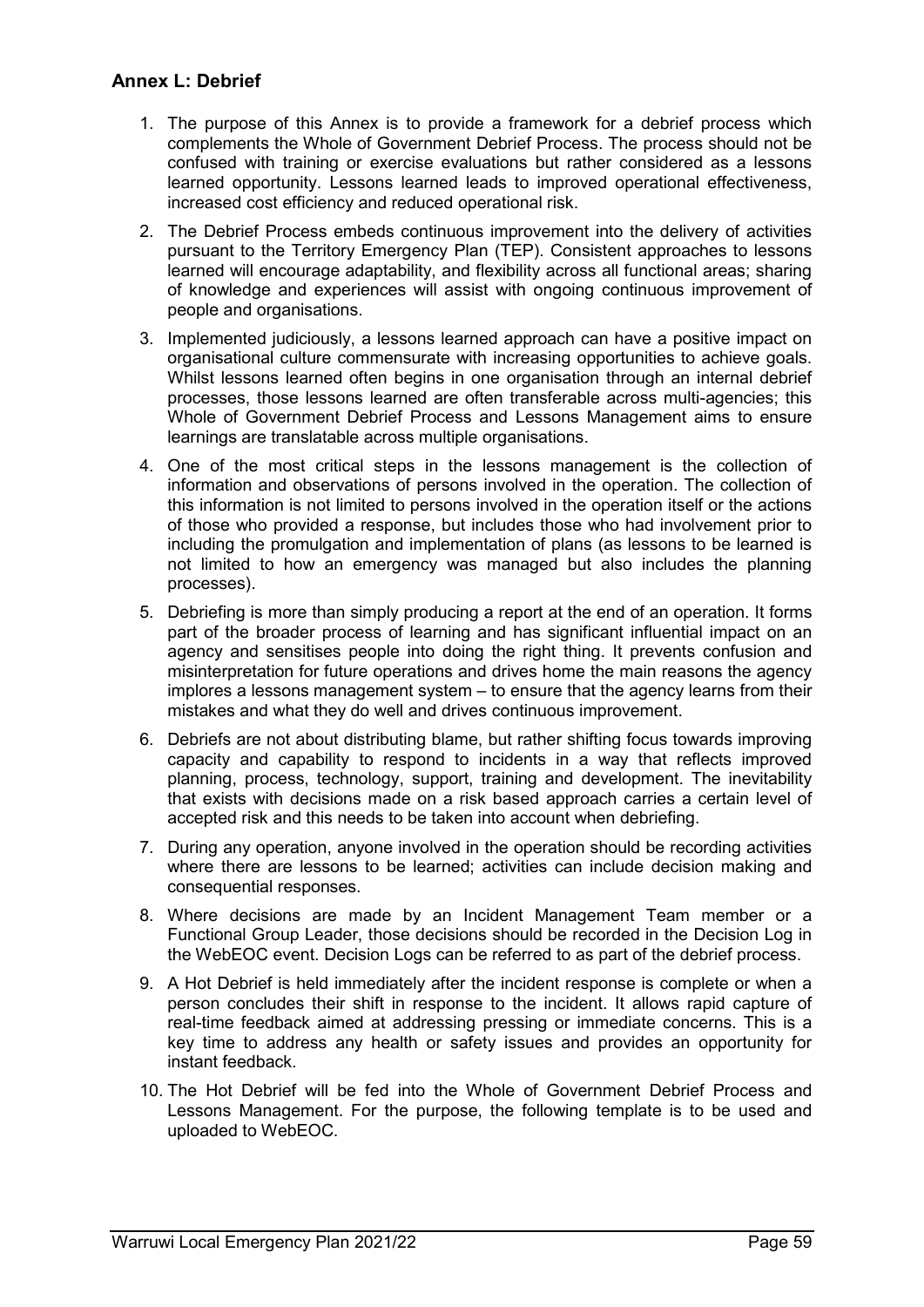## Annex L: Debrief

1. The purpose of this Annex is to provide a framework for a debrief process which complements the Whole of Government Debrief Process. The process should not be confused with training or exercise evaluations but rather considered as a lessons learned opportunity. Lessons learned leads to improved operational effectiveness, increased cost efficiency and reduced operational risk.
2. The Debrief Process embeds continuous improvement into the delivery of activities pursuant to the Territory Emergency Plan (TEP). Consistent approaches to lessons learned will encourage adaptability, and flexibility across all functional areas; sharing of knowledge and experiences will assist with ongoing continuous improvement of people and organisations.
3. Implemented judiciously, a lessons learned approach can have a positive impact on organisational culture commensurate with increasing opportunities to achieve goals. Whilst lessons learned often begins in one organisation through an internal debrief processes, those lessons learned are often transferable across multi-agencies; this Whole of Government Debrief Process and Lessons Management aims to ensure learnings are translatable across multiple organisations.
4. One of the most critical steps in the lessons management is the collection of information and observations of persons involved in the operation. The collection of this information is not limited to persons involved in the operation itself or the actions of those who provided a response, but includes those who had involvement prior to including the promulgation and implementation of plans (as lessons to be learned is not limited to how an emergency was managed but also includes the planning processes).
5. Debriefing is more than simply producing a report at the end of an operation. It forms part of the broader process of learning and has significant influential impact on an agency and sensitises people into doing the right thing. It prevents confusion and misinterpretation for future operations and drives home the main reasons the agency implores a lessons management system – to ensure that the agency learns from their mistakes and what they do well and drives continuous improvement.
6. Debriefs are not about distributing blame, but rather shifting focus towards improving capacity and capability to respond to incidents in a way that reflects improved planning, process, technology, support, training and development. The inevitability that exists with decisions made on a risk based approach carries a certain level of accepted risk and this needs to be taken into account when debriefing.
7. During any operation, anyone involved in the operation should be recording activities where there are lessons to be learned; activities can include decision making and consequential responses.
8. Where decisions are made by an Incident Management Team member or a Functional Group Leader, those decisions should be recorded in the Decision Log in the WebEOC event. Decision Logs can be referred to as part of the debrief process.
9. A Hot Debrief is held immediately after the incident response is complete or when a person concludes their shift in response to the incident. It allows rapid capture of real-time feedback aimed at addressing pressing or immediate concerns. This is a key time to address any health or safety issues and provides an opportunity for instant feedback.
10. The Hot Debrief will be fed into the Whole of Government Debrief Process and Lessons Management. For the purpose, the following template is to be used and uploaded to WebEOC.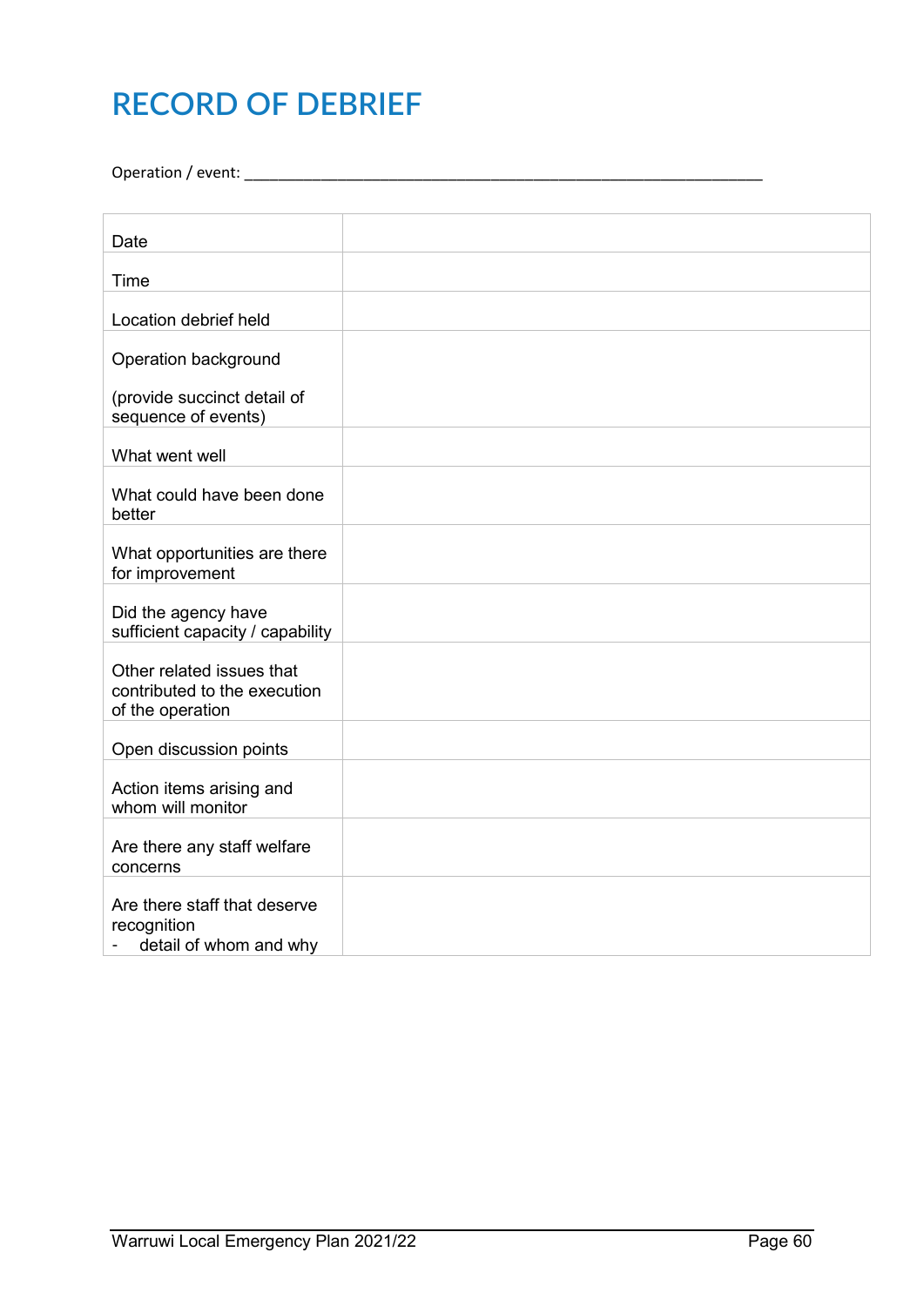# RECORD OF DEBRIEF

Operation / event: ______________________________________________________________

| | |
|---|---|
| Date | |
| Time | |
| Location debrief held | |
| Operation background<br><br>(provide succinct detail of sequence of events) | |
| What went well | |
| What could have been done better | |
| What opportunities are there for improvement | |
| Did the agency have sufficient capacity / capability | |
| Other related issues that contributed to the execution of the operation | |
| Open discussion points | |
| Action items arising and whom will monitor | |
| Are there any staff welfare concerns | |
| Are there staff that deserve recognition<br>- detail of whom and why | |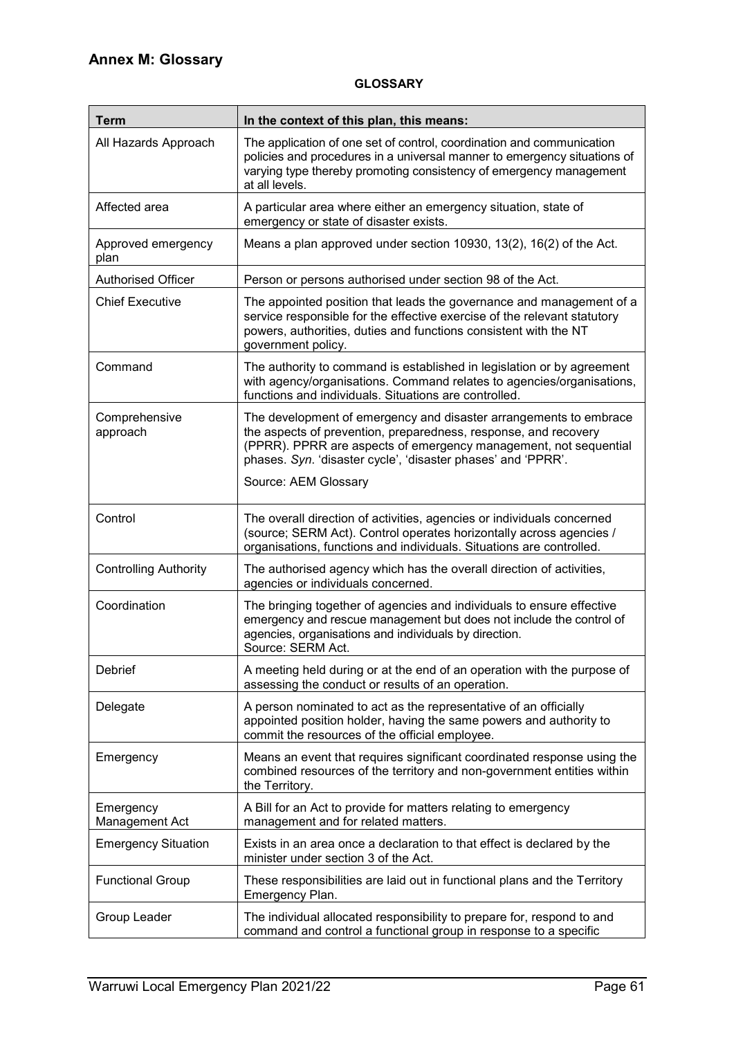## Annex M: Glossary

**GLOSSARY**

| Term | In the context of this plan, this means: |
|---|---|
| All Hazards Approach | The application of one set of control, coordination and communication policies and procedures in a universal manner to emergency situations of varying type thereby promoting consistency of emergency management at all levels. |
| Affected area | A particular area where either an emergency situation, state of emergency or state of disaster exists. |
| Approved emergency plan | Means a plan approved under section 10930, 13(2), 16(2) of the Act. |
| Authorised Officer | Person or persons authorised under section 98 of the Act. |
| Chief Executive | The appointed position that leads the governance and management of a service responsible for the effective exercise of the relevant statutory powers, authorities, duties and functions consistent with the NT government policy. |
| Command | The authority to command is established in legislation or by agreement with agency/organisations. Command relates to agencies/organisations, functions and individuals. Situations are controlled. |
| Comprehensive approach | The development of emergency and disaster arrangements to embrace the aspects of prevention, preparedness, response, and recovery (PPRR). PPRR are aspects of emergency management, not sequential phases. *Syn*. 'disaster cycle', 'disaster phases' and 'PPRR'.<br><br>Source: AEM Glossary |
| Control | The overall direction of activities, agencies or individuals concerned (source; SERM Act). Control operates horizontally across agencies / organisations, functions and individuals. Situations are controlled. |
| Controlling Authority | The authorised agency which has the overall direction of activities, agencies or individuals concerned. |
| Coordination | The bringing together of agencies and individuals to ensure effective emergency and rescue management but does not include the control of agencies, organisations and individuals by direction.<br>Source: SERM Act. |
| Debrief | A meeting held during or at the end of an operation with the purpose of assessing the conduct or results of an operation. |
| Delegate | A person nominated to act as the representative of an officially appointed position holder, having the same powers and authority to commit the resources of the official employee. |
| Emergency | Means an event that requires significant coordinated response using the combined resources of the territory and non-government entities within the Territory. |
| Emergency Management Act | A Bill for an Act to provide for matters relating to emergency management and for related matters. |
| Emergency Situation | Exists in an area once a declaration to that effect is declared by the minister under section 3 of the Act. |
| Functional Group | These responsibilities are laid out in functional plans and the Territory Emergency Plan. |
| Group Leader | The individual allocated responsibility to prepare for, respond to and command and control a functional group in response to a specific |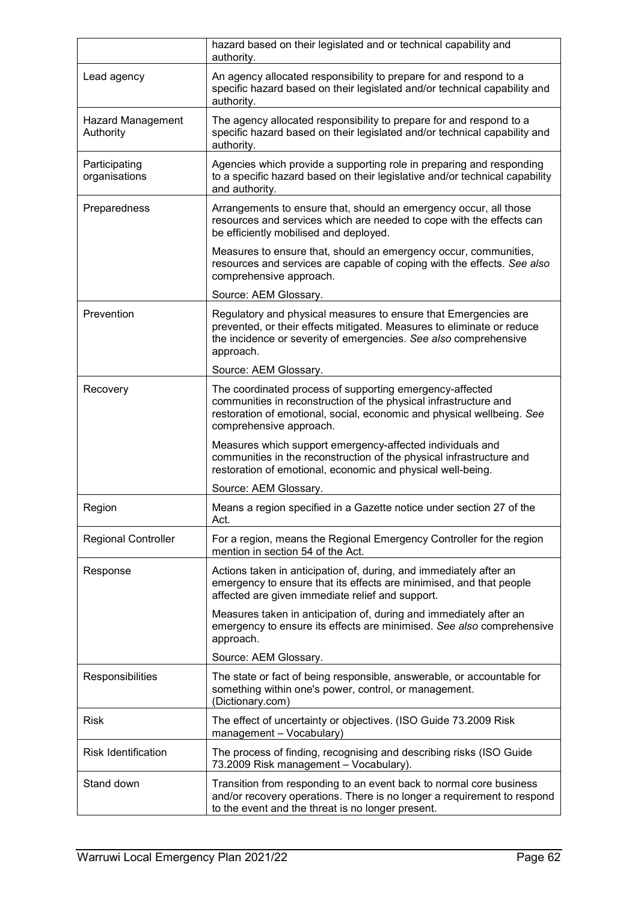| | |
|---|---|
| | hazard based on their legislated and or technical capability and authority. |
| Lead agency | An agency allocated responsibility to prepare for and respond to a specific hazard based on their legislated and/or technical capability and authority. |
| Hazard Management Authority | The agency allocated responsibility to prepare for and respond to a specific hazard based on their legislated and/or technical capability and authority. |
| Participating organisations | Agencies which provide a supporting role in preparing and responding to a specific hazard based on their legislative and/or technical capability and authority. |
| Preparedness | Arrangements to ensure that, should an emergency occur, all those resources and services which are needed to cope with the effects can be efficiently mobilised and deployed.<br><br>Measures to ensure that, should an emergency occur, communities, resources and services are capable of coping with the effects. *See also* comprehensive approach.<br><br>Source: AEM Glossary. |
| Prevention | Regulatory and physical measures to ensure that Emergencies are prevented, or their effects mitigated. Measures to eliminate or reduce the incidence or severity of emergencies. *See also* comprehensive approach.<br><br>Source: AEM Glossary. |
| Recovery | The coordinated process of supporting emergency-affected communities in reconstruction of the physical infrastructure and restoration of emotional, social, economic and physical wellbeing. *See* comprehensive approach.<br><br>Measures which support emergency-affected individuals and communities in the reconstruction of the physical infrastructure and restoration of emotional, economic and physical well-being.<br><br>Source: AEM Glossary. |
| Region | Means a region specified in a Gazette notice under section 27 of the Act. |
| Regional Controller | For a region, means the Regional Emergency Controller for the region mention in section 54 of the Act. |
| Response | Actions taken in anticipation of, during, and immediately after an emergency to ensure that its effects are minimised, and that people affected are given immediate relief and support.<br><br>Measures taken in anticipation of, during and immediately after an emergency to ensure its effects are minimised. *See also* comprehensive approach.<br><br>Source: AEM Glossary. |
| Responsibilities | The state or fact of being responsible, answerable, or accountable for something within one's power, control, or management. (Dictionary.com) |
| Risk | The effect of uncertainty or objectives. (ISO Guide 73.2009 Risk management – Vocabulary) |
| Risk Identification | The process of finding, recognising and describing risks (ISO Guide 73.2009 Risk management – Vocabulary). |
| Stand down | Transition from responding to an event back to normal core business and/or recovery operations. There is no longer a requirement to respond to the event and the threat is no longer present. |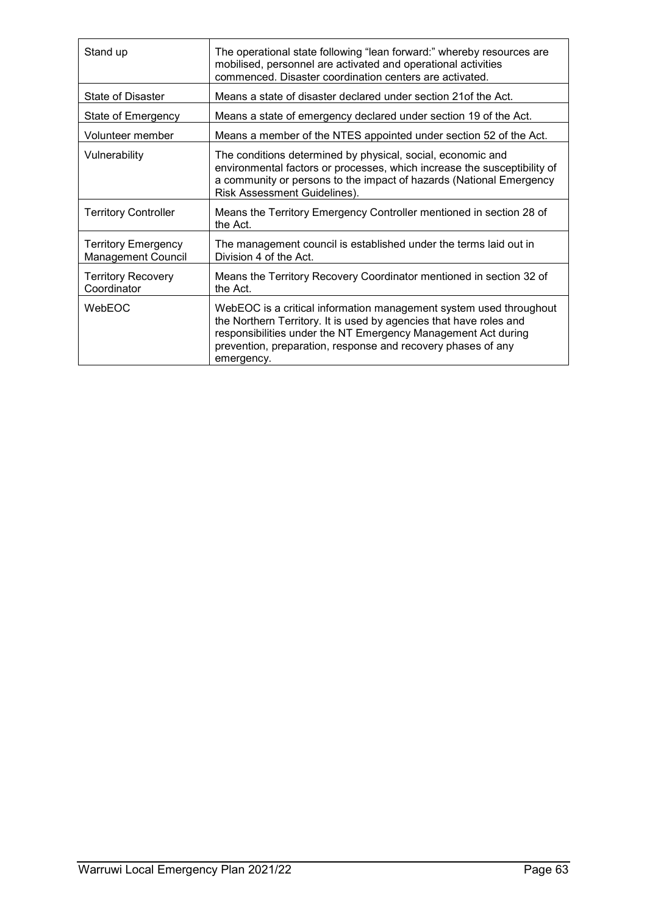| | |
|---|---|
| Stand up | The operational state following "lean forward:" whereby resources are mobilised, personnel are activated and operational activities commenced. Disaster coordination centers are activated. |
| State of Disaster | Means a state of disaster declared under section 21of the Act. |
| State of Emergency | Means a state of emergency declared under section 19 of the Act. |
| Volunteer member | Means a member of the NTES appointed under section 52 of the Act. |
| Vulnerability | The conditions determined by physical, social, economic and environmental factors or processes, which increase the susceptibility of a community or persons to the impact of hazards (National Emergency Risk Assessment Guidelines). |
| Territory Controller | Means the Territory Emergency Controller mentioned in section 28 of the Act. |
| Territory Emergency Management Council | The management council is established under the terms laid out in Division 4 of the Act. |
| Territory Recovery Coordinator | Means the Territory Recovery Coordinator mentioned in section 32 of the Act. |
| WebEOC | WebEOC is a critical information management system used throughout the Northern Territory. It is used by agencies that have roles and responsibilities under the NT Emergency Management Act during prevention, preparation, response and recovery phases of any emergency. |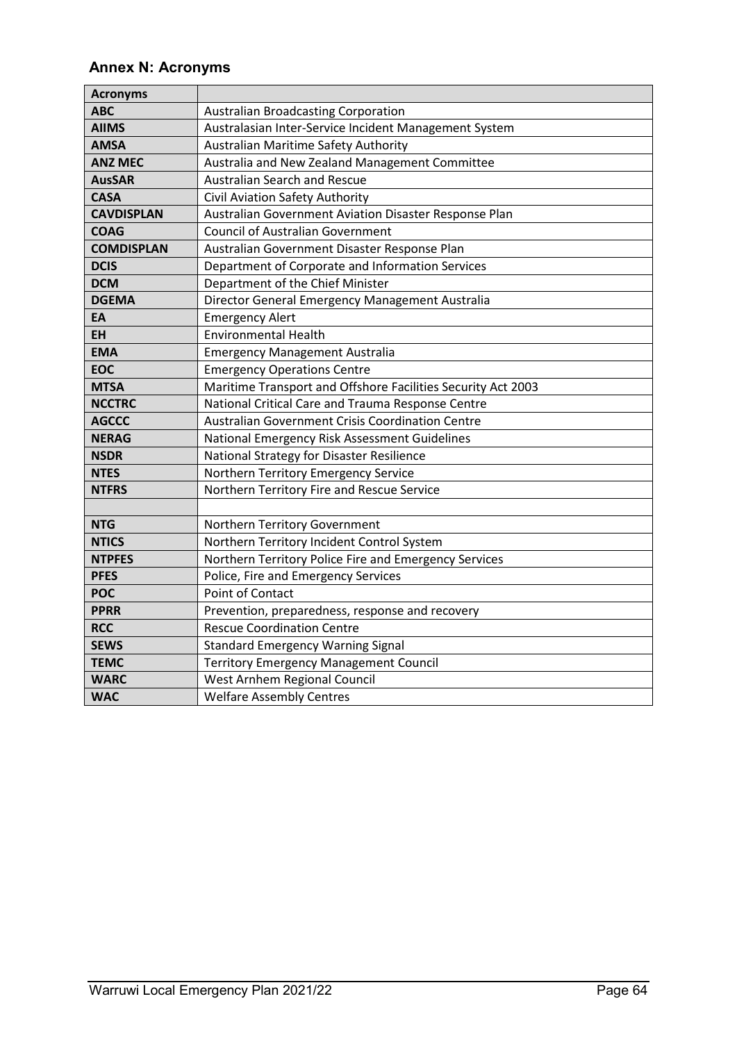## Annex N: Acronyms

| Acronyms | |
|---|---|
| ABC | Australian Broadcasting Corporation |
| AIIMS | Australasian Inter-Service Incident Management System |
| AMSA | Australian Maritime Safety Authority |
| ANZ MEC | Australia and New Zealand Management Committee |
| AusSAR | Australian Search and Rescue |
| CASA | Civil Aviation Safety Authority |
| CAVDISPLAN | Australian Government Aviation Disaster Response Plan |
| COAG | Council of Australian Government |
| COMDISPLAN | Australian Government Disaster Response Plan |
| DCIS | Department of Corporate and Information Services |
| DCM | Department of the Chief Minister |
| DGEMA | Director General Emergency Management Australia |
| EA | Emergency Alert |
| EH | Environmental Health |
| EMA | Emergency Management Australia |
| EOC | Emergency Operations Centre |
| MTSA | Maritime Transport and Offshore Facilities Security Act 2003 |
| NCCTRC | National Critical Care and Trauma Response Centre |
| AGCCC | Australian Government Crisis Coordination Centre |
| NERAG | National Emergency Risk Assessment Guidelines |
| NSDR | National Strategy for Disaster Resilience |
| NTES | Northern Territory Emergency Service |
| NTFRS | Northern Territory Fire and Rescue Service |
| | |
| NTG | Northern Territory Government |
| NTICS | Northern Territory Incident Control System |
| NTPFES | Northern Territory Police Fire and Emergency Services |
| PFES | Police, Fire and Emergency Services |
| POC | Point of Contact |
| PPRR | Prevention, preparedness, response and recovery |
| RCC | Rescue Coordination Centre |
| SEWS | Standard Emergency Warning Signal |
| TEMC | Territory Emergency Management Council |
| WARC | West Arnhem Regional Council |
| WAC | Welfare Assembly Centres |